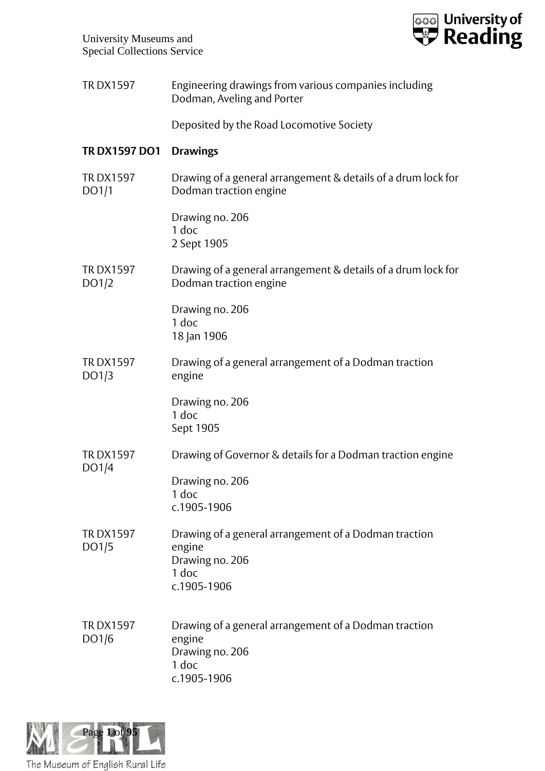University Museums and
Special Collections Service

TR DX1597 Engineering drawings from various companies including Dodman, Aveling and Porter

Deposited by the Road Locomotive Society

**TR DX1597 DO1 Drawings**

TR DX1597 DO1/1 Drawing of a general arrangement & details of a drum lock for Dodman traction engine

Drawing no. 206
1 doc
2 Sept 1905

TR DX1597 DO1/2 Drawing of a general arrangement & details of a drum lock for Dodman traction engine

Drawing no. 206
1 doc
18 Jan 1906

TR DX1597 DO1/3 Drawing of a general arrangement of a Dodman traction engine

Drawing no. 206
1 doc
Sept 1905

TR DX1597 DO1/4 Drawing of Governor & details for a Dodman traction engine

Drawing no. 206
1 doc
c.1905-1906

TR DX1597 DO1/5 Drawing of a general arrangement of a Dodman traction engine
Drawing no. 206
1 doc
c.1905-1906

TR DX1597 DO1/6 Drawing of a general arrangement of a Dodman traction engine
Drawing no. 206
1 doc
c.1905-1906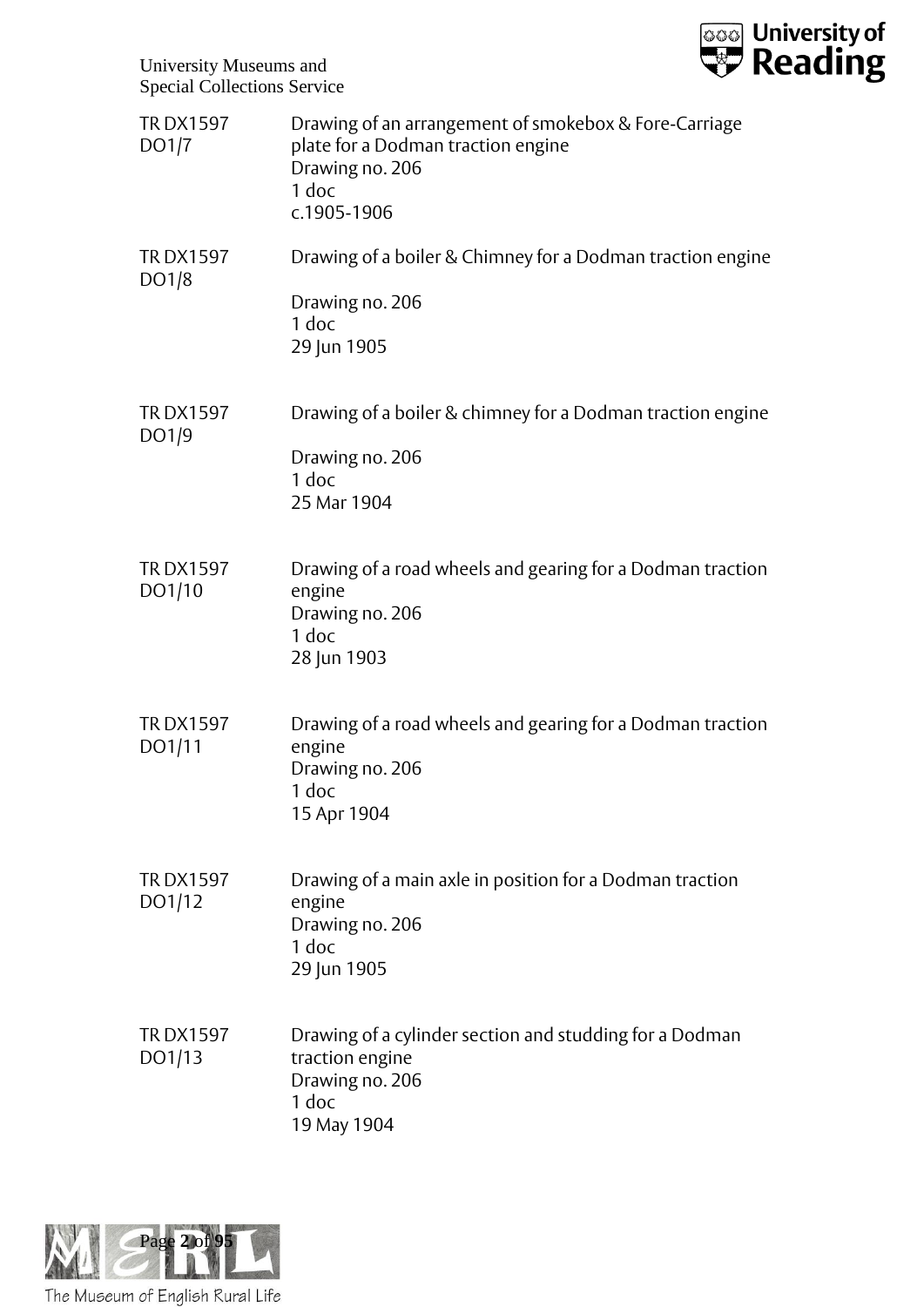TR DX1597 DO1/7
Drawing of an arrangement of smokebox & Fore-Carriage plate for a Dodman traction engine
Drawing no. 206
1 doc
c.1905-1906

TR DX1597 DO1/8
Drawing of a boiler & Chimney for a Dodman traction engine
Drawing no. 206
1 doc
29 Jun 1905

TR DX1597 DO1/9
Drawing of a boiler & chimney for a Dodman traction engine
Drawing no. 206
1 doc
25 Mar 1904

TR DX1597 DO1/10
Drawing of a road wheels and gearing for a Dodman traction engine
Drawing no. 206
1 doc
28 Jun 1903

TR DX1597 DO1/11
Drawing of a road wheels and gearing for a Dodman traction engine
Drawing no. 206
1 doc
15 Apr 1904

TR DX1597 DO1/12
Drawing of a main axle in position for a Dodman traction engine
Drawing no. 206
1 doc
29 Jun 1905

TR DX1597 DO1/13
Drawing of a cylinder section and studding for a Dodman traction engine
Drawing no. 206
1 doc
19 May 1904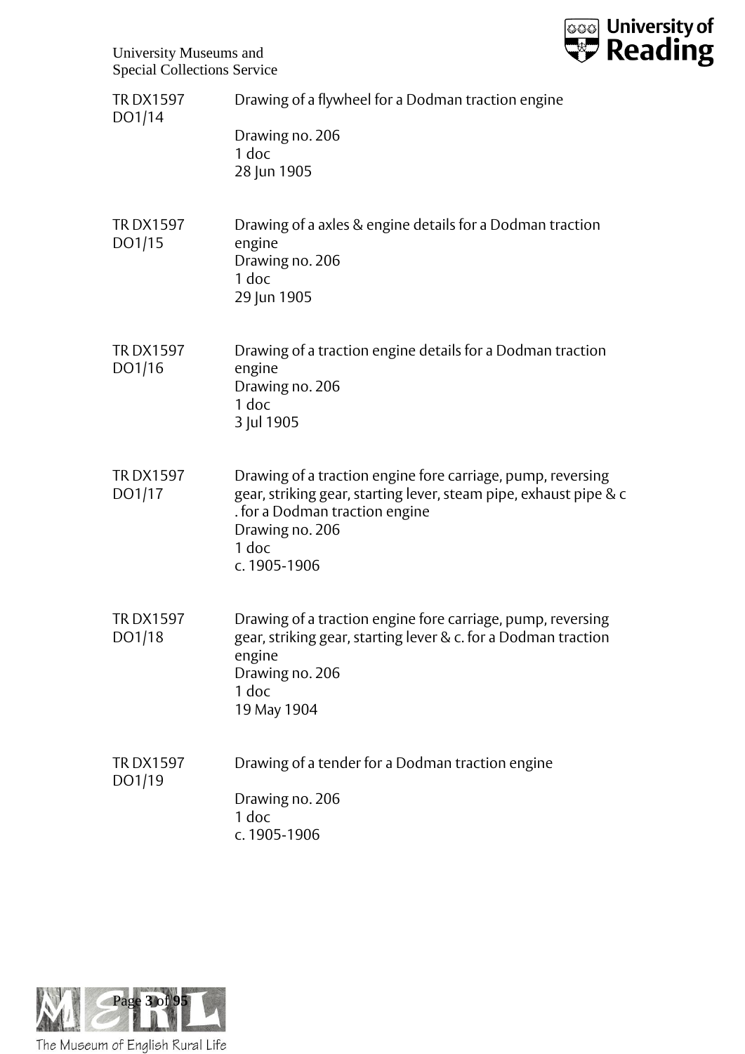TR DX1597 DO1/14

Drawing of a flywheel for a Dodman traction engine

Drawing no. 206
1 doc
28 Jun 1905

TR DX1597 DO1/15

Drawing of a axles & engine details for a Dodman traction engine
Drawing no. 206
1 doc
29 Jun 1905

TR DX1597 DO1/16

Drawing of a traction engine details for a Dodman traction engine
Drawing no. 206
1 doc
3 Jul 1905

TR DX1597 DO1/17

Drawing of a traction engine fore carriage, pump, reversing gear, striking gear, starting lever, steam pipe, exhaust pipe & c . for a Dodman traction engine
Drawing no. 206
1 doc
c. 1905-1906

TR DX1597 DO1/18

Drawing of a traction engine fore carriage, pump, reversing gear, striking gear, starting lever & c. for a Dodman traction engine
Drawing no. 206
1 doc
19 May 1904

TR DX1597 DO1/19

Drawing of a tender for a Dodman traction engine

Drawing no. 206
1 doc
c. 1905-1906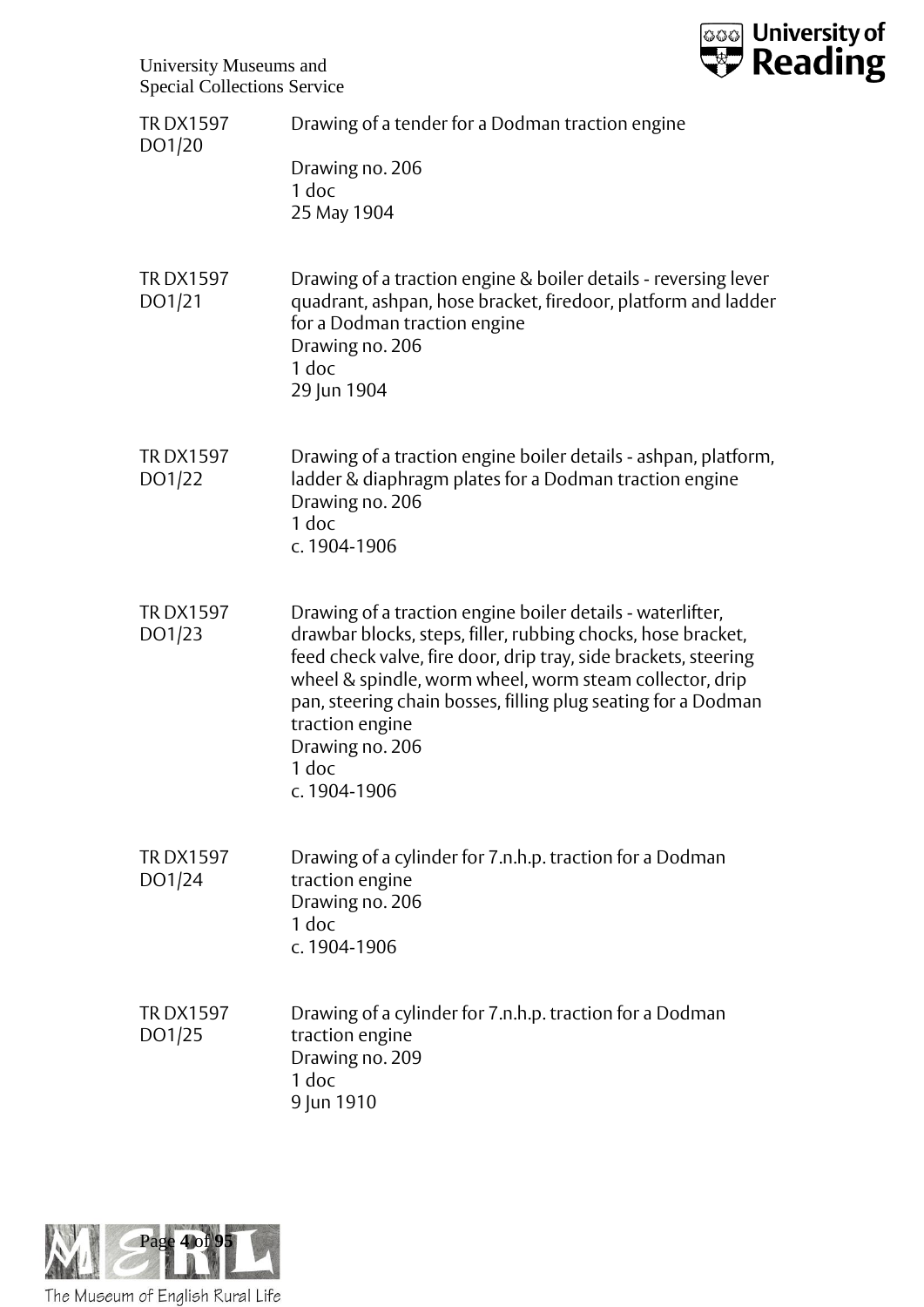| | |
|---|---|
| TR DX1597 DO1/20 | Drawing of a tender for a Dodman traction engine<br><br>Drawing no. 206<br>1 doc<br>25 May 1904 |
| TR DX1597 DO1/21 | Drawing of a traction engine & boiler details - reversing lever quadrant, ashpan, hose bracket, firedoor, platform and ladder for a Dodman traction engine<br>Drawing no. 206<br>1 doc<br>29 Jun 1904 |
| TR DX1597 DO1/22 | Drawing of a traction engine boiler details - ashpan, platform, ladder & diaphragm plates for a Dodman traction engine<br>Drawing no. 206<br>1 doc<br>c. 1904-1906 |
| TR DX1597 DO1/23 | Drawing of a traction engine boiler details - waterlifter, drawbar blocks, steps, filler, rubbing chocks, hose bracket, feed check valve, fire door, drip tray, side brackets, steering wheel & spindle, worm wheel, worm steam collector, drip pan, steering chain bosses, filling plug seating for a Dodman traction engine<br>Drawing no. 206<br>1 doc<br>c. 1904-1906 |
| TR DX1597 DO1/24 | Drawing of a cylinder for 7.n.h.p. traction for a Dodman traction engine<br>Drawing no. 206<br>1 doc<br>c. 1904-1906 |
| TR DX1597 DO1/25 | Drawing of a cylinder for 7.n.h.p. traction for a Dodman traction engine<br>Drawing no. 209<br>1 doc<br>9 Jun 1910 |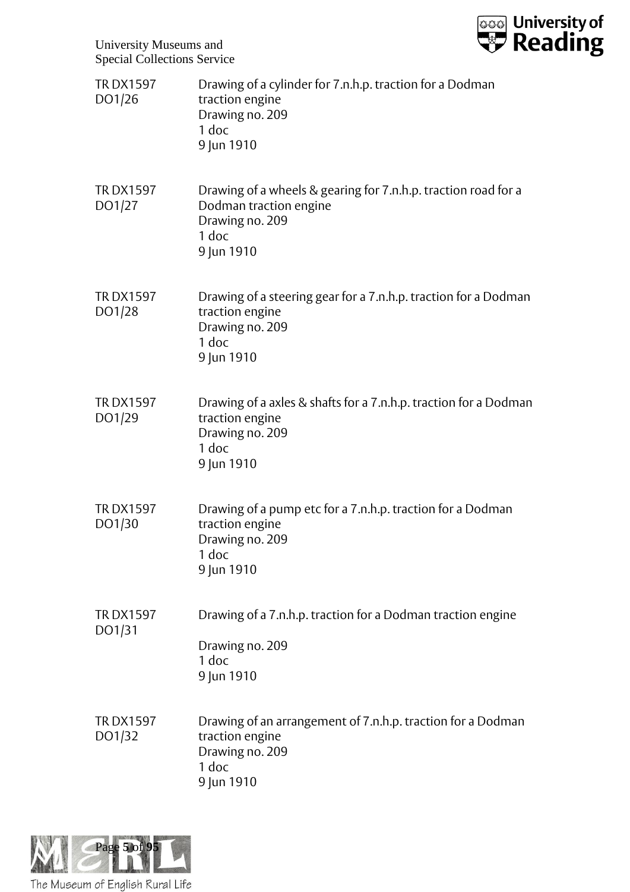TR DX1597 DO1/26

Drawing of a cylinder for 7.n.h.p. traction for a Dodman traction engine
Drawing no. 209
1 doc
9 Jun 1910

TR DX1597 DO1/27

Drawing of a wheels & gearing for 7.n.h.p. traction road for a Dodman traction engine
Drawing no. 209
1 doc
9 Jun 1910

TR DX1597 DO1/28

Drawing of a steering gear for a 7.n.h.p. traction for a Dodman traction engine
Drawing no. 209
1 doc
9 Jun 1910

TR DX1597 DO1/29

Drawing of a axles & shafts for a 7.n.h.p. traction for a Dodman traction engine
Drawing no. 209
1 doc
9 Jun 1910

TR DX1597 DO1/30

Drawing of a pump etc for a 7.n.h.p. traction for a Dodman traction engine
Drawing no. 209
1 doc
9 Jun 1910

TR DX1597 DO1/31

Drawing of a 7.n.h.p. traction for a Dodman traction engine

Drawing no. 209
1 doc
9 Jun 1910

TR DX1597 DO1/32

Drawing of an arrangement of 7.n.h.p. traction for a Dodman traction engine
Drawing no. 209
1 doc
9 Jun 1910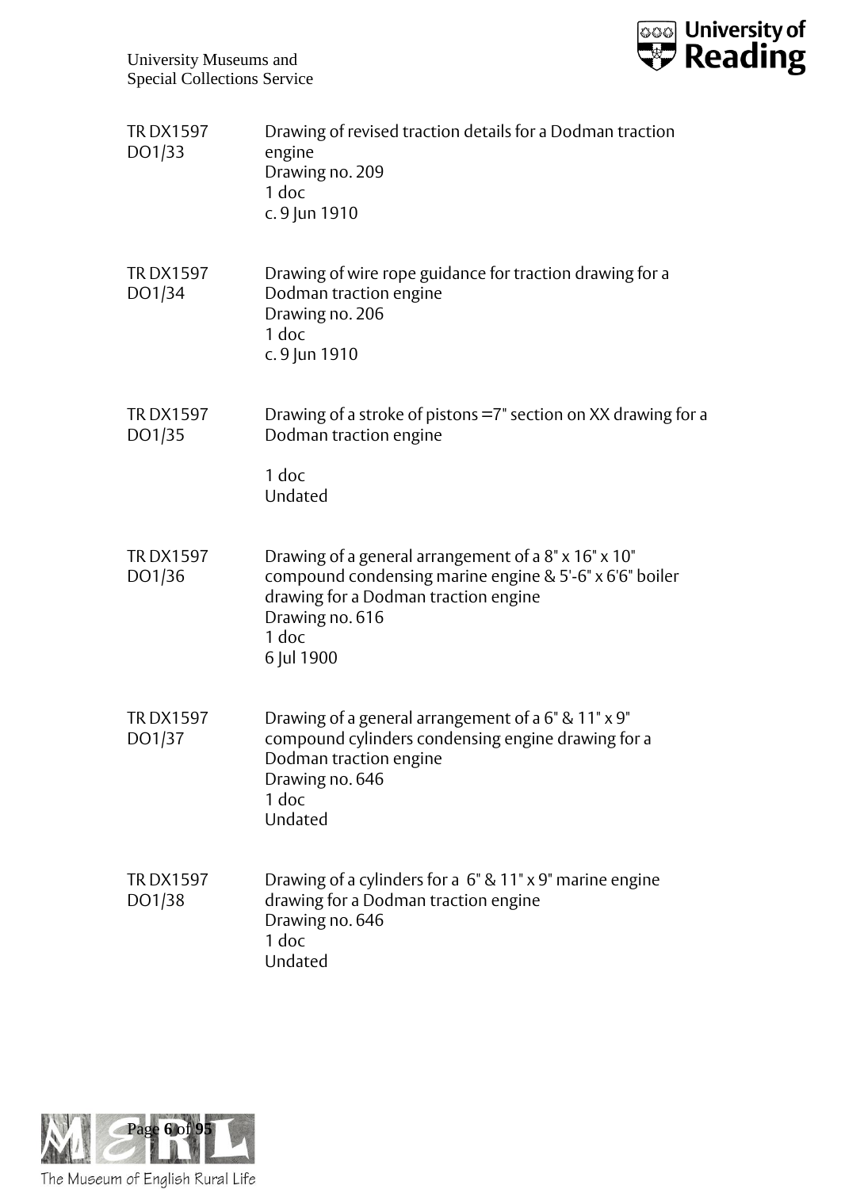| | |
|---|---|
| TR DX1597 DO1/33 | Drawing of revised traction details for a Dodman traction engine<br>Drawing no. 209<br>1 doc<br>c. 9 Jun 1910 |
| TR DX1597 DO1/34 | Drawing of wire rope guidance for traction drawing for a Dodman traction engine<br>Drawing no. 206<br>1 doc<br>c. 9 Jun 1910 |
| TR DX1597 DO1/35 | Drawing of a stroke of pistons =7" section on XX drawing for a Dodman traction engine<br><br>1 doc<br>Undated |
| TR DX1597 DO1/36 | Drawing of a general arrangement of a 8" x 16" x 10" compound condensing marine engine & 5'-6" x 6'6" boiler drawing for a Dodman traction engine<br>Drawing no. 616<br>1 doc<br>6 Jul 1900 |
| TR DX1597 DO1/37 | Drawing of a general arrangement of a 6" & 11" x 9" compound cylinders condensing engine drawing for a Dodman traction engine<br>Drawing no. 646<br>1 doc<br>Undated |
| TR DX1597 DO1/38 | Drawing of a cylinders for a 6" & 11" x 9" marine engine drawing for a Dodman traction engine<br>Drawing no. 646<br>1 doc<br>Undated |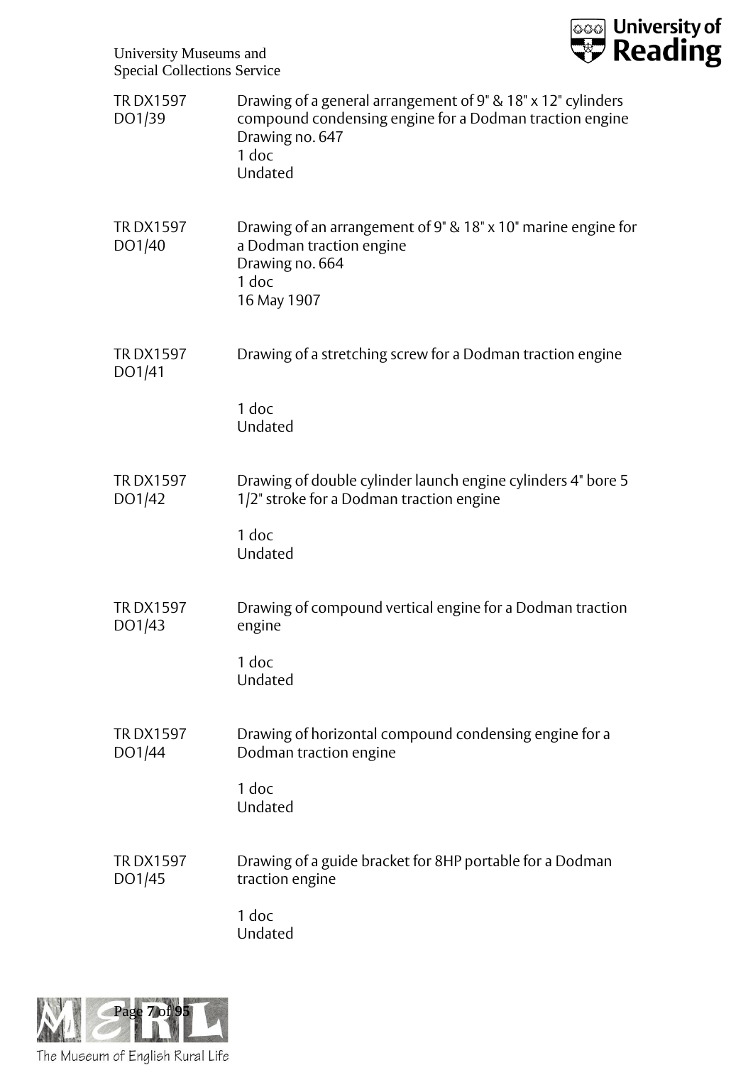TR DX1597 DO1/39 — Drawing of a general arrangement of 9" & 18" x 12" cylinders compound condensing engine for a Dodman traction engine
Drawing no. 647
1 doc
Undated

TR DX1597 DO1/40 — Drawing of an arrangement of 9" & 18" x 10" marine engine for a Dodman traction engine
Drawing no. 664
1 doc
16 May 1907

TR DX1597 DO1/41 — Drawing of a stretching screw for a Dodman traction engine
1 doc
Undated

TR DX1597 DO1/42 — Drawing of double cylinder launch engine cylinders 4" bore 5 1/2" stroke for a Dodman traction engine
1 doc
Undated

TR DX1597 DO1/43 — Drawing of compound vertical engine for a Dodman traction engine
1 doc
Undated

TR DX1597 DO1/44 — Drawing of horizontal compound condensing engine for a Dodman traction engine
1 doc
Undated

TR DX1597 DO1/45 — Drawing of a guide bracket for 8HP portable for a Dodman traction engine
1 doc
Undated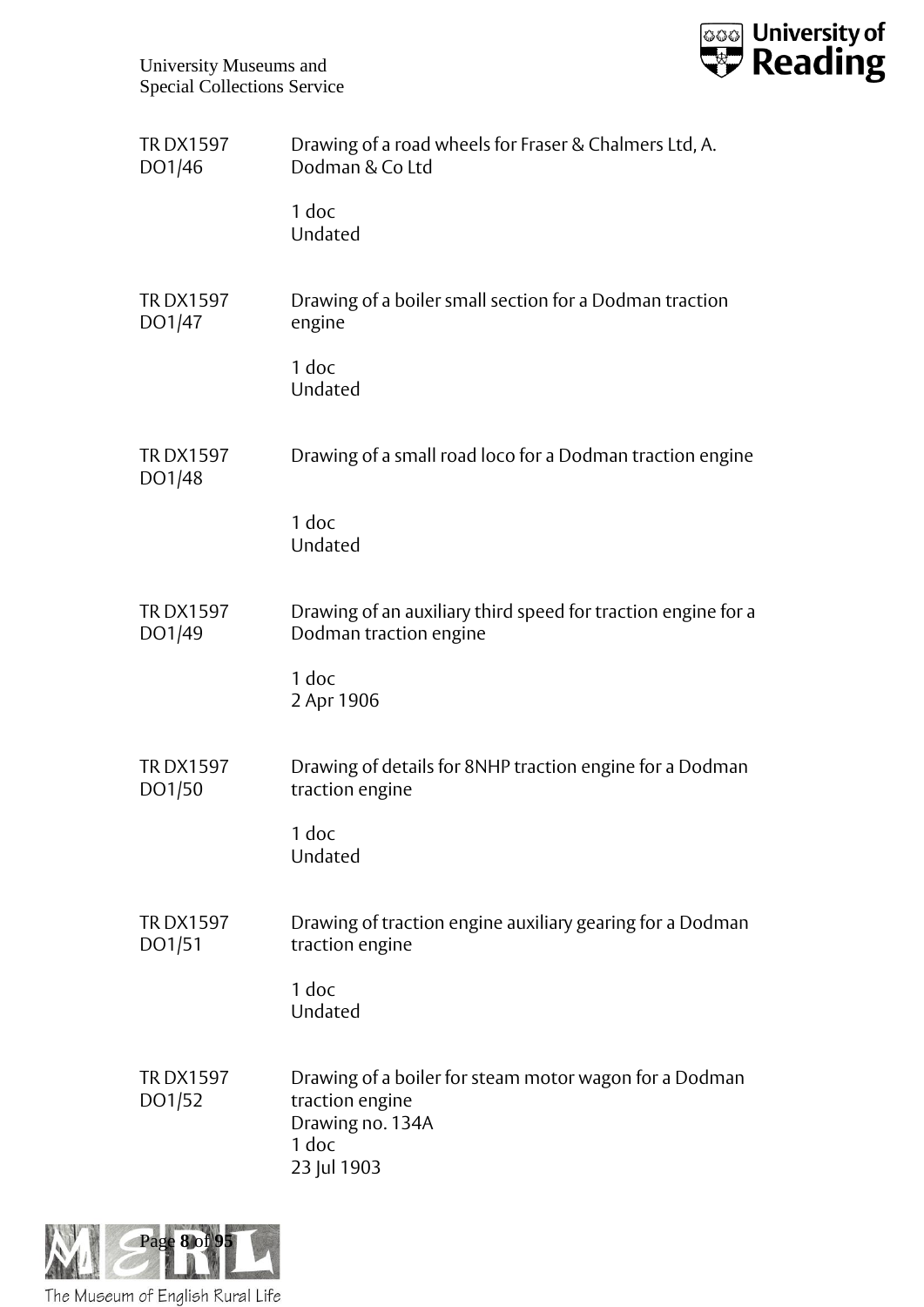| | |
|---|---|
| TR DX1597 DO1/46 | Drawing of a road wheels for Fraser & Chalmers Ltd, A. Dodman & Co Ltd<br><br>1 doc<br>Undated |
| TR DX1597 DO1/47 | Drawing of a boiler small section for a Dodman traction engine<br><br>1 doc<br>Undated |
| TR DX1597 DO1/48 | Drawing of a small road loco for a Dodman traction engine<br><br>1 doc<br>Undated |
| TR DX1597 DO1/49 | Drawing of an auxiliary third speed for traction engine for a Dodman traction engine<br><br>1 doc<br>2 Apr 1906 |
| TR DX1597 DO1/50 | Drawing of details for 8NHP traction engine for a Dodman traction engine<br><br>1 doc<br>Undated |
| TR DX1597 DO1/51 | Drawing of traction engine auxiliary gearing for a Dodman traction engine<br><br>1 doc<br>Undated |
| TR DX1597 DO1/52 | Drawing of a boiler for steam motor wagon for a Dodman traction engine<br>Drawing no. 134A<br>1 doc<br>23 Jul 1903 |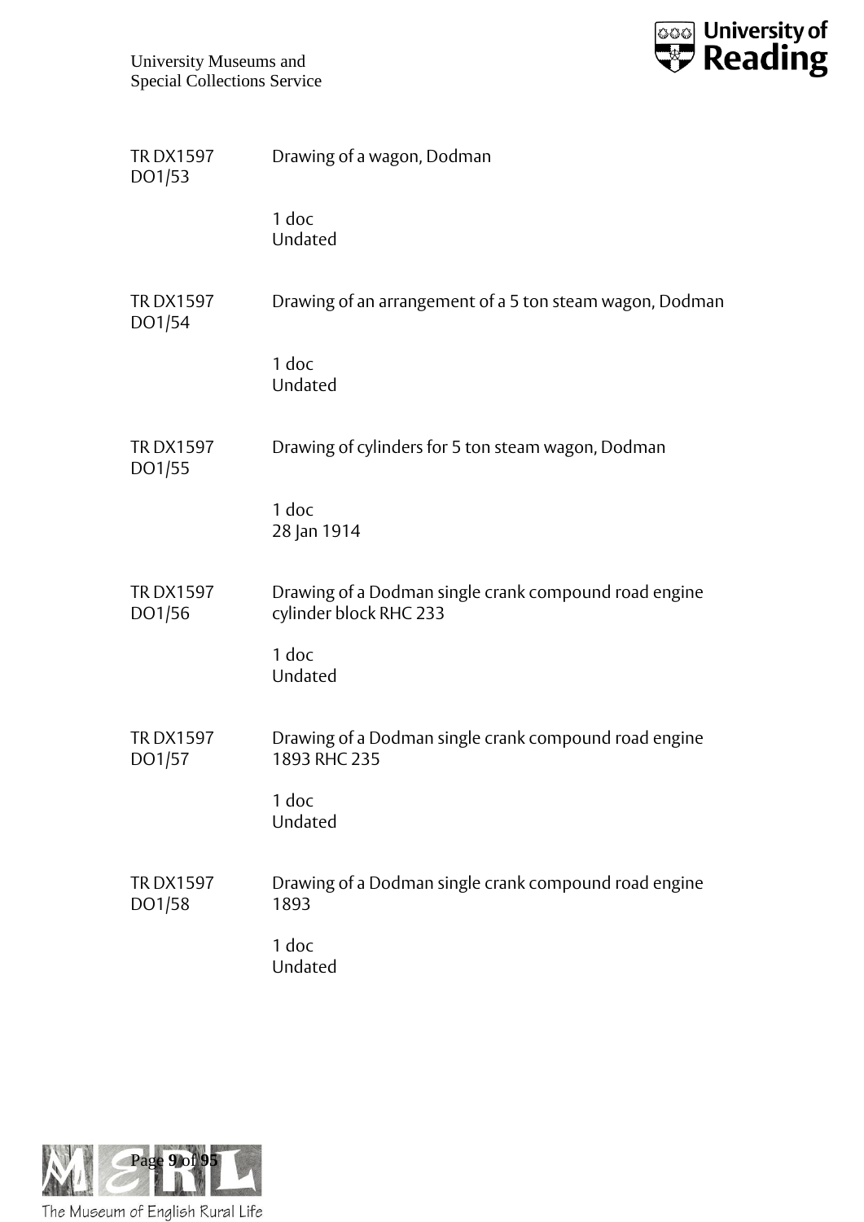| | |
|---|---|
| TR DX1597 DO1/53 | Drawing of a wagon, Dodman<br><br>1 doc<br>Undated |
| TR DX1597 DO1/54 | Drawing of an arrangement of a 5 ton steam wagon, Dodman<br><br>1 doc<br>Undated |
| TR DX1597 DO1/55 | Drawing of cylinders for 5 ton steam wagon, Dodman<br><br>1 doc<br>28 Jan 1914 |
| TR DX1597 DO1/56 | Drawing of a Dodman single crank compound road engine cylinder block RHC 233<br><br>1 doc<br>Undated |
| TR DX1597 DO1/57 | Drawing of a Dodman single crank compound road engine 1893 RHC 235<br><br>1 doc<br>Undated |
| TR DX1597 DO1/58 | Drawing of a Dodman single crank compound road engine 1893<br><br>1 doc<br>Undated |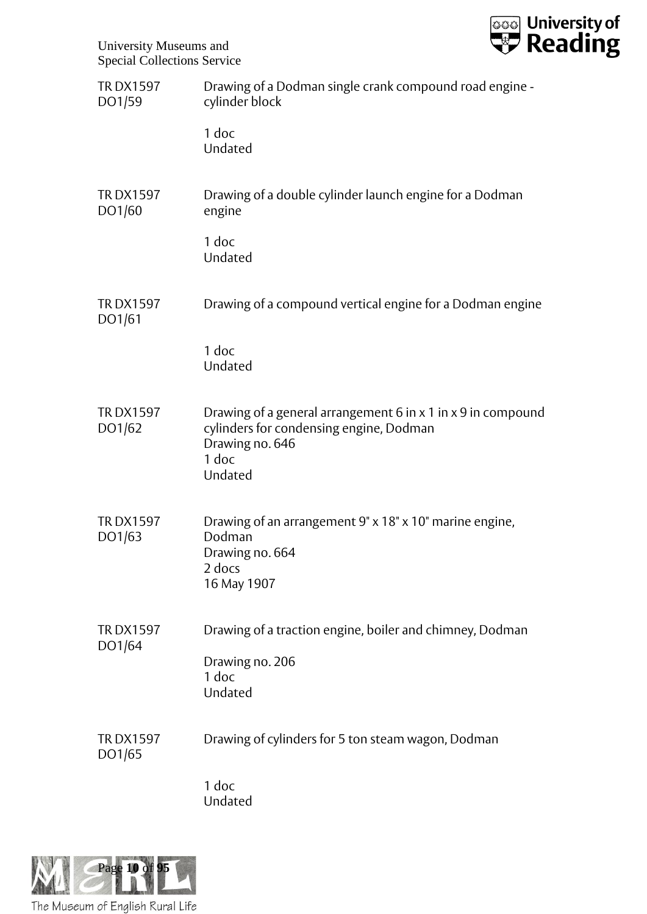| | |
|---|---|
| TR DX1597 DO1/59 | Drawing of a Dodman single crank compound road engine - cylinder block<br><br>1 doc<br>Undated |
| TR DX1597 DO1/60 | Drawing of a double cylinder launch engine for a Dodman engine<br><br>1 doc<br>Undated |
| TR DX1597 DO1/61 | Drawing of a compound vertical engine for a Dodman engine<br><br>1 doc<br>Undated |
| TR DX1597 DO1/62 | Drawing of a general arrangement 6 in x 1 in x 9 in compound cylinders for condensing engine, Dodman<br>Drawing no. 646<br>1 doc<br>Undated |
| TR DX1597 DO1/63 | Drawing of an arrangement 9" x 18" x 10" marine engine, Dodman<br>Drawing no. 664<br>2 docs<br>16 May 1907 |
| TR DX1597 DO1/64 | Drawing of a traction engine, boiler and chimney, Dodman<br><br>Drawing no. 206<br>1 doc<br>Undated |
| TR DX1597 DO1/65 | Drawing of cylinders for 5 ton steam wagon, Dodman<br><br>1 doc<br>Undated |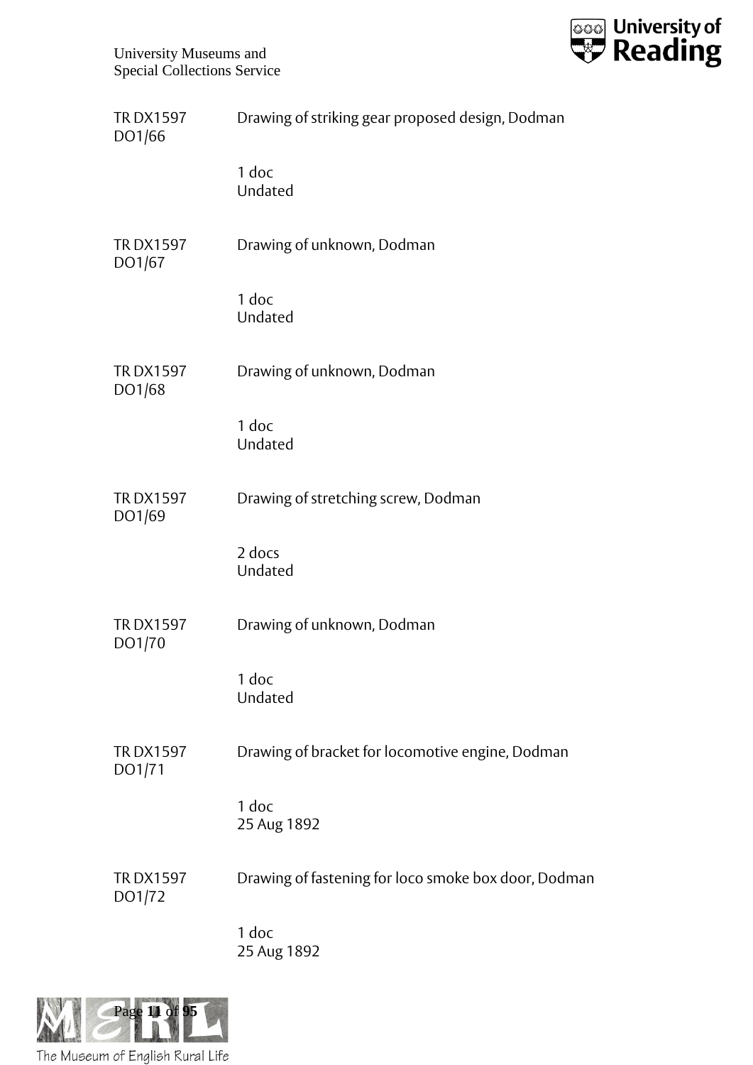TR DX1597 DO1/66 — Drawing of striking gear proposed design, Dodman

1 doc
Undated

TR DX1597 DO1/67 — Drawing of unknown, Dodman

1 doc
Undated

TR DX1597 DO1/68 — Drawing of unknown, Dodman

1 doc
Undated

TR DX1597 DO1/69 — Drawing of stretching screw, Dodman

2 docs
Undated

TR DX1597 DO1/70 — Drawing of unknown, Dodman

1 doc
Undated

TR DX1597 DO1/71 — Drawing of bracket for locomotive engine, Dodman

1 doc
25 Aug 1892

TR DX1597 DO1/72 — Drawing of fastening for loco smoke box door, Dodman

1 doc
25 Aug 1892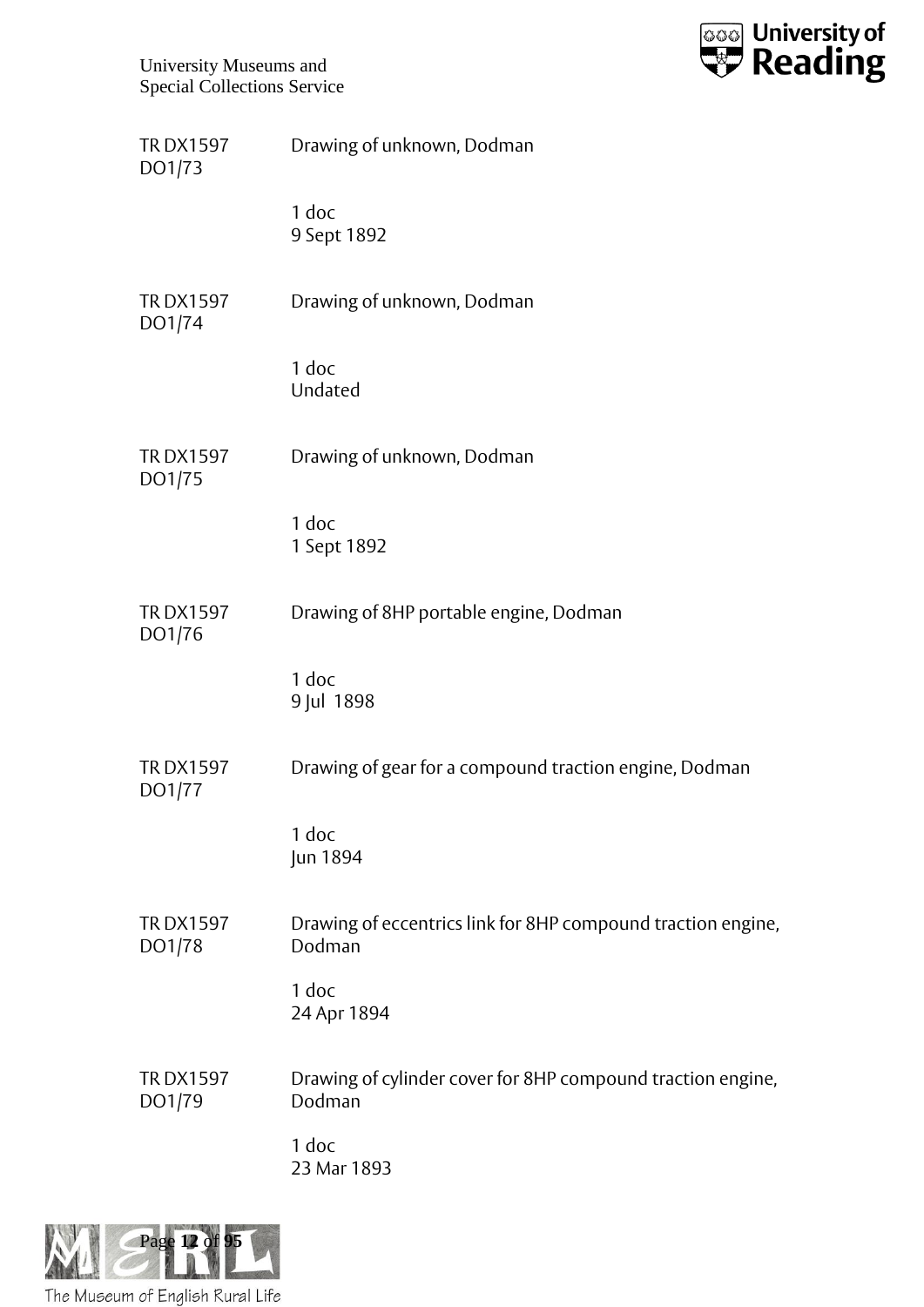| | |
|---|---|
| TR DX1597 DO1/73 | Drawing of unknown, Dodman<br><br>1 doc<br>9 Sept 1892 |
| TR DX1597 DO1/74 | Drawing of unknown, Dodman<br><br>1 doc<br>Undated |
| TR DX1597 DO1/75 | Drawing of unknown, Dodman<br><br>1 doc<br>1 Sept 1892 |
| TR DX1597 DO1/76 | Drawing of 8HP portable engine, Dodman<br><br>1 doc<br>9 Jul 1898 |
| TR DX1597 DO1/77 | Drawing of gear for a compound traction engine, Dodman<br><br>1 doc<br>Jun 1894 |
| TR DX1597 DO1/78 | Drawing of eccentrics link for 8HP compound traction engine, Dodman<br><br>1 doc<br>24 Apr 1894 |
| TR DX1597 DO1/79 | Drawing of cylinder cover for 8HP compound traction engine, Dodman<br><br>1 doc<br>23 Mar 1893 |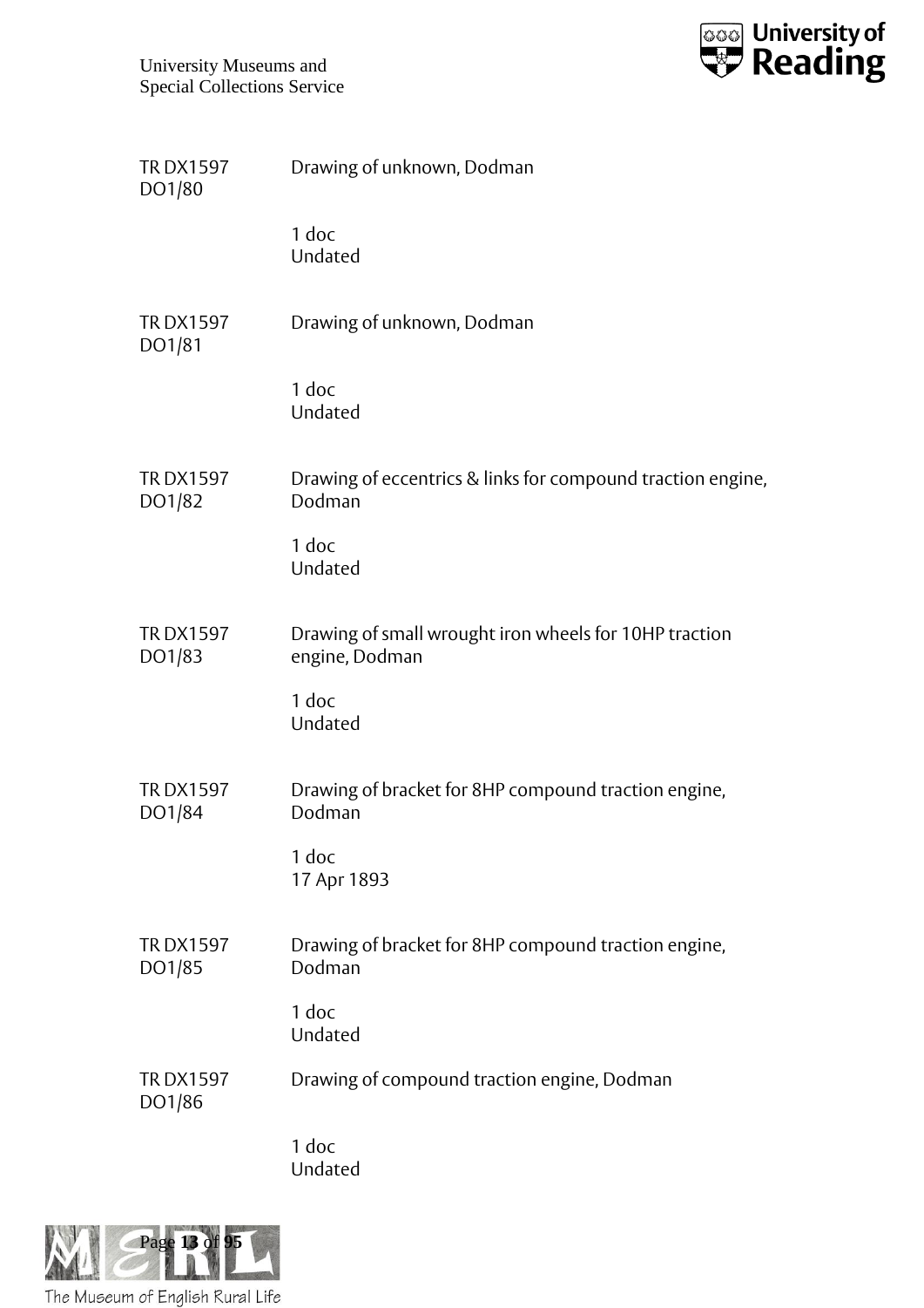TR DX1597 DO1/80 | Drawing of unknown, Dodman

1 doc
Undated

TR DX1597 DO1/81 | Drawing of unknown, Dodman

1 doc
Undated

TR DX1597 DO1/82 | Drawing of eccentrics & links for compound traction engine, Dodman

1 doc
Undated

TR DX1597 DO1/83 | Drawing of small wrought iron wheels for 10HP traction engine, Dodman

1 doc
Undated

TR DX1597 DO1/84 | Drawing of bracket for 8HP compound traction engine, Dodman

1 doc
17 Apr 1893

TR DX1597 DO1/85 | Drawing of bracket for 8HP compound traction engine, Dodman

1 doc
Undated

TR DX1597 DO1/86 | Drawing of compound traction engine, Dodman

1 doc
Undated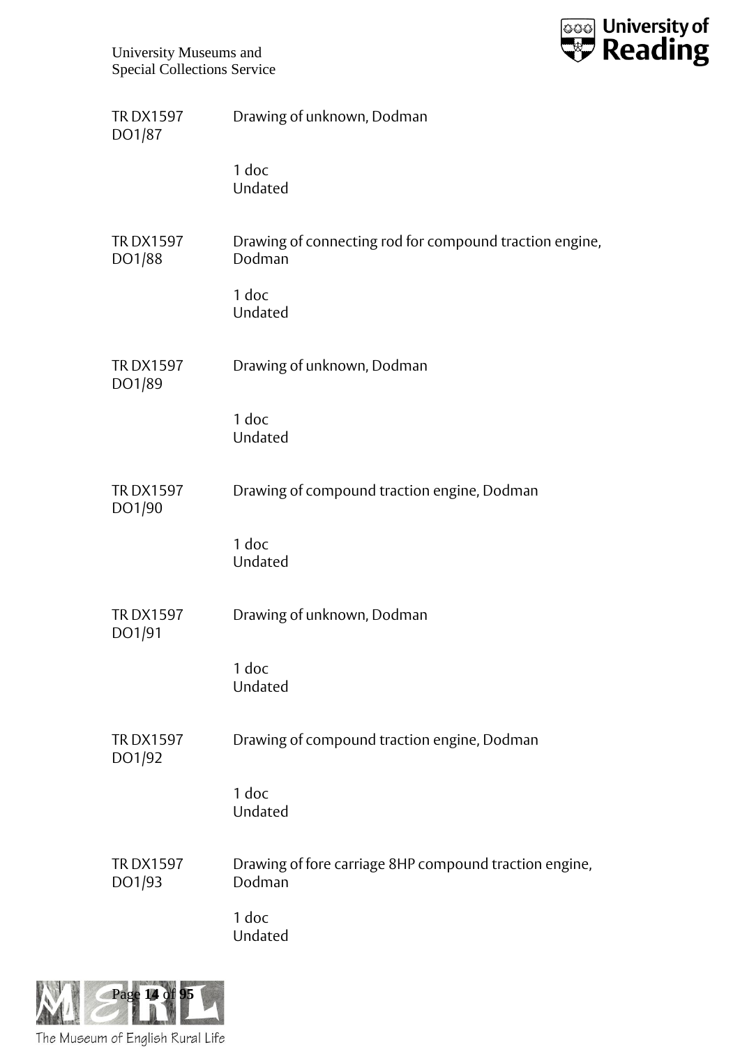TR DX1597 DO1/87

Drawing of unknown, Dodman

1 doc
Undated

TR DX1597 DO1/88

Drawing of connecting rod for compound traction engine, Dodman

1 doc
Undated

TR DX1597 DO1/89

Drawing of unknown, Dodman

1 doc
Undated

TR DX1597 DO1/90

Drawing of compound traction engine, Dodman

1 doc
Undated

TR DX1597 DO1/91

Drawing of unknown, Dodman

1 doc
Undated

TR DX1597 DO1/92

Drawing of compound traction engine, Dodman

1 doc
Undated

TR DX1597 DO1/93

Drawing of fore carriage 8HP compound traction engine, Dodman

1 doc
Undated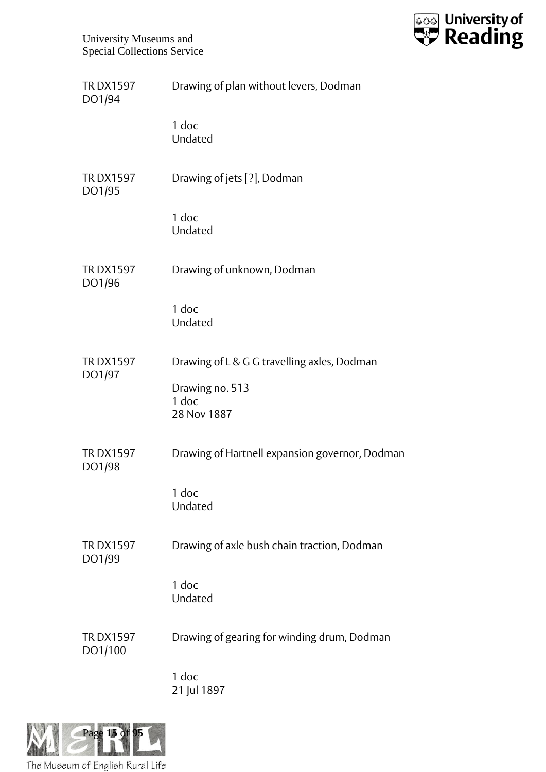TR DX1597 DO1/94

Drawing of plan without levers, Dodman

1 doc
Undated

TR DX1597 DO1/95

Drawing of jets [?], Dodman

1 doc
Undated

TR DX1597 DO1/96

Drawing of unknown, Dodman

1 doc
Undated

TR DX1597 DO1/97

Drawing of L & G G travelling axles, Dodman

Drawing no. 513
1 doc
28 Nov 1887

TR DX1597 DO1/98

Drawing of Hartnell expansion governor, Dodman

1 doc
Undated

TR DX1597 DO1/99

Drawing of axle bush chain traction, Dodman

1 doc
Undated

TR DX1597 DO1/100

Drawing of gearing for winding drum, Dodman

1 doc
21 Jul 1897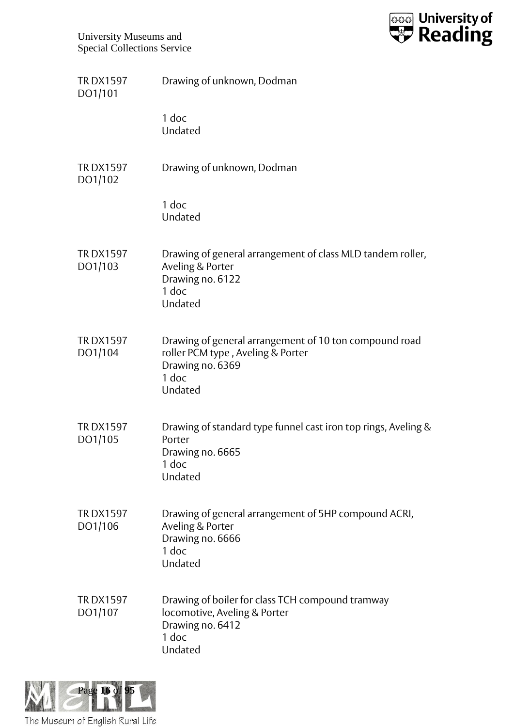TR DX1597 DO1/101 | Drawing of unknown, Dodman

1 doc
Undated

TR DX1597 DO1/102 | Drawing of unknown, Dodman

1 doc
Undated

TR DX1597 DO1/103 | Drawing of general arrangement of class MLD tandem roller, Aveling & Porter
Drawing no. 6122
1 doc
Undated

TR DX1597 DO1/104 | Drawing of general arrangement of 10 ton compound road roller PCM type , Aveling & Porter
Drawing no. 6369
1 doc
Undated

TR DX1597 DO1/105 | Drawing of standard type funnel cast iron top rings, Aveling & Porter
Drawing no. 6665
1 doc
Undated

TR DX1597 DO1/106 | Drawing of general arrangement of 5HP compound ACRI, Aveling & Porter
Drawing no. 6666
1 doc
Undated

TR DX1597 DO1/107 | Drawing of boiler for class TCH compound tramway locomotive, Aveling & Porter
Drawing no. 6412
1 doc
Undated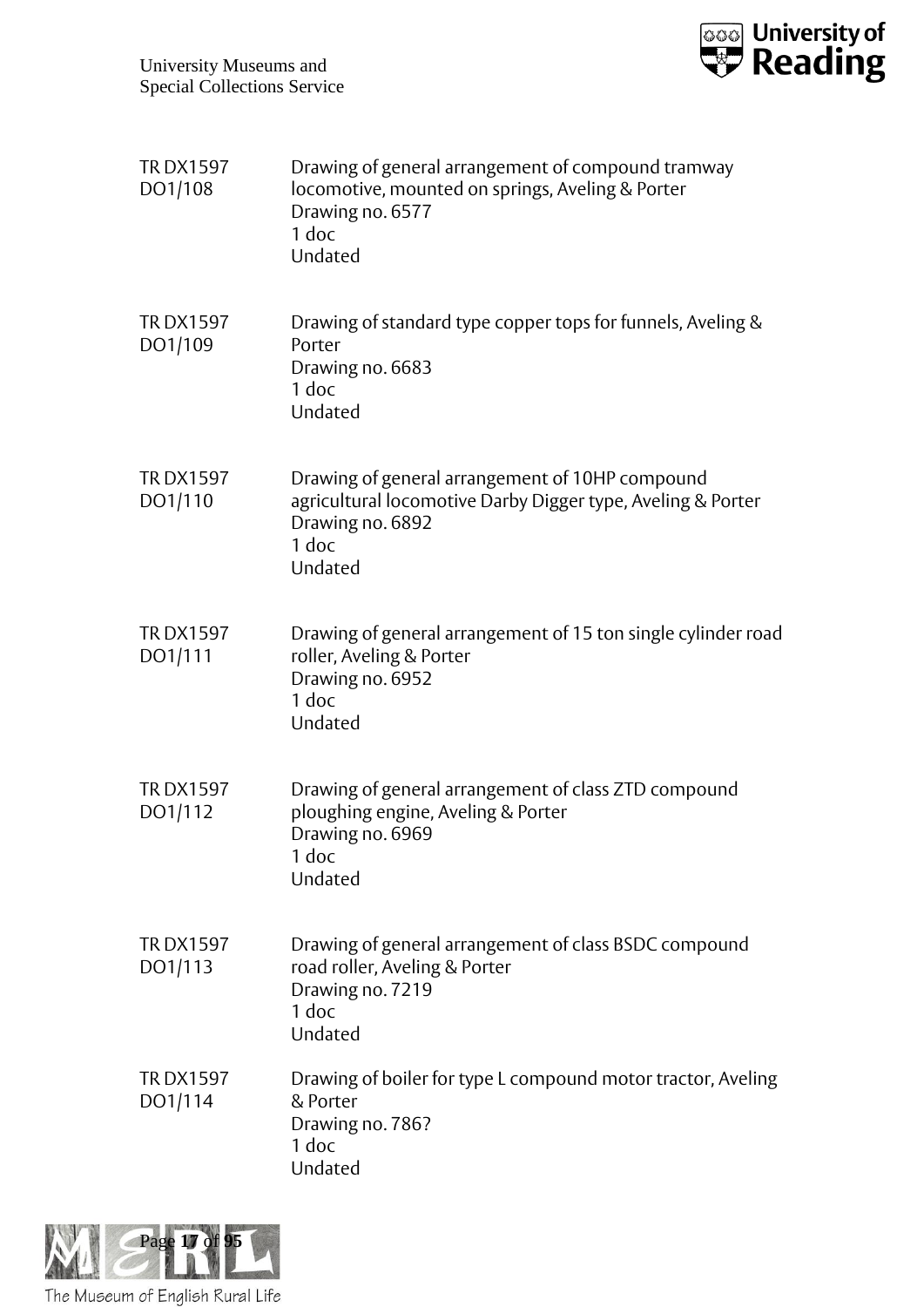TR DX1597 DO1/108
Drawing of general arrangement of compound tramway locomotive, mounted on springs, Aveling & Porter
Drawing no. 6577
1 doc
Undated

TR DX1597 DO1/109
Drawing of standard type copper tops for funnels, Aveling & Porter
Drawing no. 6683
1 doc
Undated

TR DX1597 DO1/110
Drawing of general arrangement of 10HP compound agricultural locomotive Darby Digger type, Aveling & Porter
Drawing no. 6892
1 doc
Undated

TR DX1597 DO1/111
Drawing of general arrangement of 15 ton single cylinder road roller, Aveling & Porter
Drawing no. 6952
1 doc
Undated

TR DX1597 DO1/112
Drawing of general arrangement of class ZTD compound ploughing engine, Aveling & Porter
Drawing no. 6969
1 doc
Undated

TR DX1597 DO1/113
Drawing of general arrangement of class BSDC compound road roller, Aveling & Porter
Drawing no. 7219
1 doc
Undated

TR DX1597 DO1/114
Drawing of boiler for type L compound motor tractor, Aveling & Porter
Drawing no. 786?
1 doc
Undated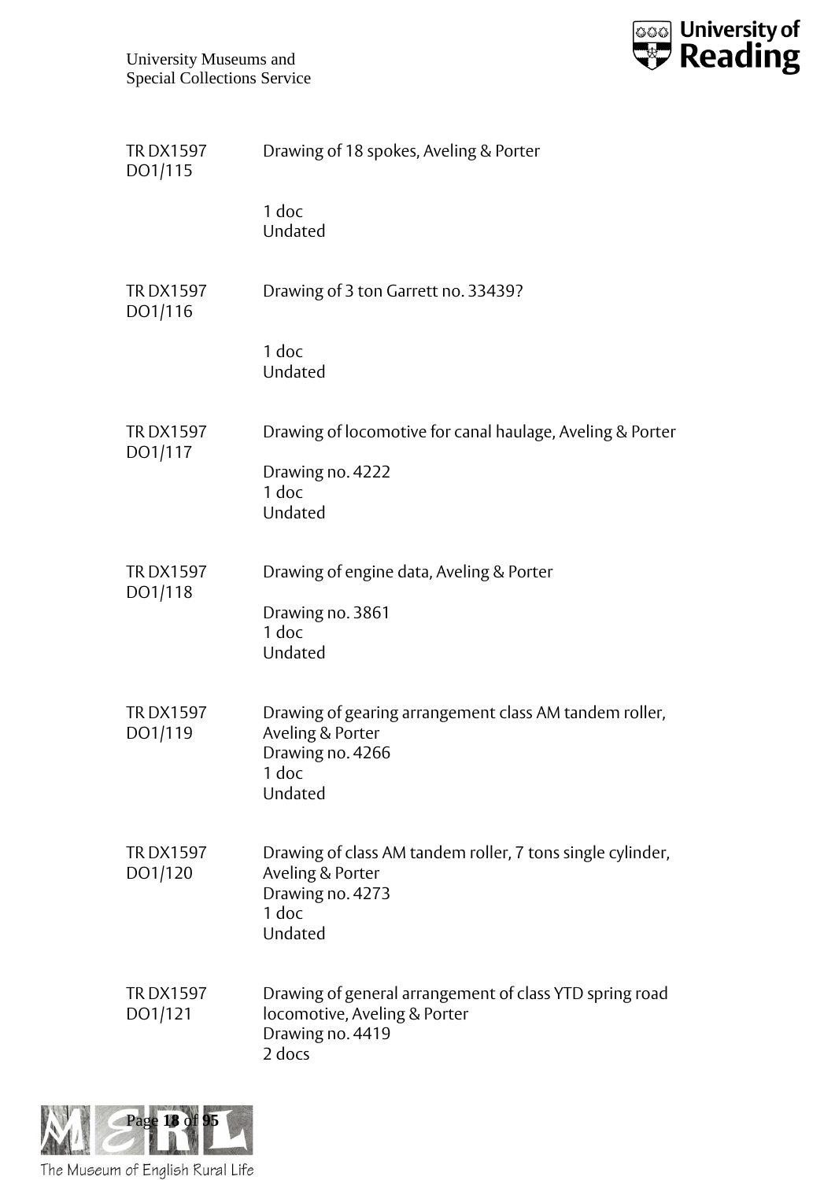| | |
|---|---|
| TR DX1597 DO1/115 | Drawing of 18 spokes, Aveling & Porter<br><br>1 doc<br>Undated |
| TR DX1597 DO1/116 | Drawing of 3 ton Garrett no. 33439?<br><br>1 doc<br>Undated |
| TR DX1597 DO1/117 | Drawing of locomotive for canal haulage, Aveling & Porter<br><br>Drawing no. 4222<br>1 doc<br>Undated |
| TR DX1597 DO1/118 | Drawing of engine data, Aveling & Porter<br><br>Drawing no. 3861<br>1 doc<br>Undated |
| TR DX1597 DO1/119 | Drawing of gearing arrangement class AM tandem roller, Aveling & Porter<br>Drawing no. 4266<br>1 doc<br>Undated |
| TR DX1597 DO1/120 | Drawing of class AM tandem roller, 7 tons single cylinder, Aveling & Porter<br>Drawing no. 4273<br>1 doc<br>Undated |
| TR DX1597 DO1/121 | Drawing of general arrangement of class YTD spring road locomotive, Aveling & Porter<br>Drawing no. 4419<br>2 docs |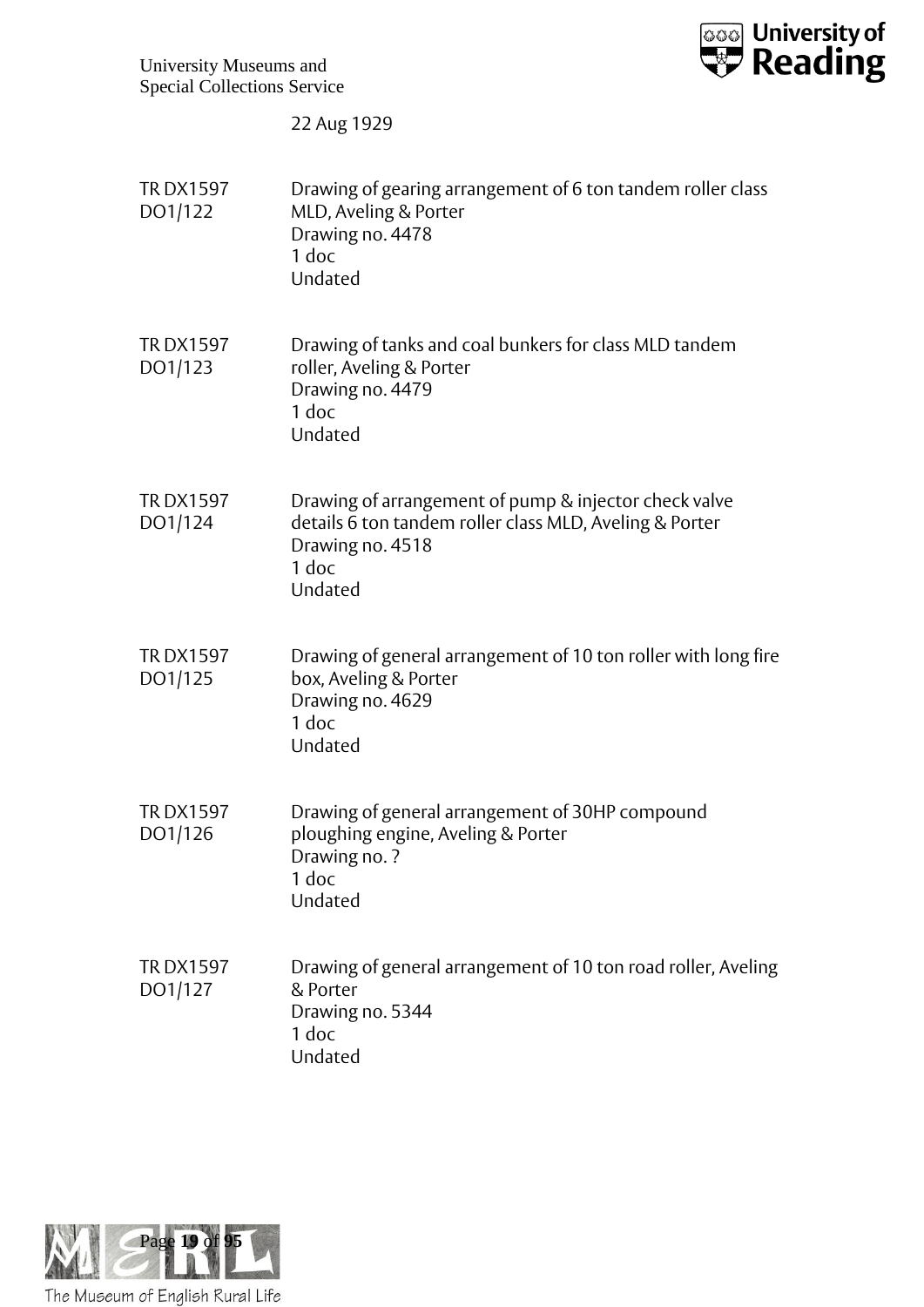22 Aug 1929

TR DX1597 DO1/122

Drawing of gearing arrangement of 6 ton tandem roller class MLD, Aveling & Porter
Drawing no. 4478
1 doc
Undated

TR DX1597 DO1/123

Drawing of tanks and coal bunkers for class MLD tandem roller, Aveling & Porter
Drawing no. 4479
1 doc
Undated

TR DX1597 DO1/124

Drawing of arrangement of pump & injector check valve details 6 ton tandem roller class MLD, Aveling & Porter
Drawing no. 4518
1 doc
Undated

TR DX1597 DO1/125

Drawing of general arrangement of 10 ton roller with long fire box, Aveling & Porter
Drawing no. 4629
1 doc
Undated

TR DX1597 DO1/126

Drawing of general arrangement of 30HP compound ploughing engine, Aveling & Porter
Drawing no. ?
1 doc
Undated

TR DX1597 DO1/127

Drawing of general arrangement of 10 ton road roller, Aveling & Porter
Drawing no. 5344
1 doc
Undated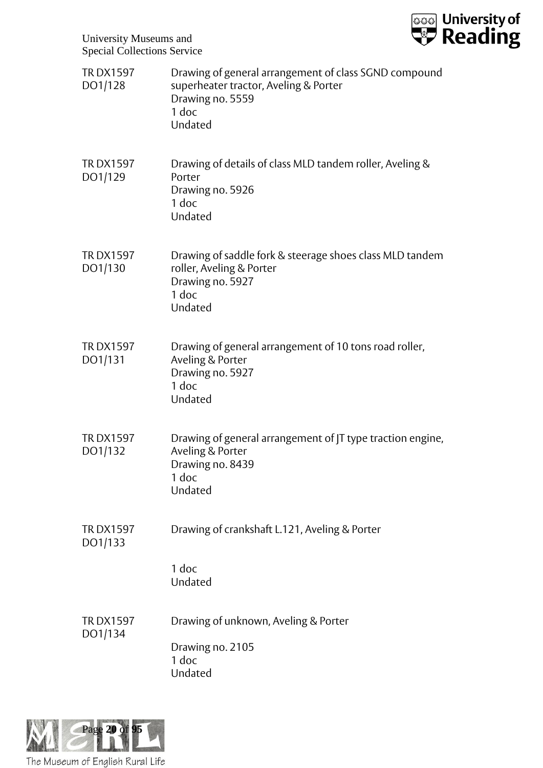TR DX1597 DO1/128 — Drawing of general arrangement of class SGND compound superheater tractor, Aveling & Porter
Drawing no. 5559
1 doc
Undated

TR DX1597 DO1/129 — Drawing of details of class MLD tandem roller, Aveling & Porter
Drawing no. 5926
1 doc
Undated

TR DX1597 DO1/130 — Drawing of saddle fork & steerage shoes class MLD tandem roller, Aveling & Porter
Drawing no. 5927
1 doc
Undated

TR DX1597 DO1/131 — Drawing of general arrangement of 10 tons road roller, Aveling & Porter
Drawing no. 5927
1 doc
Undated

TR DX1597 DO1/132 — Drawing of general arrangement of JT type traction engine, Aveling & Porter
Drawing no. 8439
1 doc
Undated

TR DX1597 DO1/133 — Drawing of crankshaft L.121, Aveling & Porter

1 doc
Undated

TR DX1597 DO1/134 — Drawing of unknown, Aveling & Porter

Drawing no. 2105
1 doc
Undated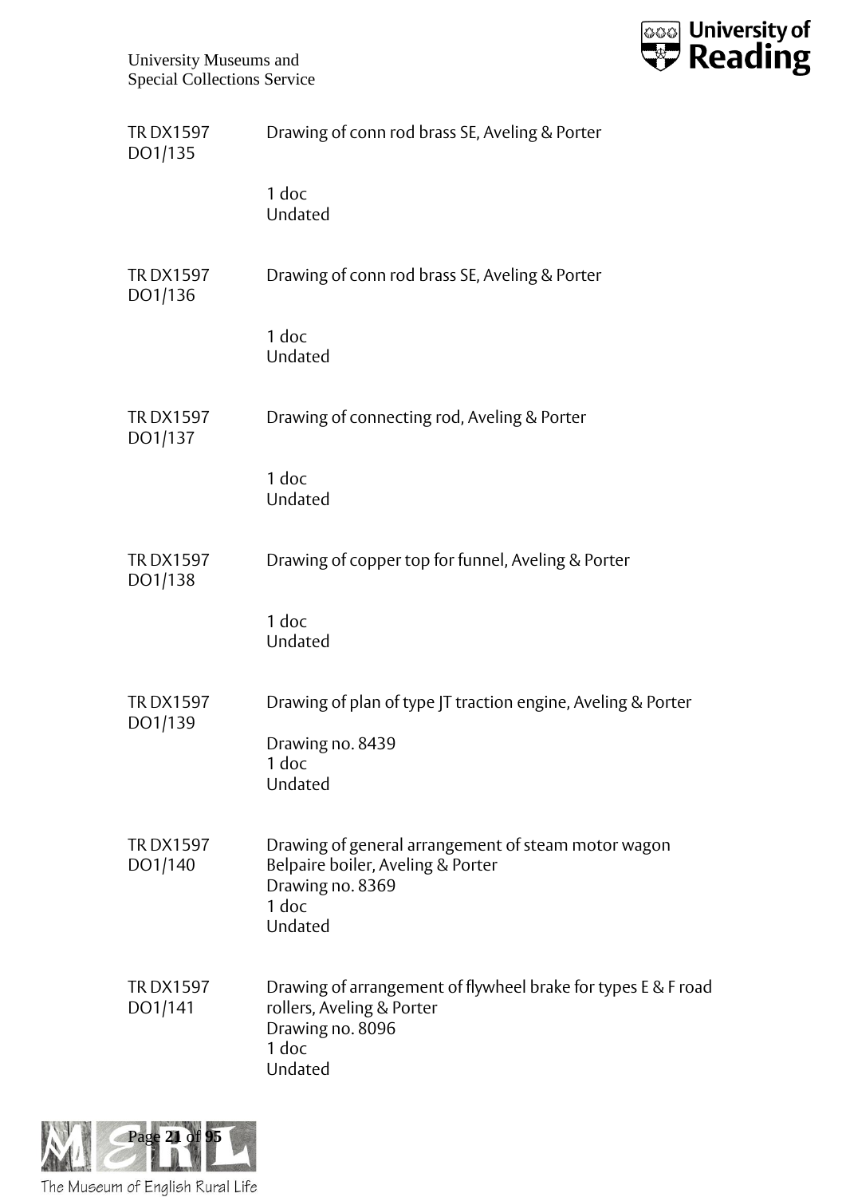TR DX1597 DO1/135 Drawing of conn rod brass SE, Aveling & Porter

1 doc
Undated

TR DX1597 DO1/136 Drawing of conn rod brass SE, Aveling & Porter

1 doc
Undated

TR DX1597 DO1/137 Drawing of connecting rod, Aveling & Porter

1 doc
Undated

TR DX1597 DO1/138 Drawing of copper top for funnel, Aveling & Porter

1 doc
Undated

TR DX1597 DO1/139 Drawing of plan of type JT traction engine, Aveling & Porter

Drawing no. 8439
1 doc
Undated

TR DX1597 DO1/140 Drawing of general arrangement of steam motor wagon Belpaire boiler, Aveling & Porter
Drawing no. 8369
1 doc
Undated

TR DX1597 DO1/141 Drawing of arrangement of flywheel brake for types E & F road rollers, Aveling & Porter
Drawing no. 8096
1 doc
Undated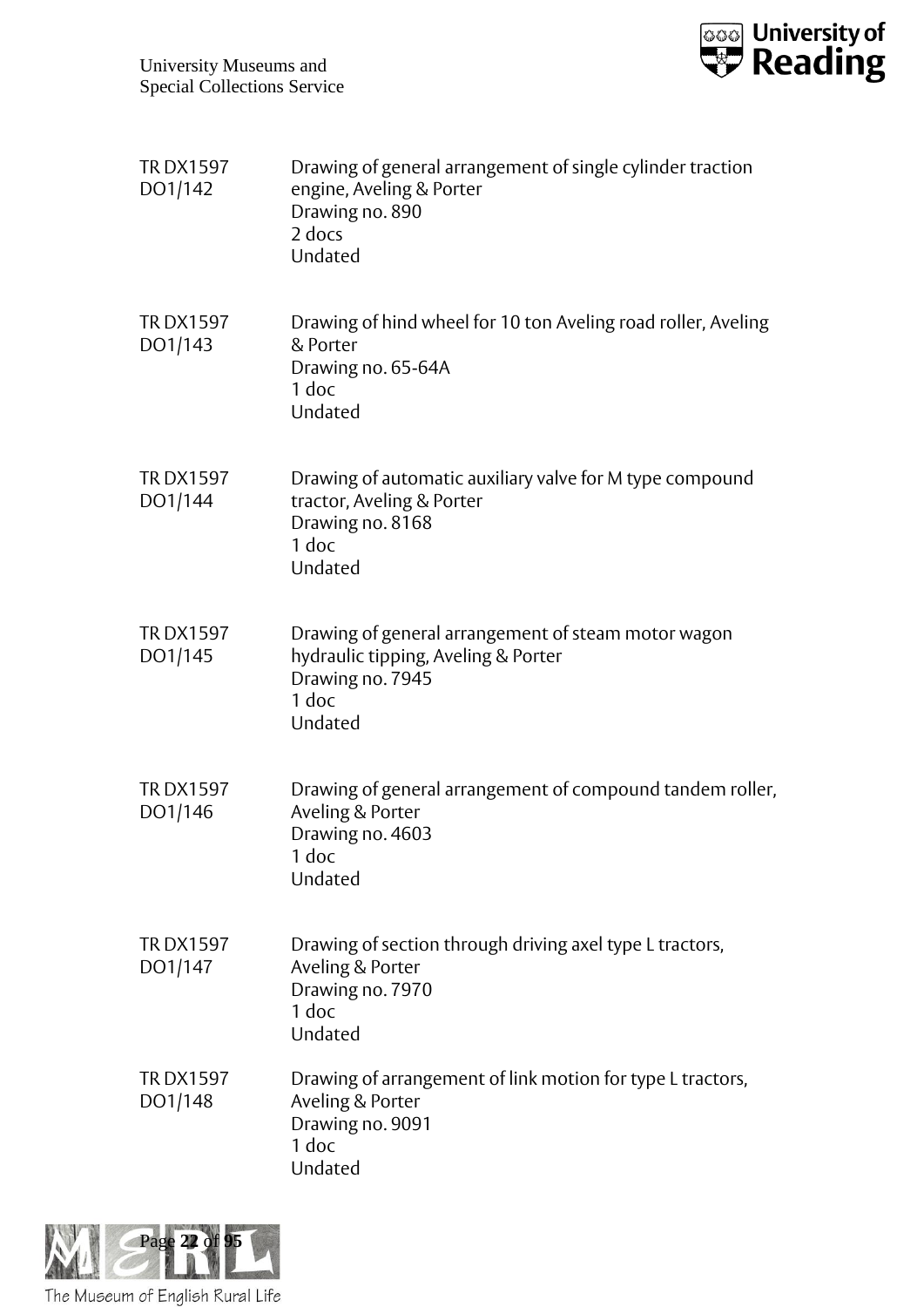| | |
|---|---|
| TR DX1597 DO1/142 | Drawing of general arrangement of single cylinder traction engine, Aveling & Porter<br>Drawing no. 890<br>2 docs<br>Undated |
| TR DX1597 DO1/143 | Drawing of hind wheel for 10 ton Aveling road roller, Aveling & Porter<br>Drawing no. 65-64A<br>1 doc<br>Undated |
| TR DX1597 DO1/144 | Drawing of automatic auxiliary valve for M type compound tractor, Aveling & Porter<br>Drawing no. 8168<br>1 doc<br>Undated |
| TR DX1597 DO1/145 | Drawing of general arrangement of steam motor wagon hydraulic tipping, Aveling & Porter<br>Drawing no. 7945<br>1 doc<br>Undated |
| TR DX1597 DO1/146 | Drawing of general arrangement of compound tandem roller, Aveling & Porter<br>Drawing no. 4603<br>1 doc<br>Undated |
| TR DX1597 DO1/147 | Drawing of section through driving axel type L tractors, Aveling & Porter<br>Drawing no. 7970<br>1 doc<br>Undated |
| TR DX1597 DO1/148 | Drawing of arrangement of link motion for type L tractors, Aveling & Porter<br>Drawing no. 9091<br>1 doc<br>Undated |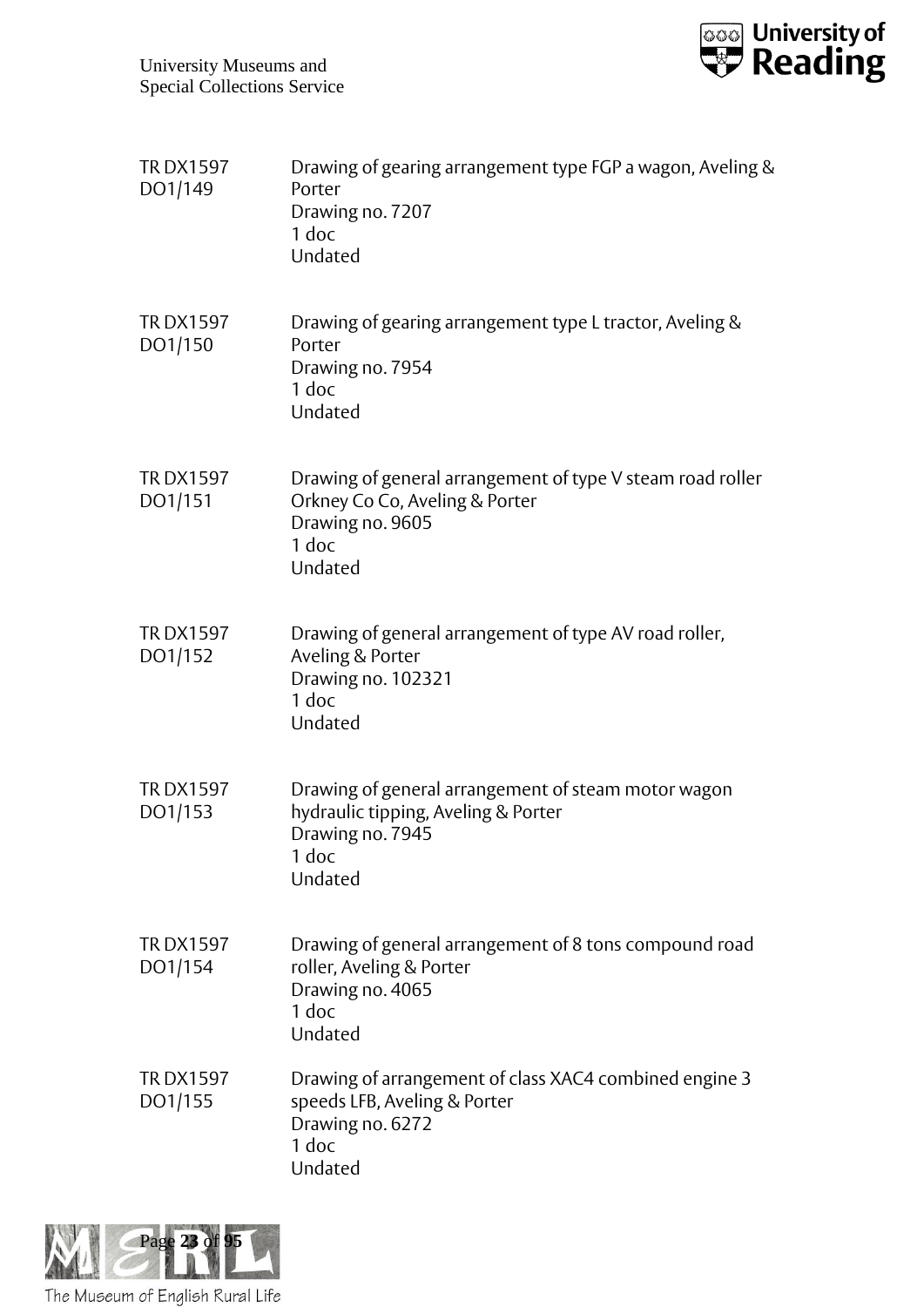| | |
|---|---|
| TR DX1597 DO1/149 | Drawing of gearing arrangement type FGP a wagon, Aveling & Porter<br>Drawing no. 7207<br>1 doc<br>Undated |
| TR DX1597 DO1/150 | Drawing of gearing arrangement type L tractor, Aveling & Porter<br>Drawing no. 7954<br>1 doc<br>Undated |
| TR DX1597 DO1/151 | Drawing of general arrangement of type V steam road roller Orkney Co Co, Aveling & Porter<br>Drawing no. 9605<br>1 doc<br>Undated |
| TR DX1597 DO1/152 | Drawing of general arrangement of type AV road roller, Aveling & Porter<br>Drawing no. 102321<br>1 doc<br>Undated |
| TR DX1597 DO1/153 | Drawing of general arrangement of steam motor wagon hydraulic tipping, Aveling & Porter<br>Drawing no. 7945<br>1 doc<br>Undated |
| TR DX1597 DO1/154 | Drawing of general arrangement of 8 tons compound road roller, Aveling & Porter<br>Drawing no. 4065<br>1 doc<br>Undated |
| TR DX1597 DO1/155 | Drawing of arrangement of class XAC4 combined engine 3 speeds LFB, Aveling & Porter<br>Drawing no. 6272<br>1 doc<br>Undated |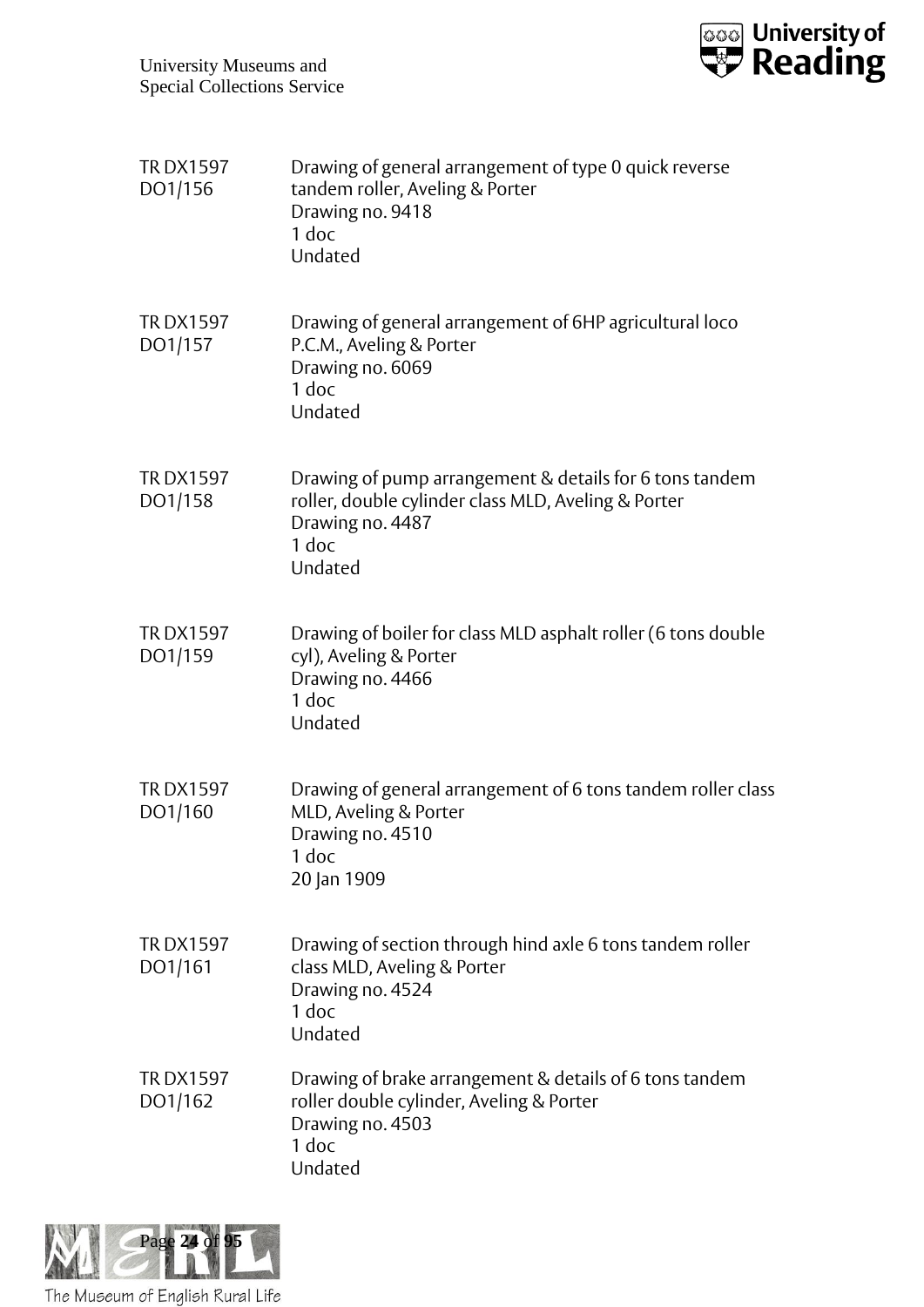TR DX1597 DO1/156 — Drawing of general arrangement of type 0 quick reverse tandem roller, Aveling & Porter
Drawing no. 9418
1 doc
Undated

TR DX1597 DO1/157 — Drawing of general arrangement of 6HP agricultural loco P.C.M., Aveling & Porter
Drawing no. 6069
1 doc
Undated

TR DX1597 DO1/158 — Drawing of pump arrangement & details for 6 tons tandem roller, double cylinder class MLD, Aveling & Porter
Drawing no. 4487
1 doc
Undated

TR DX1597 DO1/159 — Drawing of boiler for class MLD asphalt roller (6 tons double cyl), Aveling & Porter
Drawing no. 4466
1 doc
Undated

TR DX1597 DO1/160 — Drawing of general arrangement of 6 tons tandem roller class MLD, Aveling & Porter
Drawing no. 4510
1 doc
20 Jan 1909

TR DX1597 DO1/161 — Drawing of section through hind axle 6 tons tandem roller class MLD, Aveling & Porter
Drawing no. 4524
1 doc
Undated

TR DX1597 DO1/162 — Drawing of brake arrangement & details of 6 tons tandem roller double cylinder, Aveling & Porter
Drawing no. 4503
1 doc
Undated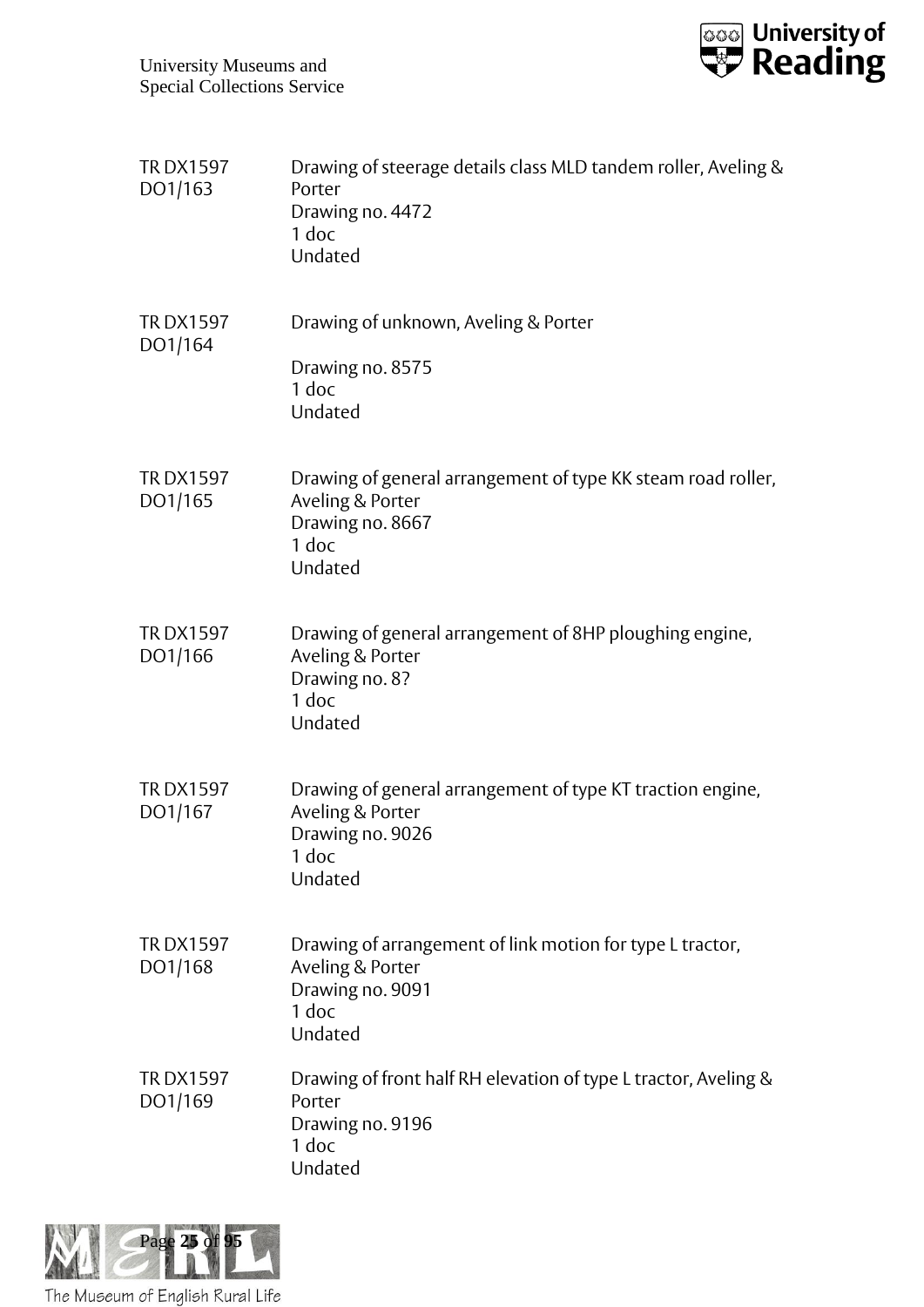| | |
|---|---|
| TR DX1597 DO1/163 | Drawing of steerage details class MLD tandem roller, Aveling & Porter<br>Drawing no. 4472<br>1 doc<br>Undated |
| TR DX1597 DO1/164 | Drawing of unknown, Aveling & Porter<br><br>Drawing no. 8575<br>1 doc<br>Undated |
| TR DX1597 DO1/165 | Drawing of general arrangement of type KK steam road roller, Aveling & Porter<br>Drawing no. 8667<br>1 doc<br>Undated |
| TR DX1597 DO1/166 | Drawing of general arrangement of 8HP ploughing engine, Aveling & Porter<br>Drawing no. 8?<br>1 doc<br>Undated |
| TR DX1597 DO1/167 | Drawing of general arrangement of type KT traction engine, Aveling & Porter<br>Drawing no. 9026<br>1 doc<br>Undated |
| TR DX1597 DO1/168 | Drawing of arrangement of link motion for type L tractor, Aveling & Porter<br>Drawing no. 9091<br>1 doc<br>Undated |
| TR DX1597 DO1/169 | Drawing of front half RH elevation of type L tractor, Aveling & Porter<br>Drawing no. 9196<br>1 doc<br>Undated |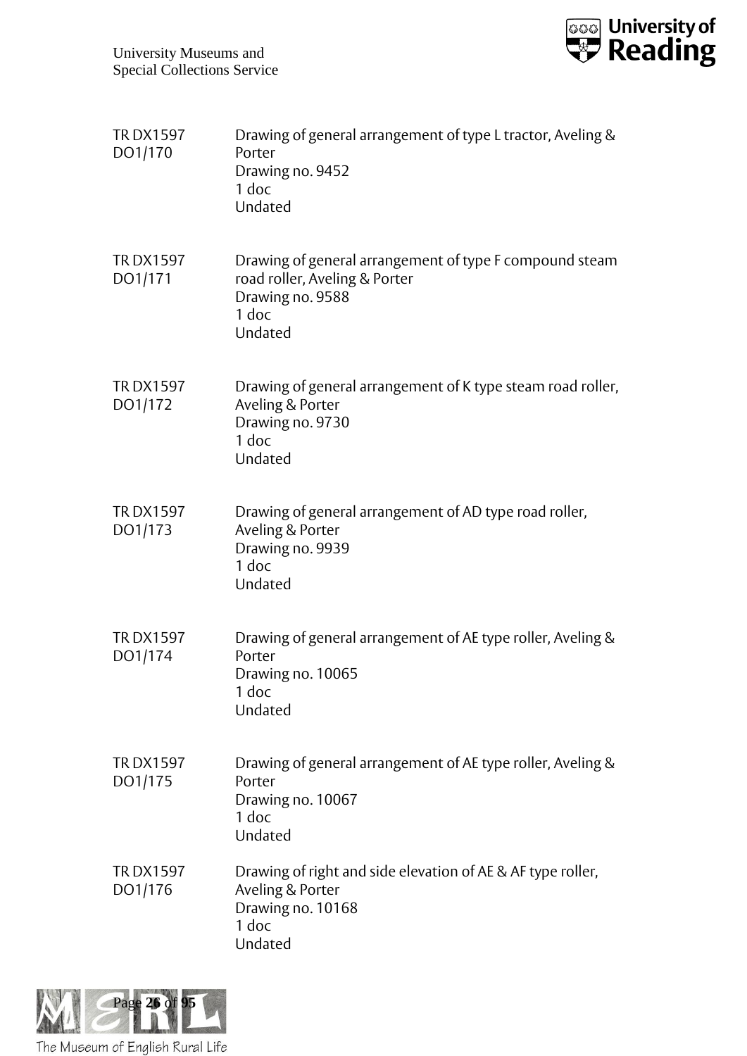| | |
|---|---|
| TR DX1597 DO1/170 | Drawing of general arrangement of type L tractor, Aveling & Porter<br>Drawing no. 9452<br>1 doc<br>Undated |
| TR DX1597 DO1/171 | Drawing of general arrangement of type F compound steam road roller, Aveling & Porter<br>Drawing no. 9588<br>1 doc<br>Undated |
| TR DX1597 DO1/172 | Drawing of general arrangement of K type steam road roller, Aveling & Porter<br>Drawing no. 9730<br>1 doc<br>Undated |
| TR DX1597 DO1/173 | Drawing of general arrangement of AD type road roller, Aveling & Porter<br>Drawing no. 9939<br>1 doc<br>Undated |
| TR DX1597 DO1/174 | Drawing of general arrangement of AE type roller, Aveling & Porter<br>Drawing no. 10065<br>1 doc<br>Undated |
| TR DX1597 DO1/175 | Drawing of general arrangement of AE type roller, Aveling & Porter<br>Drawing no. 10067<br>1 doc<br>Undated |
| TR DX1597 DO1/176 | Drawing of right and side elevation of AE & AF type roller, Aveling & Porter<br>Drawing no. 10168<br>1 doc<br>Undated |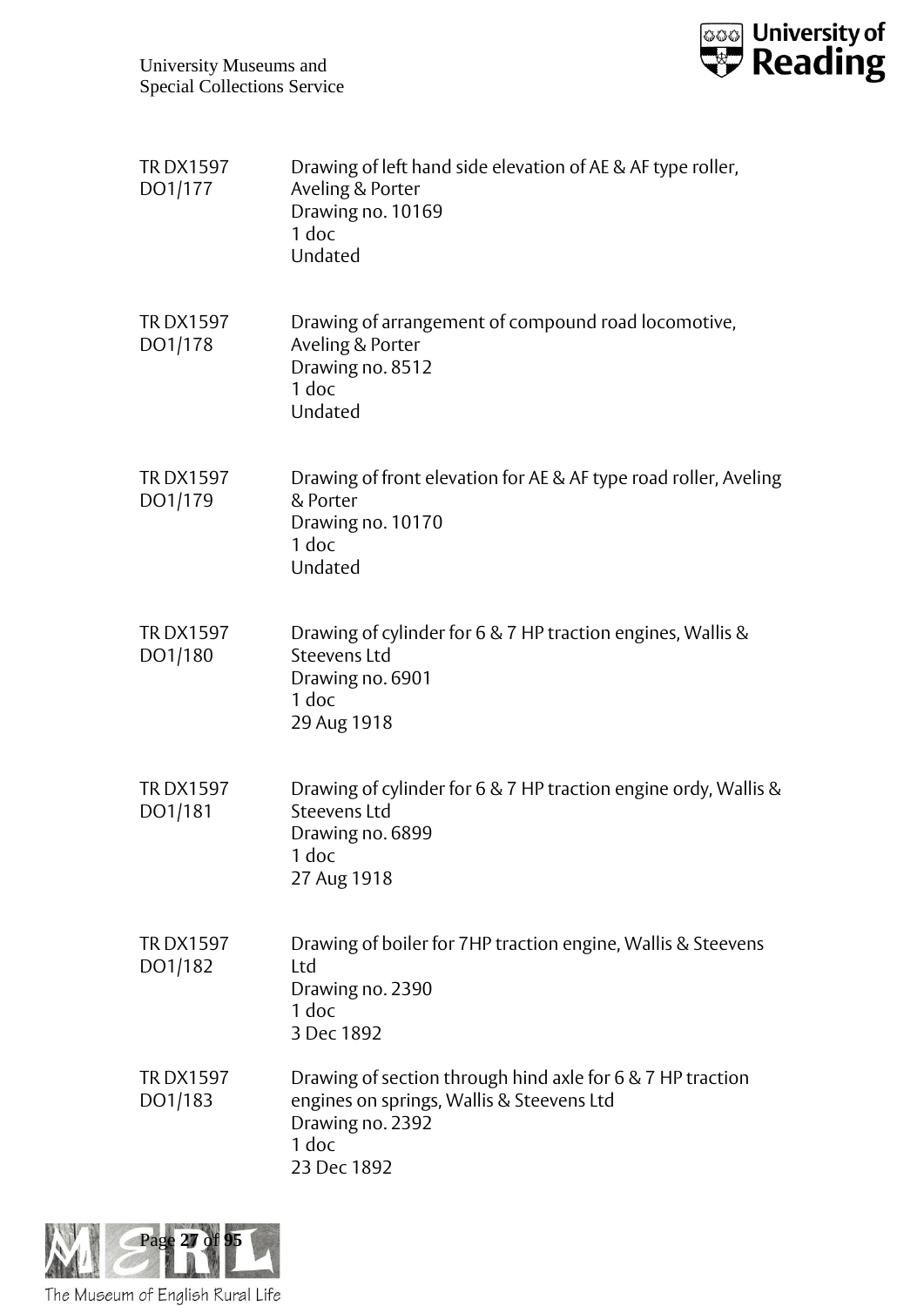TR DX1597 DO1/177 Drawing of left hand side elevation of AE & AF type roller, Aveling & Porter
Drawing no. 10169
1 doc
Undated

TR DX1597 DO1/178 Drawing of arrangement of compound road locomotive, Aveling & Porter
Drawing no. 8512
1 doc
Undated

TR DX1597 DO1/179 Drawing of front elevation for AE & AF type road roller, Aveling & Porter
Drawing no. 10170
1 doc
Undated

TR DX1597 DO1/180 Drawing of cylinder for 6 & 7 HP traction engines, Wallis & Steevens Ltd
Drawing no. 6901
1 doc
29 Aug 1918

TR DX1597 DO1/181 Drawing of cylinder for 6 & 7 HP traction engine ordy, Wallis & Steevens Ltd
Drawing no. 6899
1 doc
27 Aug 1918

TR DX1597 DO1/182 Drawing of boiler for 7HP traction engine, Wallis & Steevens Ltd
Drawing no. 2390
1 doc
3 Dec 1892

TR DX1597 DO1/183 Drawing of section through hind axle for 6 & 7 HP traction engines on springs, Wallis & Steevens Ltd
Drawing no. 2392
1 doc
23 Dec 1892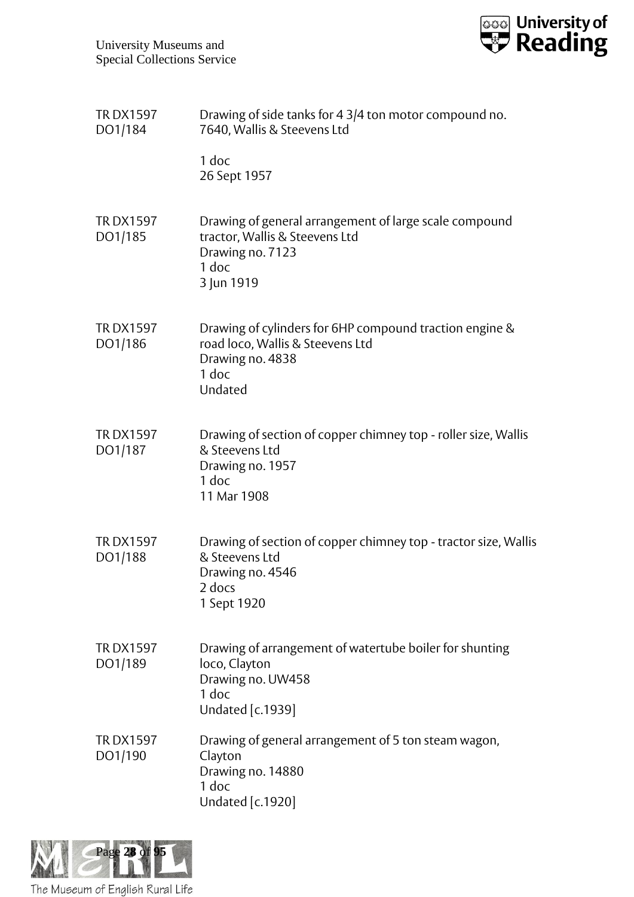| | |
|---|---|
| TR DX1597 DO1/184 | Drawing of side tanks for 4 3/4 ton motor compound no. 7640, Wallis & Steevens Ltd<br><br>1 doc<br>26 Sept 1957 |
| TR DX1597 DO1/185 | Drawing of general arrangement of large scale compound tractor, Wallis & Steevens Ltd<br>Drawing no. 7123<br>1 doc<br>3 Jun 1919 |
| TR DX1597 DO1/186 | Drawing of cylinders for 6HP compound traction engine & road loco, Wallis & Steevens Ltd<br>Drawing no. 4838<br>1 doc<br>Undated |
| TR DX1597 DO1/187 | Drawing of section of copper chimney top - roller size, Wallis & Steevens Ltd<br>Drawing no. 1957<br>1 doc<br>11 Mar 1908 |
| TR DX1597 DO1/188 | Drawing of section of copper chimney top - tractor size, Wallis & Steevens Ltd<br>Drawing no. 4546<br>2 docs<br>1 Sept 1920 |
| TR DX1597 DO1/189 | Drawing of arrangement of watertube boiler for shunting loco, Clayton<br>Drawing no. UW458<br>1 doc<br>Undated [c.1939] |
| TR DX1597 DO1/190 | Drawing of general arrangement of 5 ton steam wagon, Clayton<br>Drawing no. 14880<br>1 doc<br>Undated [c.1920] |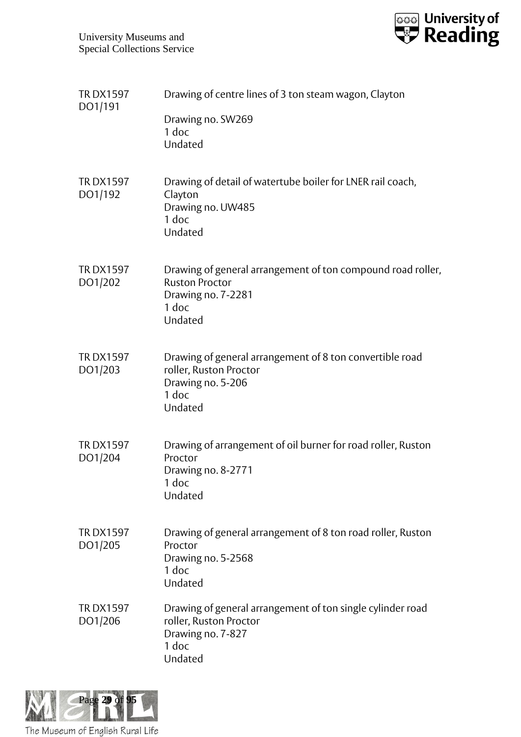TR DX1597 DO1/191

Drawing of centre lines of 3 ton steam wagon, Clayton
Drawing no. SW269
1 doc
Undated

TR DX1597 DO1/192

Drawing of detail of watertube boiler for LNER rail coach, Clayton
Drawing no. UW485
1 doc
Undated

TR DX1597 DO1/202

Drawing of general arrangement of ton compound road roller, Ruston Proctor
Drawing no. 7-2281
1 doc
Undated

TR DX1597 DO1/203

Drawing of general arrangement of 8 ton convertible road roller, Ruston Proctor
Drawing no. 5-206
1 doc
Undated

TR DX1597 DO1/204

Drawing of arrangement of oil burner for road roller, Ruston Proctor
Drawing no. 8-2771
1 doc
Undated

TR DX1597 DO1/205

Drawing of general arrangement of 8 ton road roller, Ruston Proctor
Drawing no. 5-2568
1 doc
Undated

TR DX1597 DO1/206

Drawing of general arrangement of ton single cylinder road roller, Ruston Proctor
Drawing no. 7-827
1 doc
Undated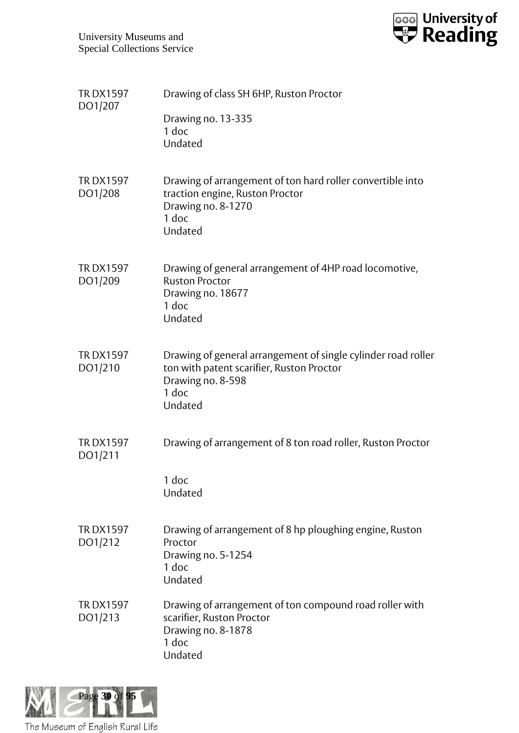TR DX1597 DO1/207

Drawing of class SH 6HP, Ruston Proctor

Drawing no. 13-335
1 doc
Undated

TR DX1597 DO1/208

Drawing of arrangement of ton hard roller convertible into traction engine, Ruston Proctor
Drawing no. 8-1270
1 doc
Undated

TR DX1597 DO1/209

Drawing of general arrangement of 4HP road locomotive, Ruston Proctor
Drawing no. 18677
1 doc
Undated

TR DX1597 DO1/210

Drawing of general arrangement of single cylinder road roller ton with patent scarifier, Ruston Proctor
Drawing no. 8-598
1 doc
Undated

TR DX1597 DO1/211

Drawing of arrangement of 8 ton road roller, Ruston Proctor

1 doc
Undated

TR DX1597 DO1/212

Drawing of arrangement of 8 hp ploughing engine, Ruston Proctor
Drawing no. 5-1254
1 doc
Undated

TR DX1597 DO1/213

Drawing of arrangement of ton compound road roller with scarifier, Ruston Proctor
Drawing no. 8-1878
1 doc
Undated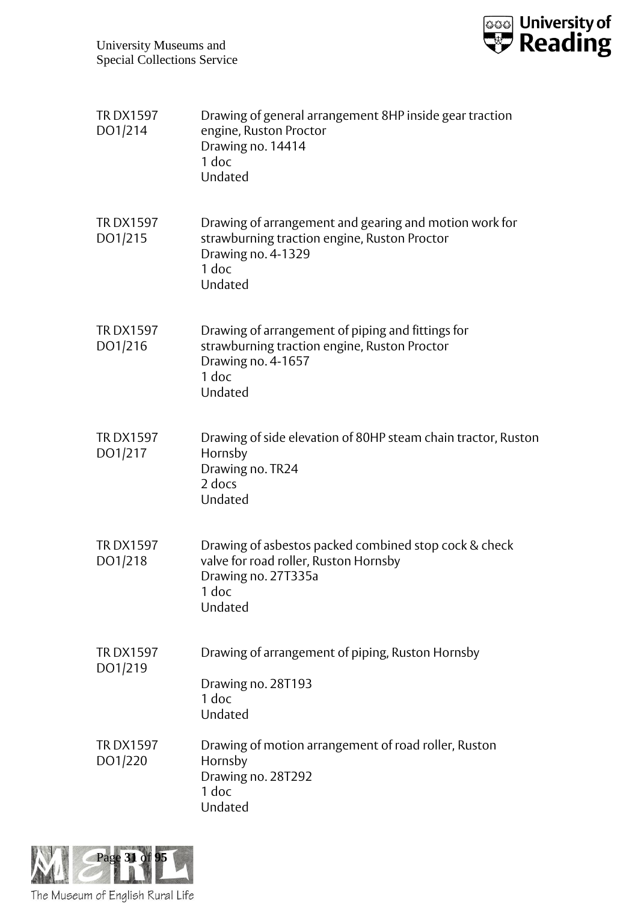TR DX1597 DO1/214	Drawing of general arrangement 8HP inside gear traction engine, Ruston Proctor
Drawing no. 14414
1 doc
Undated

TR DX1597 DO1/215	Drawing of arrangement and gearing and motion work for strawburning traction engine, Ruston Proctor
Drawing no. 4-1329
1 doc
Undated

TR DX1597 DO1/216	Drawing of arrangement of piping and fittings for strawburning traction engine, Ruston Proctor
Drawing no. 4-1657
1 doc
Undated

TR DX1597 DO1/217	Drawing of side elevation of 80HP steam chain tractor, Ruston Hornsby
Drawing no. TR24
2 docs
Undated

TR DX1597 DO1/218	Drawing of asbestos packed combined stop cock & check valve for road roller, Ruston Hornsby
Drawing no. 27T335a
1 doc
Undated

TR DX1597 DO1/219	Drawing of arrangement of piping, Ruston Hornsby

Drawing no. 28T193
1 doc
Undated

TR DX1597 DO1/220	Drawing of motion arrangement of road roller, Ruston Hornsby
Drawing no. 28T292
1 doc
Undated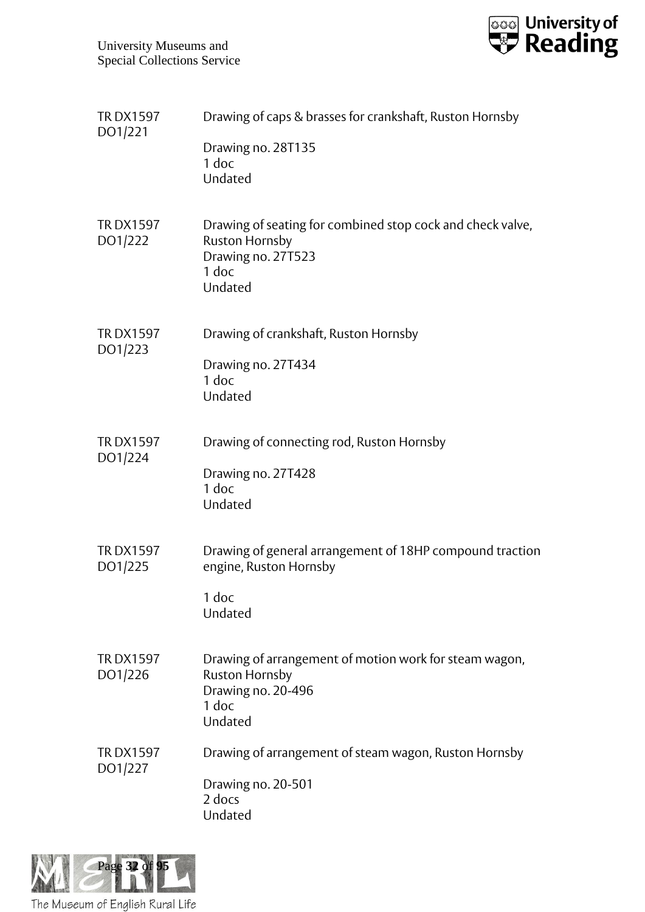TR DX1597 DO1/221

Drawing of caps & brasses for crankshaft, Ruston Hornsby

Drawing no. 28T135
1 doc
Undated

TR DX1597 DO1/222

Drawing of seating for combined stop cock and check valve, Ruston Hornsby
Drawing no. 27T523
1 doc
Undated

TR DX1597 DO1/223

Drawing of crankshaft, Ruston Hornsby

Drawing no. 27T434
1 doc
Undated

TR DX1597 DO1/224

Drawing of connecting rod, Ruston Hornsby

Drawing no. 27T428
1 doc
Undated

TR DX1597 DO1/225

Drawing of general arrangement of 18HP compound traction engine, Ruston Hornsby

1 doc
Undated

TR DX1597 DO1/226

Drawing of arrangement of motion work for steam wagon, Ruston Hornsby
Drawing no. 20-496
1 doc
Undated

TR DX1597 DO1/227

Drawing of arrangement of steam wagon, Ruston Hornsby

Drawing no. 20-501
2 docs
Undated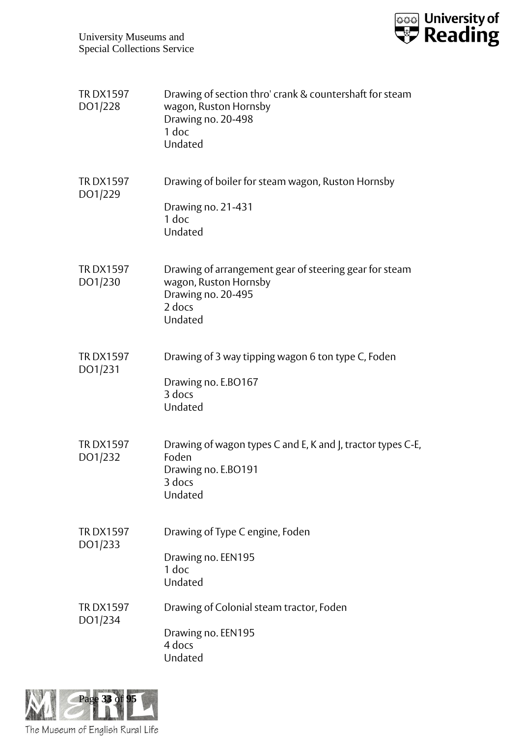TR DX1597 DO1/228

Drawing of section thro' crank & countershaft for steam wagon, Ruston Hornsby
Drawing no. 20-498
1 doc
Undated

TR DX1597 DO1/229

Drawing of boiler for steam wagon, Ruston Hornsby

Drawing no. 21-431
1 doc
Undated

TR DX1597 DO1/230

Drawing of arrangement gear of steering gear for steam wagon, Ruston Hornsby
Drawing no. 20-495
2 docs
Undated

TR DX1597 DO1/231

Drawing of 3 way tipping wagon 6 ton type C, Foden

Drawing no. E.BO167
3 docs
Undated

TR DX1597 DO1/232

Drawing of wagon types C and E, K and J, tractor types C-E, Foden
Drawing no. E.BO191
3 docs
Undated

TR DX1597 DO1/233

Drawing of Type C engine, Foden

Drawing no. EEN195
1 doc
Undated

TR DX1597 DO1/234

Drawing of Colonial steam tractor, Foden

Drawing no. EEN195
4 docs
Undated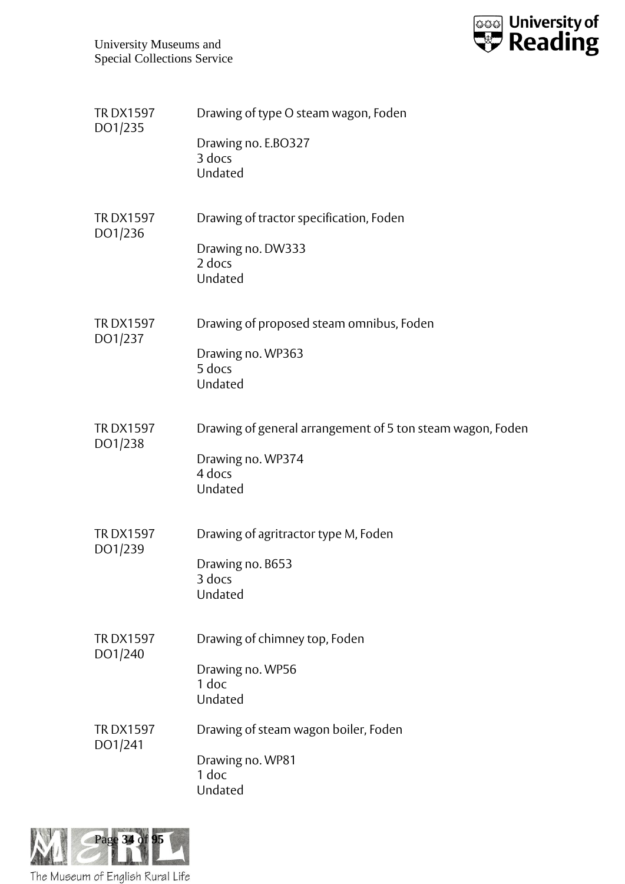TR DX1597 DO1/235 — Drawing of type O steam wagon, Foden

Drawing no. E.BO327
3 docs
Undated

TR DX1597 DO1/236 — Drawing of tractor specification, Foden

Drawing no. DW333
2 docs
Undated

TR DX1597 DO1/237 — Drawing of proposed steam omnibus, Foden

Drawing no. WP363
5 docs
Undated

TR DX1597 DO1/238 — Drawing of general arrangement of 5 ton steam wagon, Foden

Drawing no. WP374
4 docs
Undated

TR DX1597 DO1/239 — Drawing of agritractor type M, Foden

Drawing no. B653
3 docs
Undated

TR DX1597 DO1/240 — Drawing of chimney top, Foden

Drawing no. WP56
1 doc
Undated

TR DX1597 DO1/241 — Drawing of steam wagon boiler, Foden

Drawing no. WP81
1 doc
Undated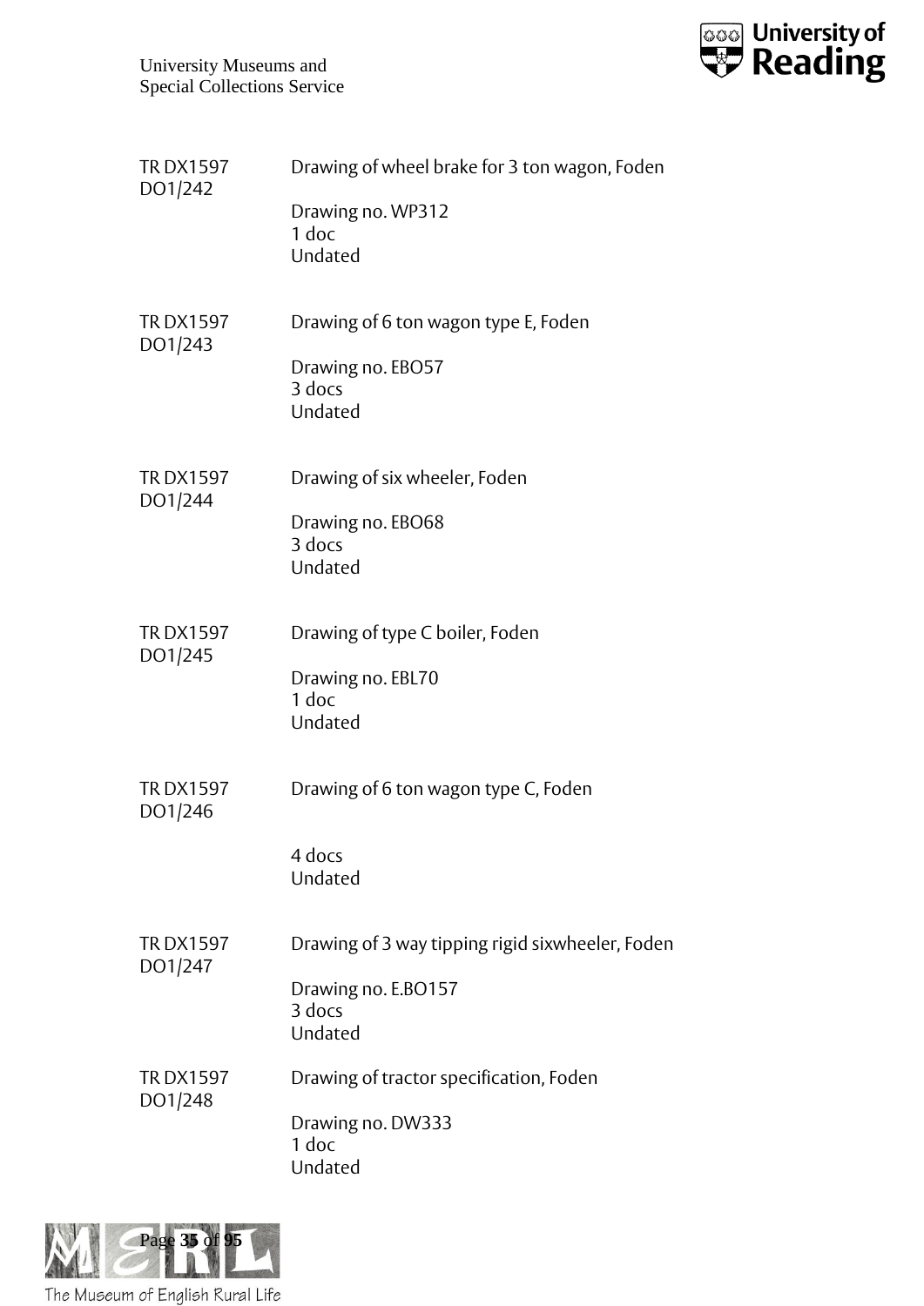TR DX1597 DO1/242

Drawing of wheel brake for 3 ton wagon, Foden

Drawing no. WP312
1 doc
Undated

TR DX1597 DO1/243

Drawing of 6 ton wagon type E, Foden

Drawing no. EBO57
3 docs
Undated

TR DX1597 DO1/244

Drawing of six wheeler, Foden

Drawing no. EBO68
3 docs
Undated

TR DX1597 DO1/245

Drawing of type C boiler, Foden

Drawing no. EBL70
1 doc
Undated

TR DX1597 DO1/246

Drawing of 6 ton wagon type C, Foden

4 docs
Undated

TR DX1597 DO1/247

Drawing of 3 way tipping rigid sixwheeler, Foden

Drawing no. E.BO157
3 docs
Undated

TR DX1597 DO1/248

Drawing of tractor specification, Foden

Drawing no. DW333
1 doc
Undated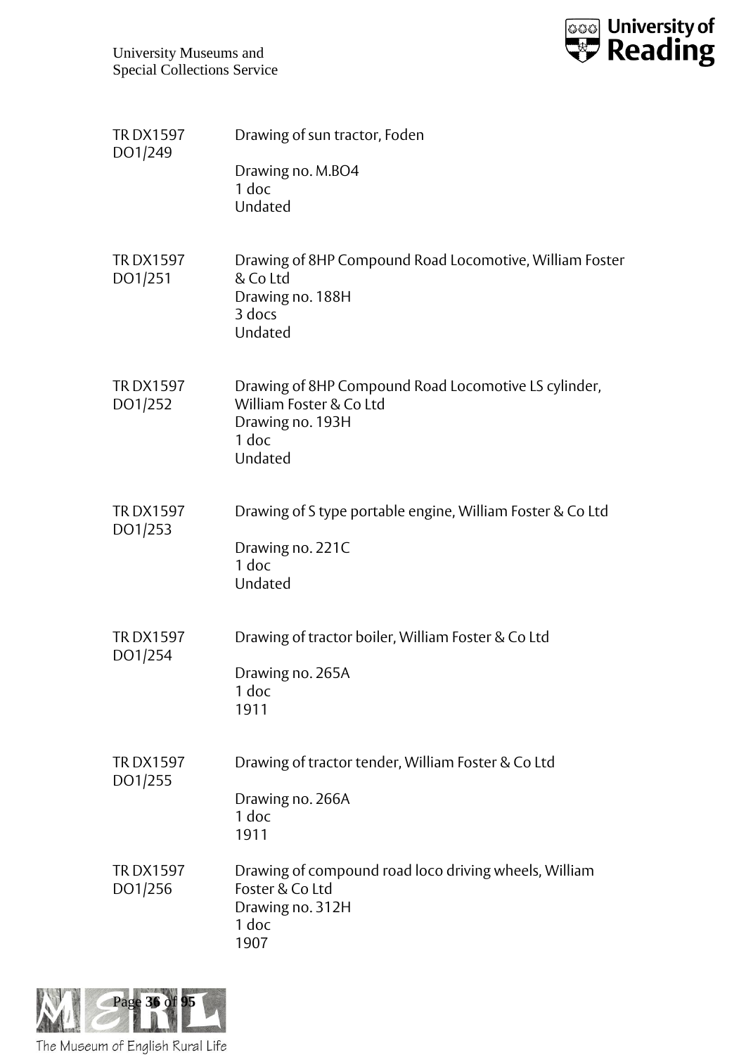TR DX1597 DO1/249 — Drawing of sun tractor, Foden

Drawing no. M.BO4
1 doc
Undated

TR DX1597 DO1/251 — Drawing of 8HP Compound Road Locomotive, William Foster & Co Ltd
Drawing no. 188H
3 docs
Undated

TR DX1597 DO1/252 — Drawing of 8HP Compound Road Locomotive LS cylinder, William Foster & Co Ltd
Drawing no. 193H
1 doc
Undated

TR DX1597 DO1/253 — Drawing of S type portable engine, William Foster & Co Ltd

Drawing no. 221C
1 doc
Undated

TR DX1597 DO1/254 — Drawing of tractor boiler, William Foster & Co Ltd

Drawing no. 265A
1 doc
1911

TR DX1597 DO1/255 — Drawing of tractor tender, William Foster & Co Ltd

Drawing no. 266A
1 doc
1911

TR DX1597 DO1/256 — Drawing of compound road loco driving wheels, William Foster & Co Ltd
Drawing no. 312H
1 doc
1907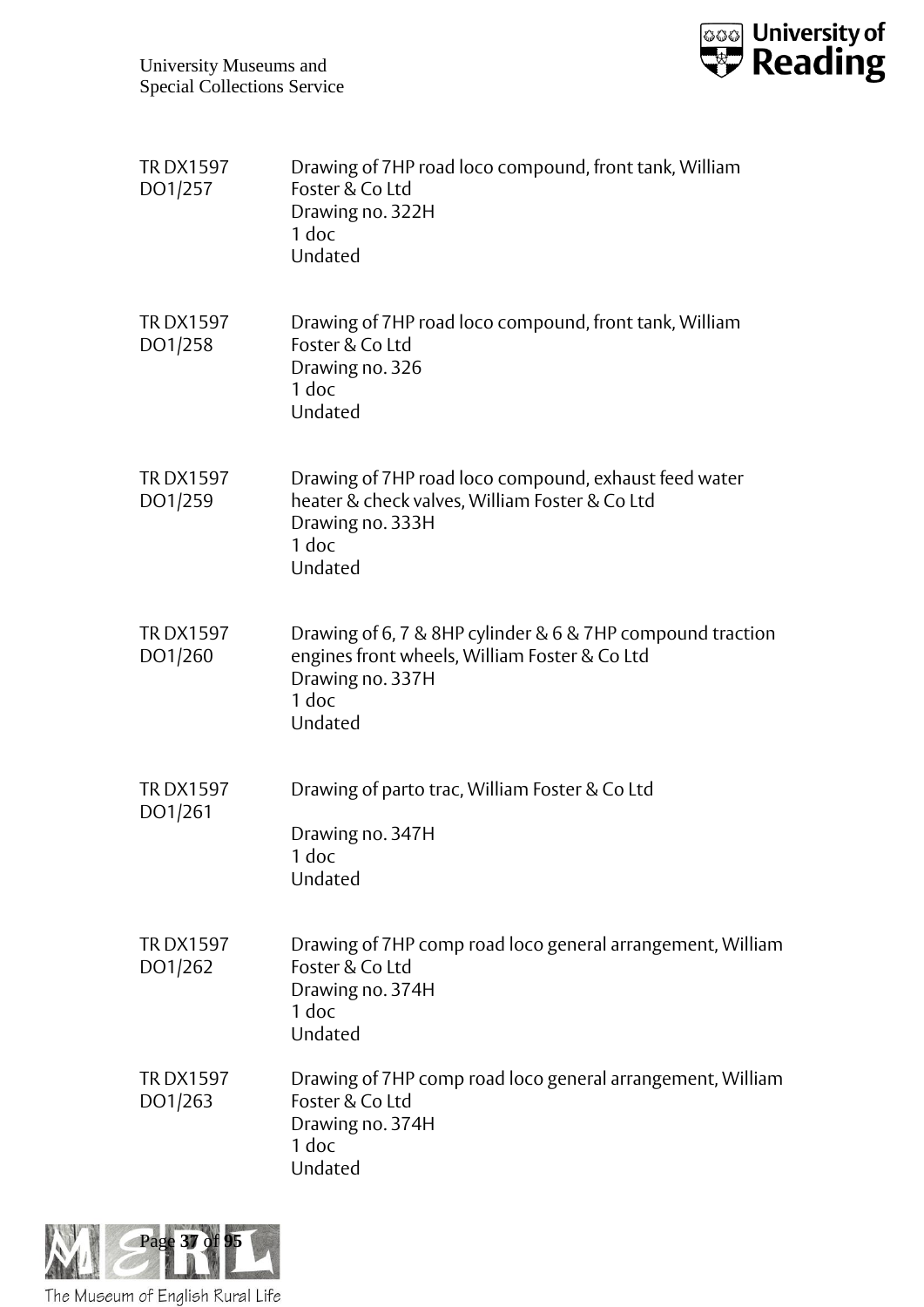TR DX1597 DO1/257 Drawing of 7HP road loco compound, front tank, William Foster & Co Ltd
Drawing no. 322H
1 doc
Undated

TR DX1597 DO1/258 Drawing of 7HP road loco compound, front tank, William Foster & Co Ltd
Drawing no. 326
1 doc
Undated

TR DX1597 DO1/259 Drawing of 7HP road loco compound, exhaust feed water heater & check valves, William Foster & Co Ltd
Drawing no. 333H
1 doc
Undated

TR DX1597 DO1/260 Drawing of 6, 7 & 8HP cylinder & 6 & 7HP compound traction engines front wheels, William Foster & Co Ltd
Drawing no. 337H
1 doc
Undated

TR DX1597 DO1/261 Drawing of parto trac, William Foster & Co Ltd
Drawing no. 347H
1 doc
Undated

TR DX1597 DO1/262 Drawing of 7HP comp road loco general arrangement, William Foster & Co Ltd
Drawing no. 374H
1 doc
Undated

TR DX1597 DO1/263 Drawing of 7HP comp road loco general arrangement, William Foster & Co Ltd
Drawing no. 374H
1 doc
Undated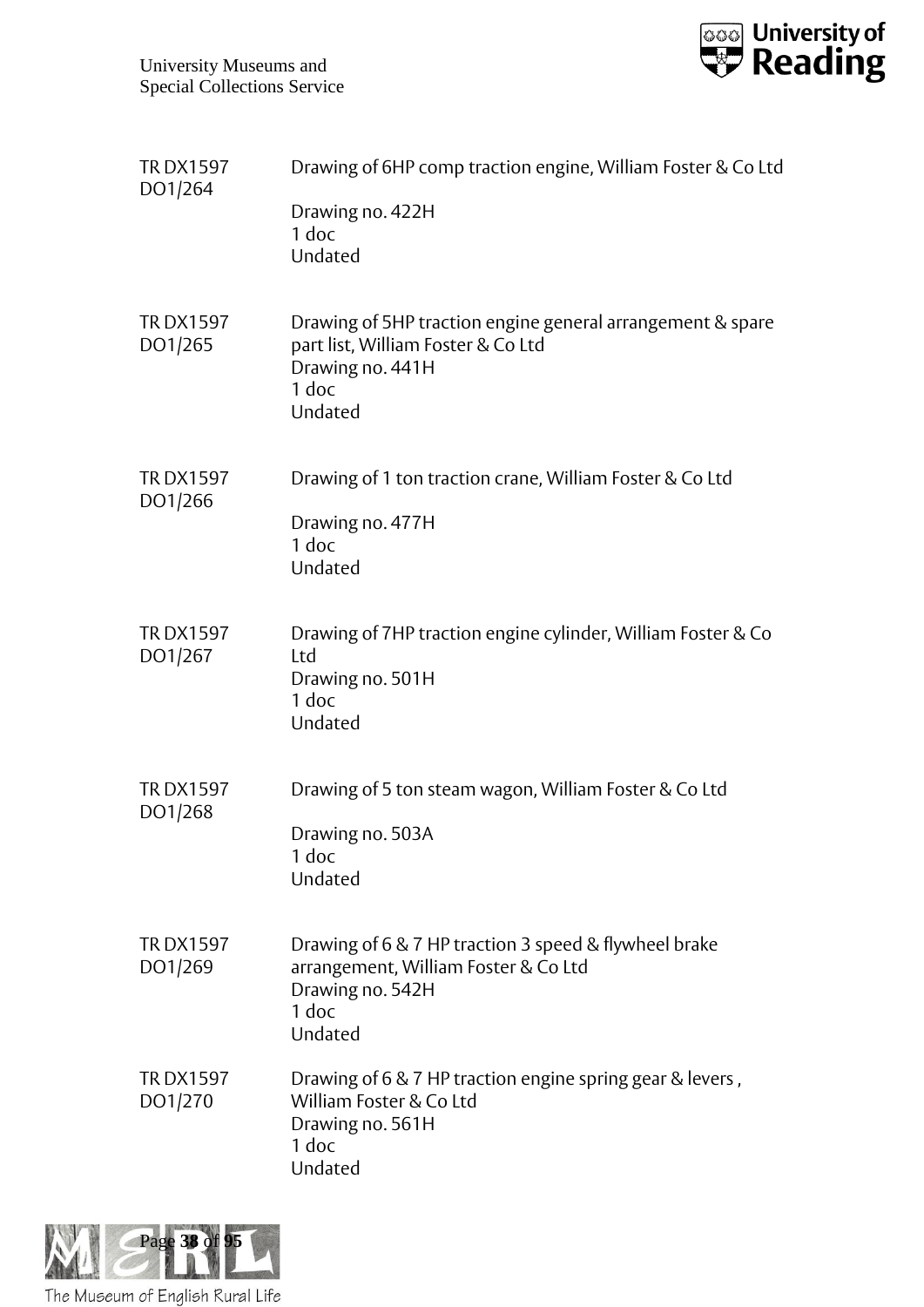TR DX1597 DO1/264 Drawing of 6HP comp traction engine, William Foster & Co Ltd

Drawing no. 422H
1 doc
Undated

TR DX1597 DO1/265 Drawing of 5HP traction engine general arrangement & spare part list, William Foster & Co Ltd
Drawing no. 441H
1 doc
Undated

TR DX1597 DO1/266 Drawing of 1 ton traction crane, William Foster & Co Ltd

Drawing no. 477H
1 doc
Undated

TR DX1597 DO1/267 Drawing of 7HP traction engine cylinder, William Foster & Co Ltd
Drawing no. 501H
1 doc
Undated

TR DX1597 DO1/268 Drawing of 5 ton steam wagon, William Foster & Co Ltd

Drawing no. 503A
1 doc
Undated

TR DX1597 DO1/269 Drawing of 6 & 7 HP traction 3 speed & flywheel brake arrangement, William Foster & Co Ltd
Drawing no. 542H
1 doc
Undated

TR DX1597 DO1/270 Drawing of 6 & 7 HP traction engine spring gear & levers , William Foster & Co Ltd
Drawing no. 561H
1 doc
Undated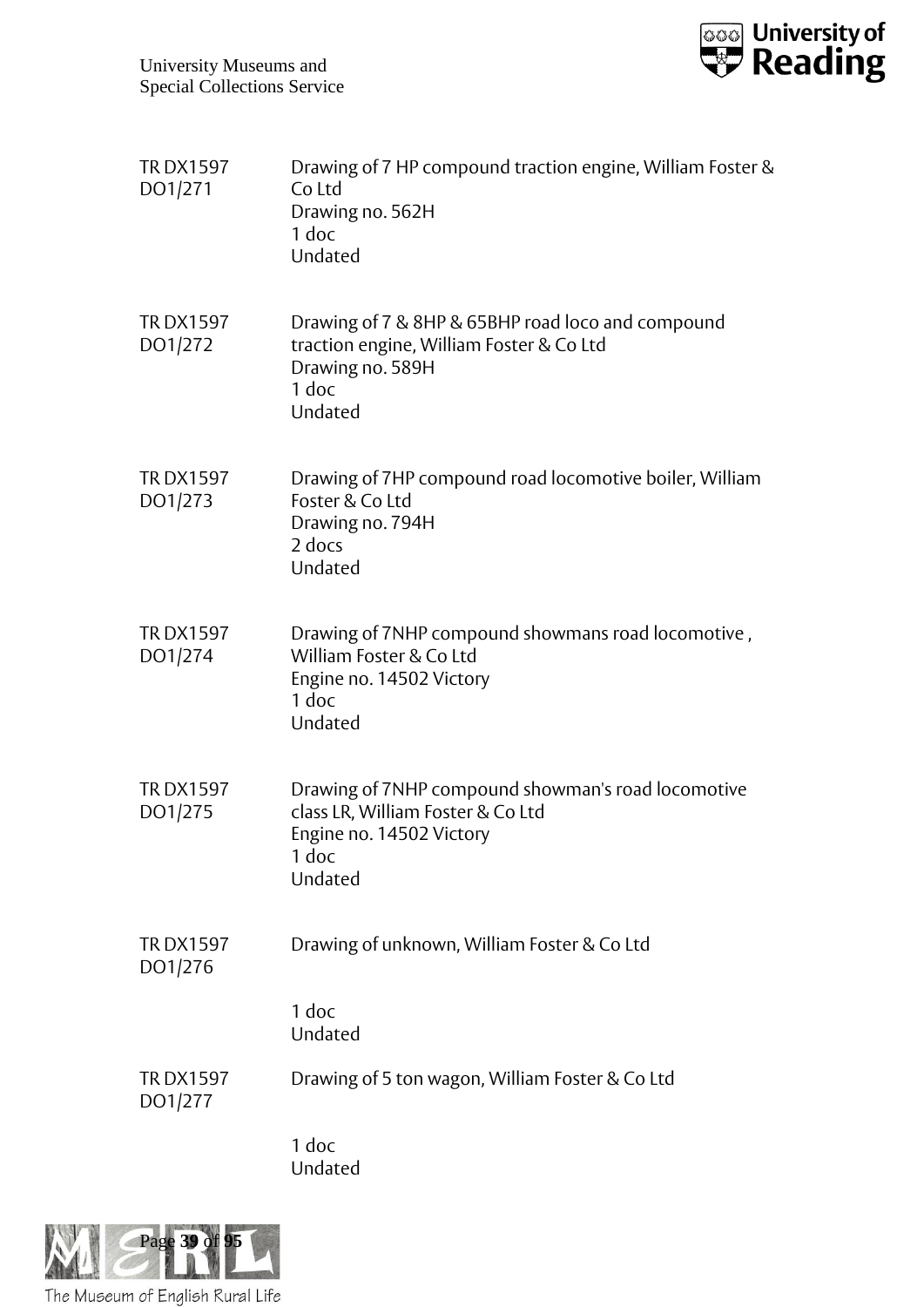| | |
|---|---|
| TR DX1597 DO1/271 | Drawing of 7 HP compound traction engine, William Foster & Co Ltd<br>Drawing no. 562H<br>1 doc<br>Undated |
| TR DX1597 DO1/272 | Drawing of 7 & 8HP & 65BHP road loco and compound traction engine, William Foster & Co Ltd<br>Drawing no. 589H<br>1 doc<br>Undated |
| TR DX1597 DO1/273 | Drawing of 7HP compound road locomotive boiler, William Foster & Co Ltd<br>Drawing no. 794H<br>2 docs<br>Undated |
| TR DX1597 DO1/274 | Drawing of 7NHP compound showmans road locomotive , William Foster & Co Ltd<br>Engine no. 14502 Victory<br>1 doc<br>Undated |
| TR DX1597 DO1/275 | Drawing of 7NHP compound showman's road locomotive class LR, William Foster & Co Ltd<br>Engine no. 14502 Victory<br>1 doc<br>Undated |
| TR DX1597 DO1/276 | Drawing of unknown, William Foster & Co Ltd<br><br>1 doc<br>Undated |
| TR DX1597 DO1/277 | Drawing of 5 ton wagon, William Foster & Co Ltd<br><br>1 doc<br>Undated |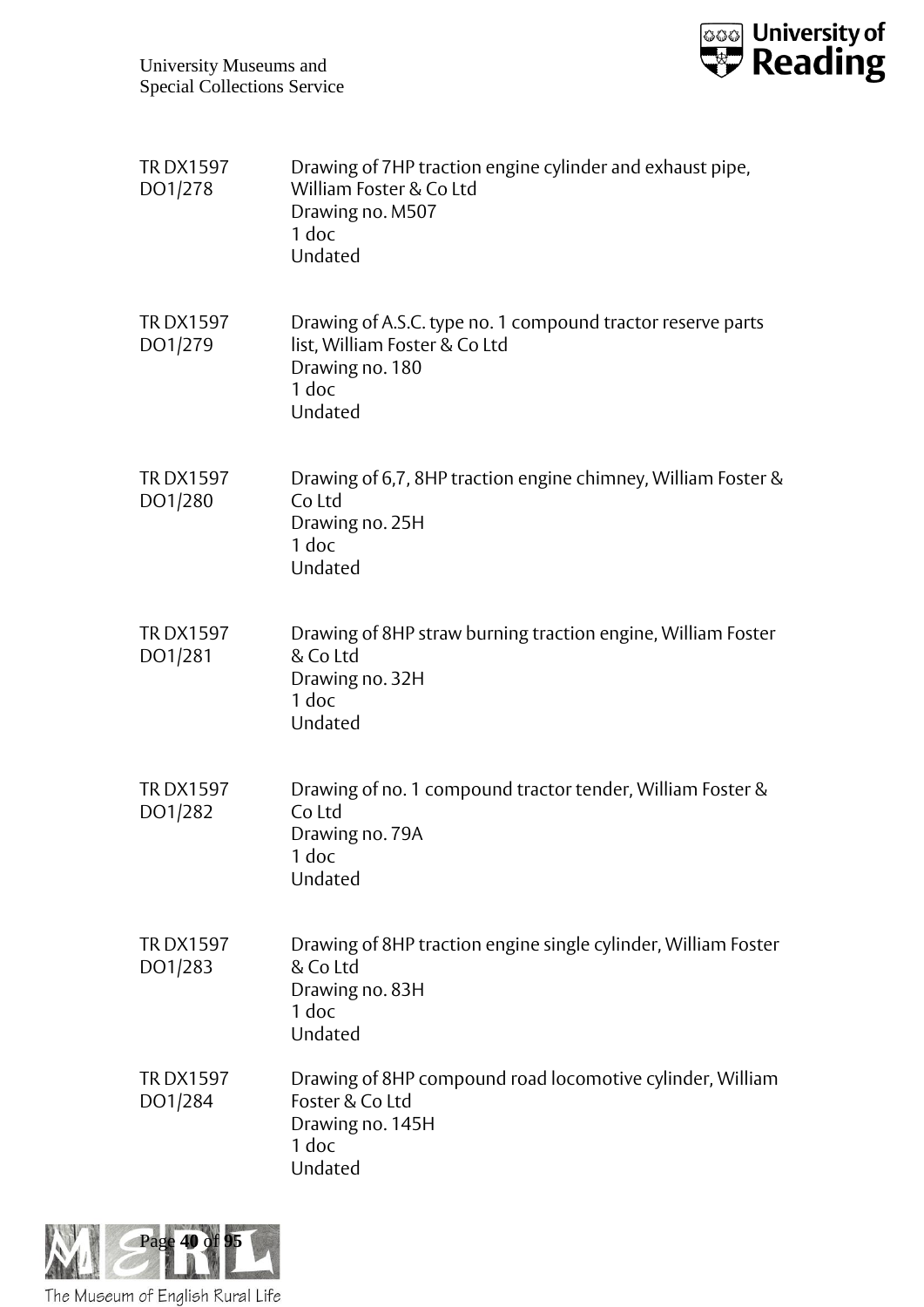TR DX1597 DO1/278

Drawing of 7HP traction engine cylinder and exhaust pipe, William Foster & Co Ltd
Drawing no. M507
1 doc
Undated

TR DX1597 DO1/279

Drawing of A.S.C. type no. 1 compound tractor reserve parts list, William Foster & Co Ltd
Drawing no. 180
1 doc
Undated

TR DX1597 DO1/280

Drawing of 6,7, 8HP traction engine chimney, William Foster & Co Ltd
Drawing no. 25H
1 doc
Undated

TR DX1597 DO1/281

Drawing of 8HP straw burning traction engine, William Foster & Co Ltd
Drawing no. 32H
1 doc
Undated

TR DX1597 DO1/282

Drawing of no. 1 compound tractor tender, William Foster & Co Ltd
Drawing no. 79A
1 doc
Undated

TR DX1597 DO1/283

Drawing of 8HP traction engine single cylinder, William Foster & Co Ltd
Drawing no. 83H
1 doc
Undated

TR DX1597 DO1/284

Drawing of 8HP compound road locomotive cylinder, William Foster & Co Ltd
Drawing no. 145H
1 doc
Undated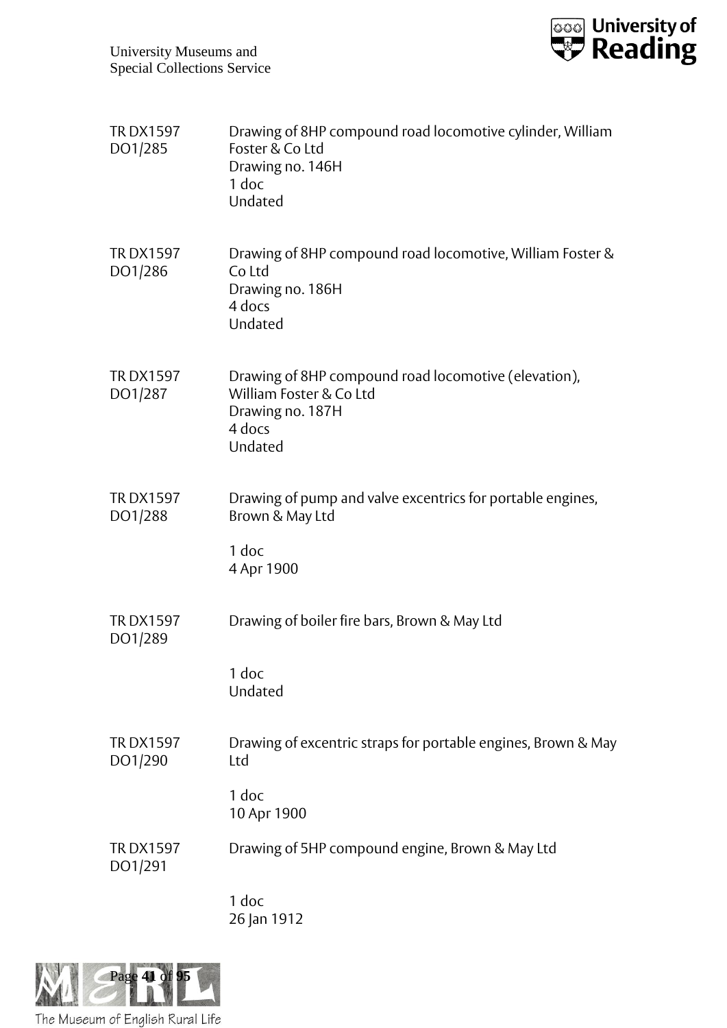TR DX1597 DO1/285 — Drawing of 8HP compound road locomotive cylinder, William Foster & Co Ltd
Drawing no. 146H
1 doc
Undated

TR DX1597 DO1/286 — Drawing of 8HP compound road locomotive, William Foster & Co Ltd
Drawing no. 186H
4 docs
Undated

TR DX1597 DO1/287 — Drawing of 8HP compound road locomotive (elevation), William Foster & Co Ltd
Drawing no. 187H
4 docs
Undated

TR DX1597 DO1/288 — Drawing of pump and valve excentrics for portable engines, Brown & May Ltd

1 doc
4 Apr 1900

TR DX1597 DO1/289 — Drawing of boiler fire bars, Brown & May Ltd

1 doc
Undated

TR DX1597 DO1/290 — Drawing of excentric straps for portable engines, Brown & May Ltd

1 doc
10 Apr 1900

TR DX1597 DO1/291 — Drawing of 5HP compound engine, Brown & May Ltd

1 doc
26 Jan 1912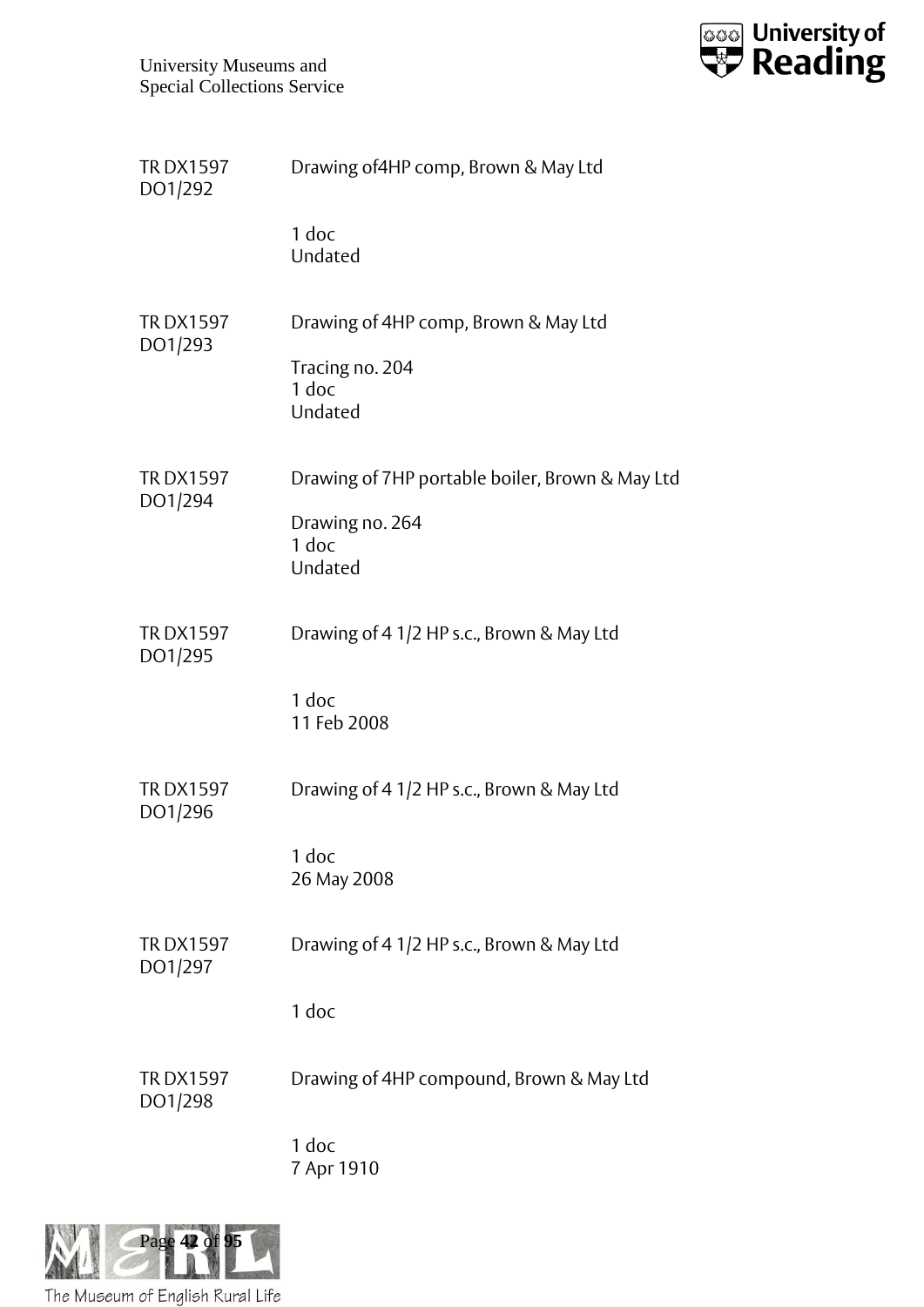TR DX1597 DO1/292 — Drawing of4HP comp, Brown & May Ltd

1 doc
Undated

TR DX1597 DO1/293 — Drawing of 4HP comp, Brown & May Ltd

Tracing no. 204
1 doc
Undated

TR DX1597 DO1/294 — Drawing of 7HP portable boiler, Brown & May Ltd

Drawing no. 264
1 doc
Undated

TR DX1597 DO1/295 — Drawing of 4 1/2 HP s.c., Brown & May Ltd

1 doc
11 Feb 2008

TR DX1597 DO1/296 — Drawing of 4 1/2 HP s.c., Brown & May Ltd

1 doc
26 May 2008

TR DX1597 DO1/297 — Drawing of 4 1/2 HP s.c., Brown & May Ltd

1 doc

TR DX1597 DO1/298 — Drawing of 4HP compound, Brown & May Ltd

1 doc
7 Apr 1910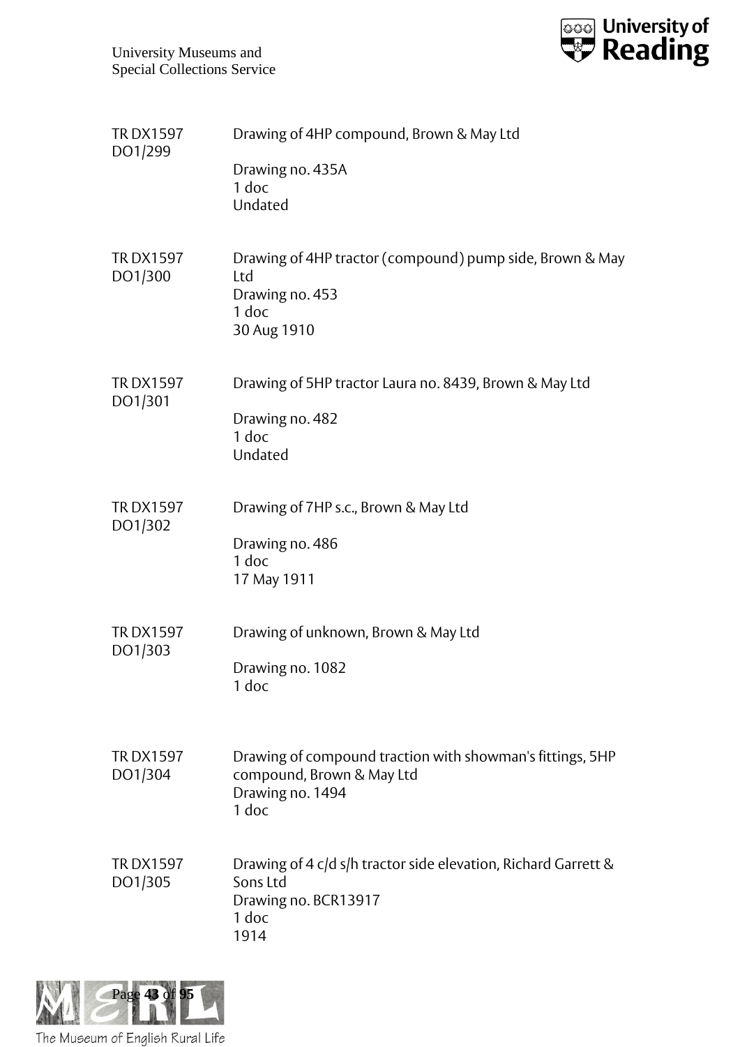| | |
|---|---|
| TR DX1597 DO1/299 | Drawing of 4HP compound, Brown & May Ltd<br>Drawing no. 435A<br>1 doc<br>Undated |
| TR DX1597 DO1/300 | Drawing of 4HP tractor (compound) pump side, Brown & May Ltd<br>Drawing no. 453<br>1 doc<br>30 Aug 1910 |
| TR DX1597 DO1/301 | Drawing of 5HP tractor Laura no. 8439, Brown & May Ltd<br>Drawing no. 482<br>1 doc<br>Undated |
| TR DX1597 DO1/302 | Drawing of 7HP s.c., Brown & May Ltd<br>Drawing no. 486<br>1 doc<br>17 May 1911 |
| TR DX1597 DO1/303 | Drawing of unknown, Brown & May Ltd<br>Drawing no. 1082<br>1 doc |
| TR DX1597 DO1/304 | Drawing of compound traction with showman's fittings, 5HP compound, Brown & May Ltd<br>Drawing no. 1494<br>1 doc |
| TR DX1597 DO1/305 | Drawing of 4 c/d s/h tractor side elevation, Richard Garrett & Sons Ltd<br>Drawing no. BCR13917<br>1 doc<br>1914 |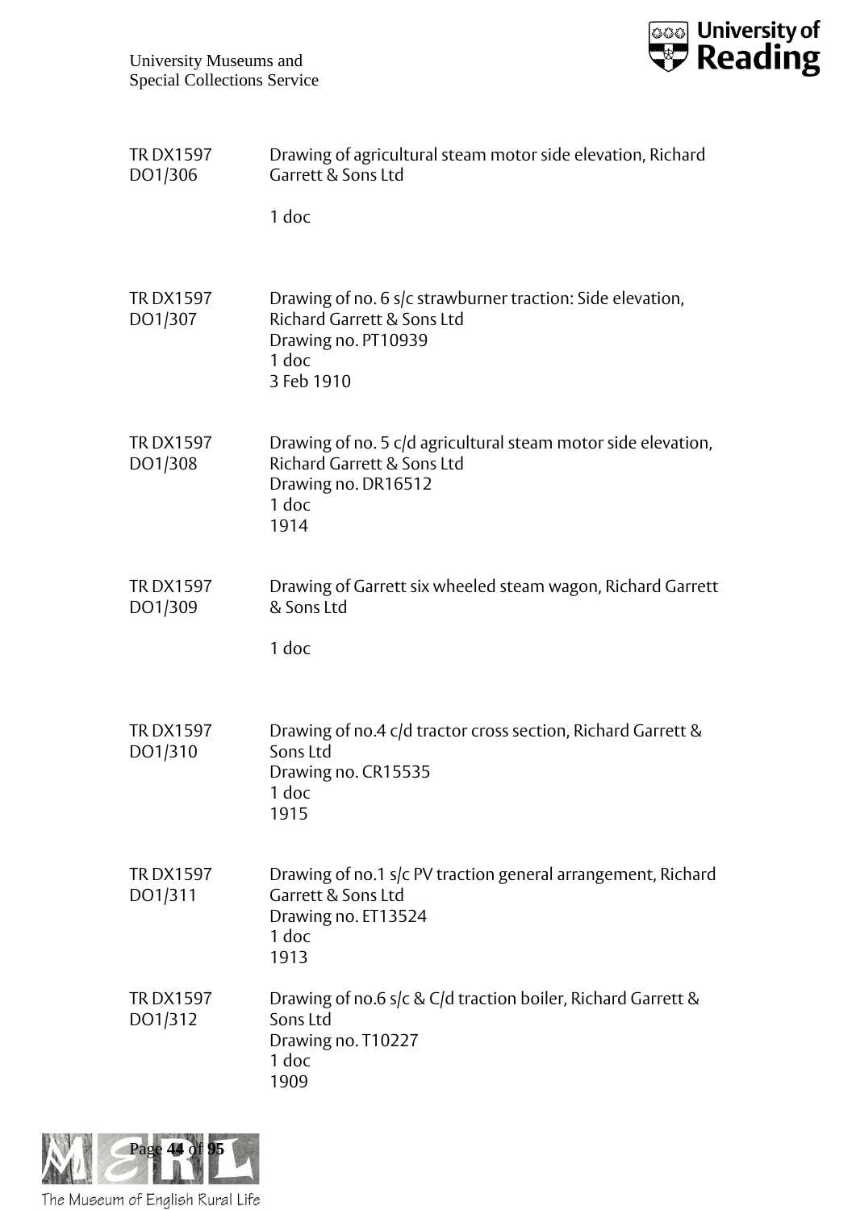| | |
|---|---|
| TR DX1597 DO1/306 | Drawing of agricultural steam motor side elevation, Richard Garrett & Sons Ltd<br><br>1 doc |
| TR DX1597 DO1/307 | Drawing of no. 6 s/c strawburner traction: Side elevation, Richard Garrett & Sons Ltd<br>Drawing no. PT10939<br>1 doc<br>3 Feb 1910 |
| TR DX1597 DO1/308 | Drawing of no. 5 c/d agricultural steam motor side elevation, Richard Garrett & Sons Ltd<br>Drawing no. DR16512<br>1 doc<br>1914 |
| TR DX1597 DO1/309 | Drawing of Garrett six wheeled steam wagon, Richard Garrett & Sons Ltd<br><br>1 doc |
| TR DX1597 DO1/310 | Drawing of no.4 c/d tractor cross section, Richard Garrett & Sons Ltd<br>Drawing no. CR15535<br>1 doc<br>1915 |
| TR DX1597 DO1/311 | Drawing of no.1 s/c PV traction general arrangement, Richard Garrett & Sons Ltd<br>Drawing no. ET13524<br>1 doc<br>1913 |
| TR DX1597 DO1/312 | Drawing of no.6 s/c & C/d traction boiler, Richard Garrett & Sons Ltd<br>Drawing no. T10227<br>1 doc<br>1909 |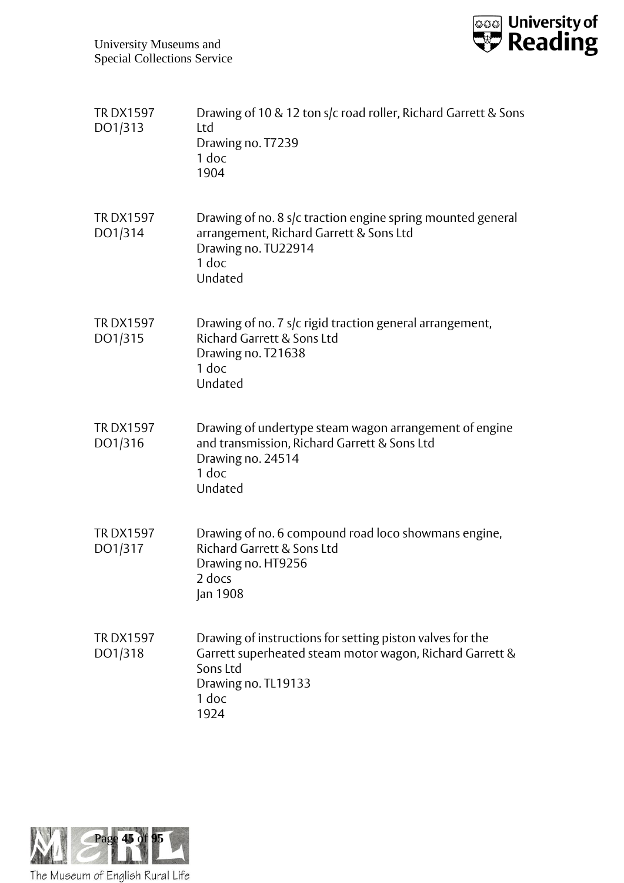| | |
|---|---|
| TR DX1597 DO1/313 | Drawing of 10 & 12 ton s/c road roller, Richard Garrett & Sons Ltd<br>Drawing no. T7239<br>1 doc<br>1904 |
| TR DX1597 DO1/314 | Drawing of no. 8 s/c traction engine spring mounted general arrangement, Richard Garrett & Sons Ltd<br>Drawing no. TU22914<br>1 doc<br>Undated |
| TR DX1597 DO1/315 | Drawing of no. 7 s/c rigid traction general arrangement, Richard Garrett & Sons Ltd<br>Drawing no. T21638<br>1 doc<br>Undated |
| TR DX1597 DO1/316 | Drawing of undertype steam wagon arrangement of engine and transmission, Richard Garrett & Sons Ltd<br>Drawing no. 24514<br>1 doc<br>Undated |
| TR DX1597 DO1/317 | Drawing of no. 6 compound road loco showmans engine, Richard Garrett & Sons Ltd<br>Drawing no. HT9256<br>2 docs<br>Jan 1908 |
| TR DX1597 DO1/318 | Drawing of instructions for setting piston valves for the Garrett superheated steam motor wagon, Richard Garrett & Sons Ltd<br>Drawing no. TL19133<br>1 doc<br>1924 |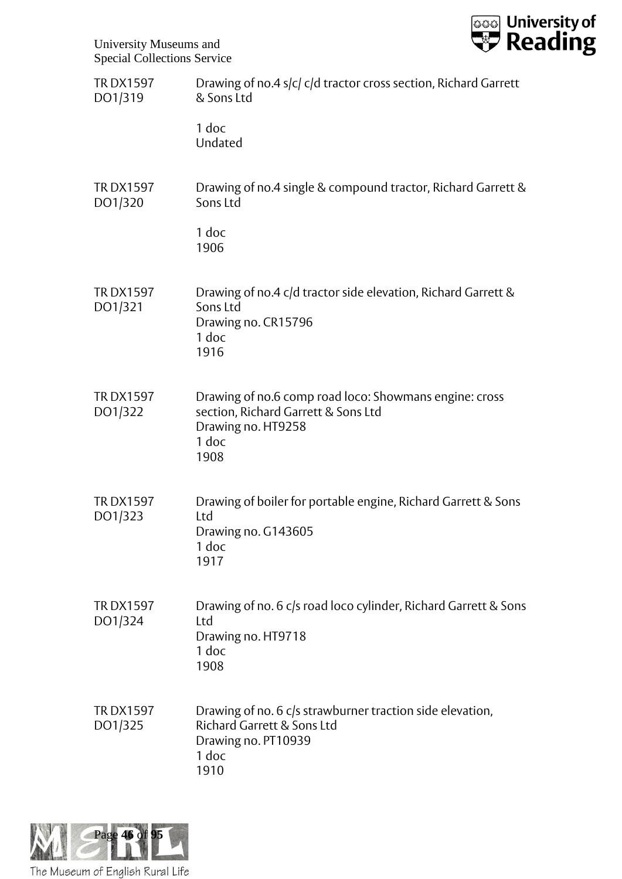TR DX1597 DO1/319 | Drawing of no.4 s/c/ c/d tractor cross section, Richard Garrett & Sons Ltd

1 doc
Undated

TR DX1597 DO1/320 | Drawing of no.4 single & compound tractor, Richard Garrett & Sons Ltd

1 doc
1906

TR DX1597 DO1/321 | Drawing of no.4 c/d tractor side elevation, Richard Garrett & Sons Ltd
Drawing no. CR15796
1 doc
1916

TR DX1597 DO1/322 | Drawing of no.6 comp road loco: Showmans engine: cross section, Richard Garrett & Sons Ltd
Drawing no. HT9258
1 doc
1908

TR DX1597 DO1/323 | Drawing of boiler for portable engine, Richard Garrett & Sons Ltd
Drawing no. G143605
1 doc
1917

TR DX1597 DO1/324 | Drawing of no. 6 c/s road loco cylinder, Richard Garrett & Sons Ltd
Drawing no. HT9718
1 doc
1908

TR DX1597 DO1/325 | Drawing of no. 6 c/s strawburner traction side elevation, Richard Garrett & Sons Ltd
Drawing no. PT10939
1 doc
1910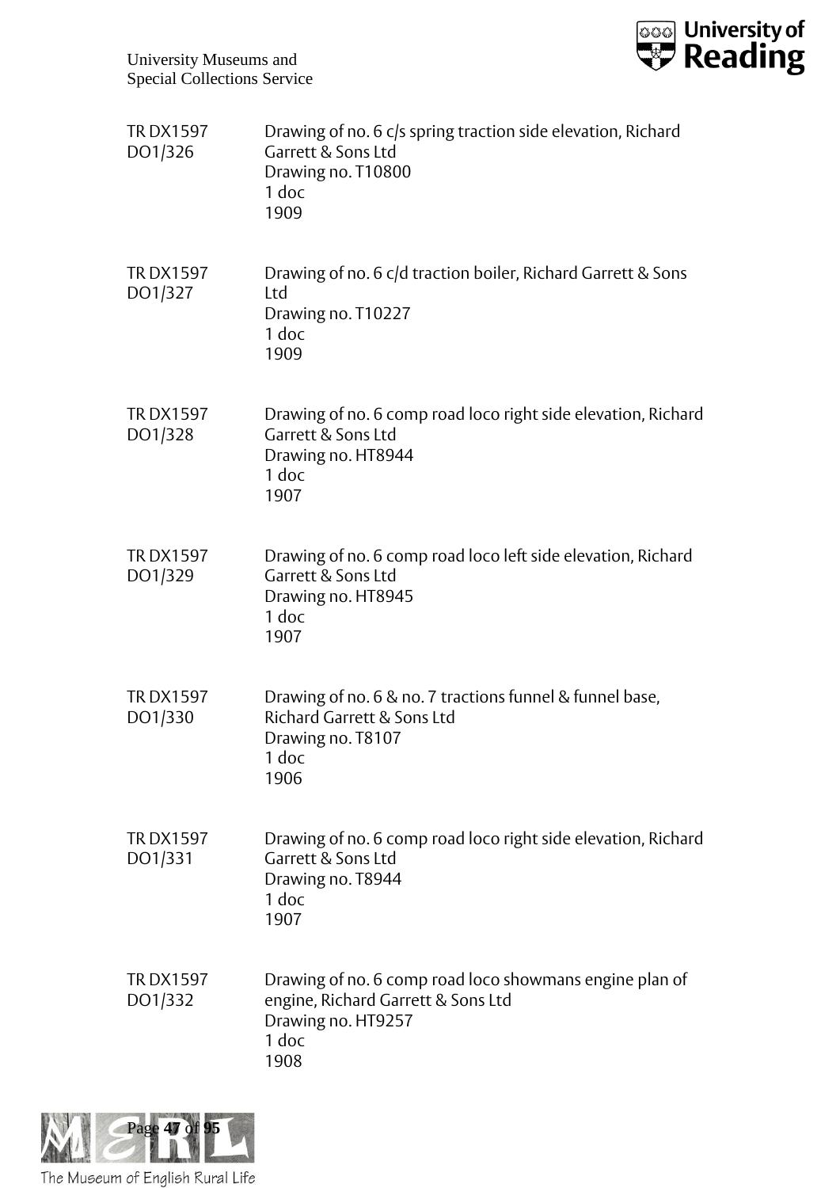TR DX1597 DO1/326 — Drawing of no. 6 c/s spring traction side elevation, Richard Garrett & Sons Ltd
Drawing no. T10800
1 doc
1909

TR DX1597 DO1/327 — Drawing of no. 6 c/d traction boiler, Richard Garrett & Sons Ltd
Drawing no. T10227
1 doc
1909

TR DX1597 DO1/328 — Drawing of no. 6 comp road loco right side elevation, Richard Garrett & Sons Ltd
Drawing no. HT8944
1 doc
1907

TR DX1597 DO1/329 — Drawing of no. 6 comp road loco left side elevation, Richard Garrett & Sons Ltd
Drawing no. HT8945
1 doc
1907

TR DX1597 DO1/330 — Drawing of no. 6 & no. 7 tractions funnel & funnel base, Richard Garrett & Sons Ltd
Drawing no. T8107
1 doc
1906

TR DX1597 DO1/331 — Drawing of no. 6 comp road loco right side elevation, Richard Garrett & Sons Ltd
Drawing no. T8944
1 doc
1907

TR DX1597 DO1/332 — Drawing of no. 6 comp road loco showmans engine plan of engine, Richard Garrett & Sons Ltd
Drawing no. HT9257
1 doc
1908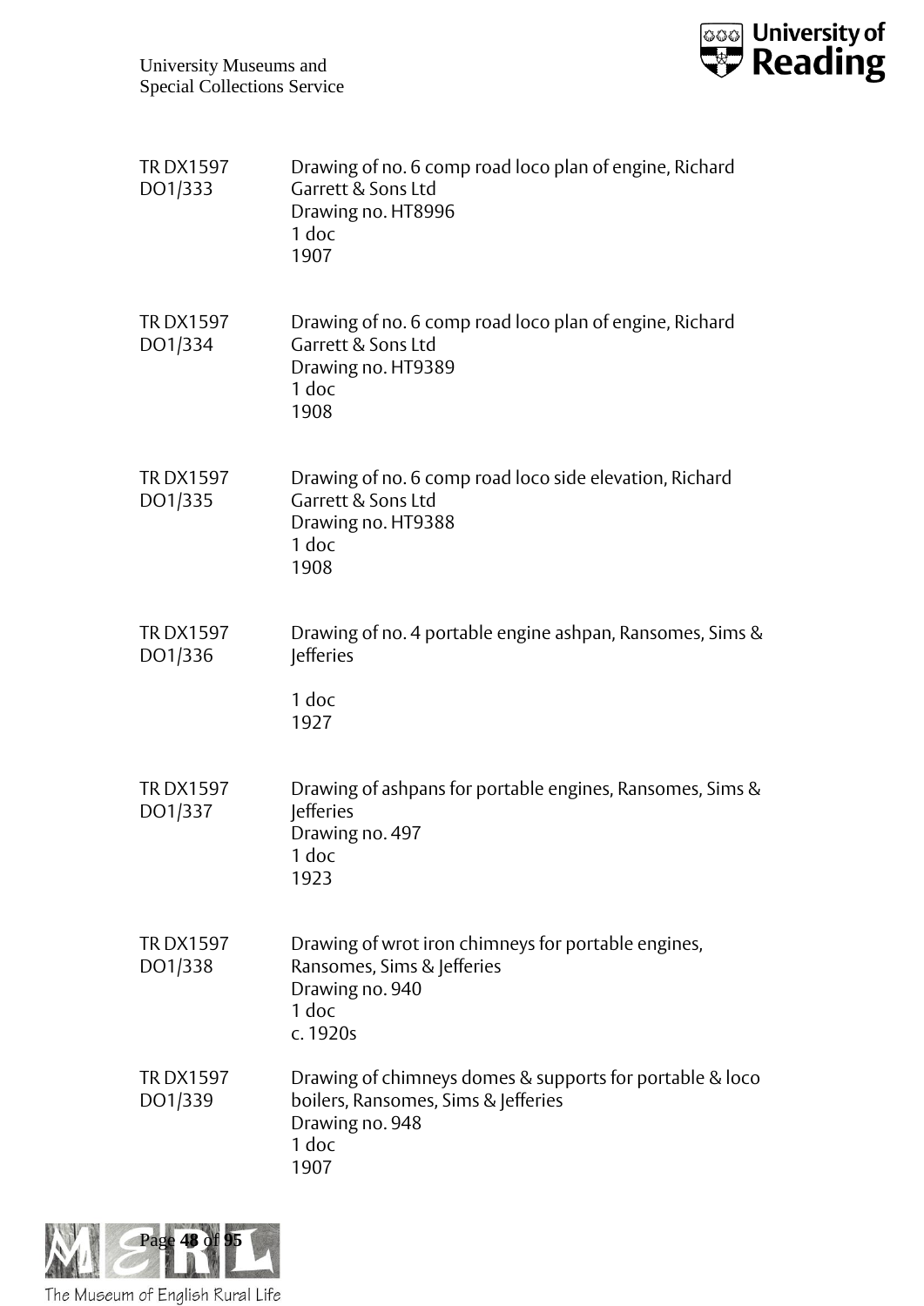TR DX1597 DO1/333 — Drawing of no. 6 comp road loco plan of engine, Richard Garrett & Sons Ltd
Drawing no. HT8996
1 doc
1907

TR DX1597 DO1/334 — Drawing of no. 6 comp road loco plan of engine, Richard Garrett & Sons Ltd
Drawing no. HT9389
1 doc
1908

TR DX1597 DO1/335 — Drawing of no. 6 comp road loco side elevation, Richard Garrett & Sons Ltd
Drawing no. HT9388
1 doc
1908

TR DX1597 DO1/336 — Drawing of no. 4 portable engine ashpan, Ransomes, Sims & Jefferies

1 doc
1927

TR DX1597 DO1/337 — Drawing of ashpans for portable engines, Ransomes, Sims & Jefferies
Drawing no. 497
1 doc
1923

TR DX1597 DO1/338 — Drawing of wrot iron chimneys for portable engines, Ransomes, Sims & Jefferies
Drawing no. 940
1 doc
c. 1920s

TR DX1597 DO1/339 — Drawing of chimneys domes & supports for portable & loco boilers, Ransomes, Sims & Jefferies
Drawing no. 948
1 doc
1907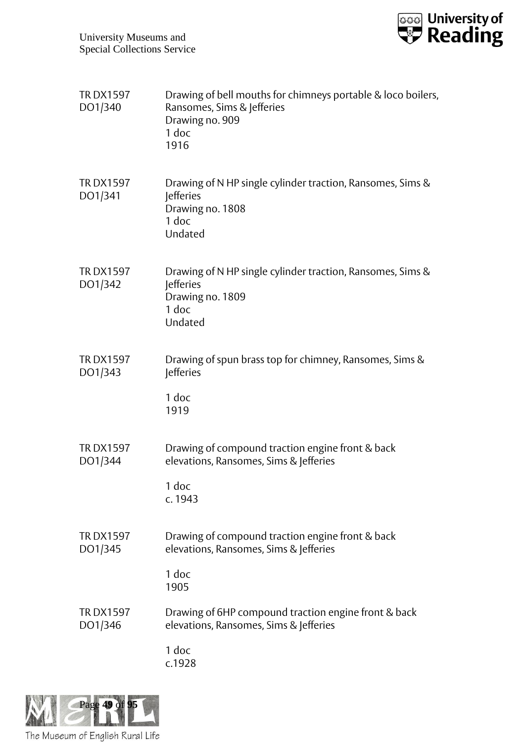TR DX1597 DO1/340 — Drawing of bell mouths for chimneys portable & loco boilers, Ransomes, Sims & Jefferies
Drawing no. 909
1 doc
1916

TR DX1597 DO1/341 — Drawing of N HP single cylinder traction, Ransomes, Sims & Jefferies
Drawing no. 1808
1 doc
Undated

TR DX1597 DO1/342 — Drawing of N HP single cylinder traction, Ransomes, Sims & Jefferies
Drawing no. 1809
1 doc
Undated

TR DX1597 DO1/343 — Drawing of spun brass top for chimney, Ransomes, Sims & Jefferies

1 doc
1919

TR DX1597 DO1/344 — Drawing of compound traction engine front & back elevations, Ransomes, Sims & Jefferies

1 doc
c. 1943

TR DX1597 DO1/345 — Drawing of compound traction engine front & back elevations, Ransomes, Sims & Jefferies

1 doc
1905

TR DX1597 DO1/346 — Drawing of 6HP compound traction engine front & back elevations, Ransomes, Sims & Jefferies

1 doc
c.1928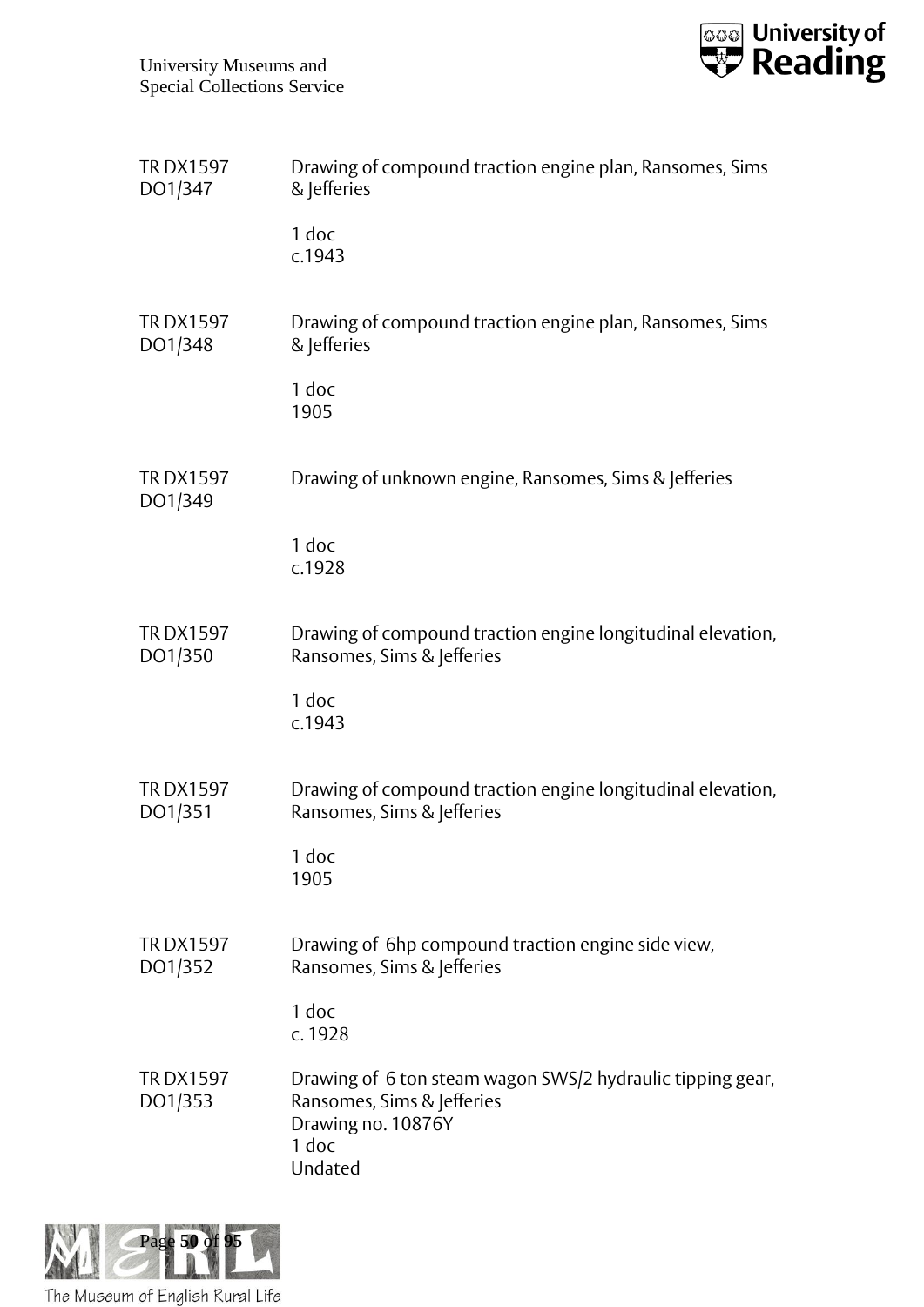| | |
|---|---|
| TR DX1597 DO1/347 | Drawing of compound traction engine plan, Ransomes, Sims & Jefferies<br><br>1 doc<br>c.1943 |
| TR DX1597 DO1/348 | Drawing of compound traction engine plan, Ransomes, Sims & Jefferies<br><br>1 doc<br>1905 |
| TR DX1597 DO1/349 | Drawing of unknown engine, Ransomes, Sims & Jefferies<br><br>1 doc<br>c.1928 |
| TR DX1597 DO1/350 | Drawing of compound traction engine longitudinal elevation, Ransomes, Sims & Jefferies<br><br>1 doc<br>c.1943 |
| TR DX1597 DO1/351 | Drawing of compound traction engine longitudinal elevation, Ransomes, Sims & Jefferies<br><br>1 doc<br>1905 |
| TR DX1597 DO1/352 | Drawing of 6hp compound traction engine side view, Ransomes, Sims & Jefferies<br><br>1 doc<br>c. 1928 |
| TR DX1597 DO1/353 | Drawing of 6 ton steam wagon SWS/2 hydraulic tipping gear, Ransomes, Sims & Jefferies<br>Drawing no. 10876Y<br>1 doc<br>Undated |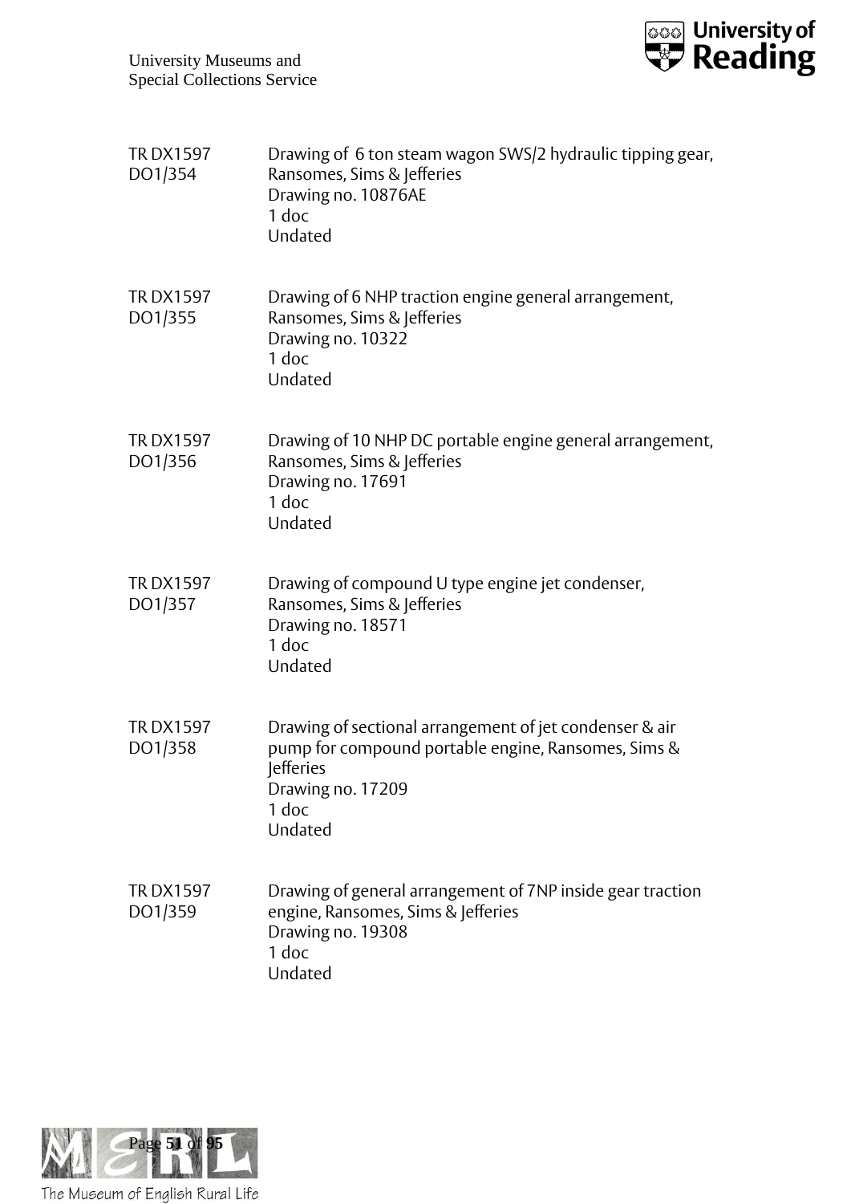TR DX1597 DO1/354

Drawing of 6 ton steam wagon SWS/2 hydraulic tipping gear, Ransomes, Sims & Jefferies
Drawing no. 10876AE
1 doc
Undated

TR DX1597 DO1/355

Drawing of 6 NHP traction engine general arrangement, Ransomes, Sims & Jefferies
Drawing no. 10322
1 doc
Undated

TR DX1597 DO1/356

Drawing of 10 NHP DC portable engine general arrangement, Ransomes, Sims & Jefferies
Drawing no. 17691
1 doc
Undated

TR DX1597 DO1/357

Drawing of compound U type engine jet condenser, Ransomes, Sims & Jefferies
Drawing no. 18571
1 doc
Undated

TR DX1597 DO1/358

Drawing of sectional arrangement of jet condenser & air pump for compound portable engine, Ransomes, Sims & Jefferies
Drawing no. 17209
1 doc
Undated

TR DX1597 DO1/359

Drawing of general arrangement of 7NP inside gear traction engine, Ransomes, Sims & Jefferies
Drawing no. 19308
1 doc
Undated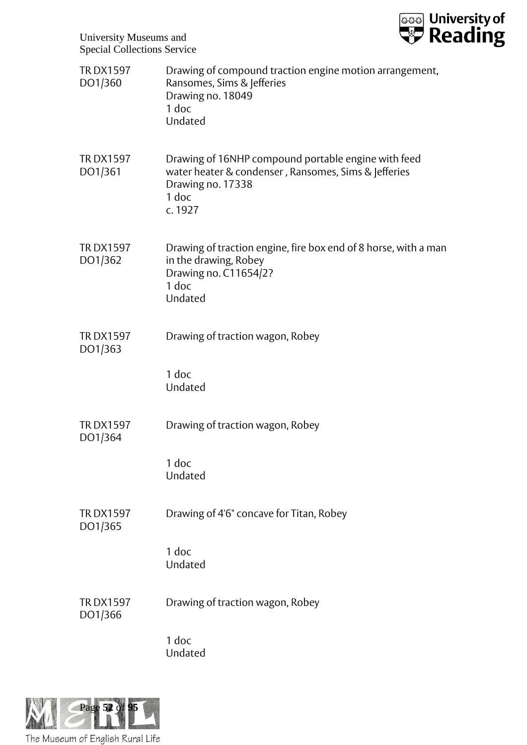| | |
|---|---|
| TR DX1597 DO1/360 | Drawing of compound traction engine motion arrangement, Ransomes, Sims & Jefferies<br>Drawing no. 18049<br>1 doc<br>Undated |
| TR DX1597 DO1/361 | Drawing of 16NHP compound portable engine with feed water heater & condenser , Ransomes, Sims & Jefferies<br>Drawing no. 17338<br>1 doc<br>c. 1927 |
| TR DX1597 DO1/362 | Drawing of traction engine, fire box end of 8 horse, with a man in the drawing, Robey<br>Drawing no. C11654/2?<br>1 doc<br>Undated |
| TR DX1597 DO1/363 | Drawing of traction wagon, Robey<br>1 doc<br>Undated |
| TR DX1597 DO1/364 | Drawing of traction wagon, Robey<br>1 doc<br>Undated |
| TR DX1597 DO1/365 | Drawing of 4'6" concave for Titan, Robey<br>1 doc<br>Undated |
| TR DX1597 DO1/366 | Drawing of traction wagon, Robey<br>1 doc<br>Undated |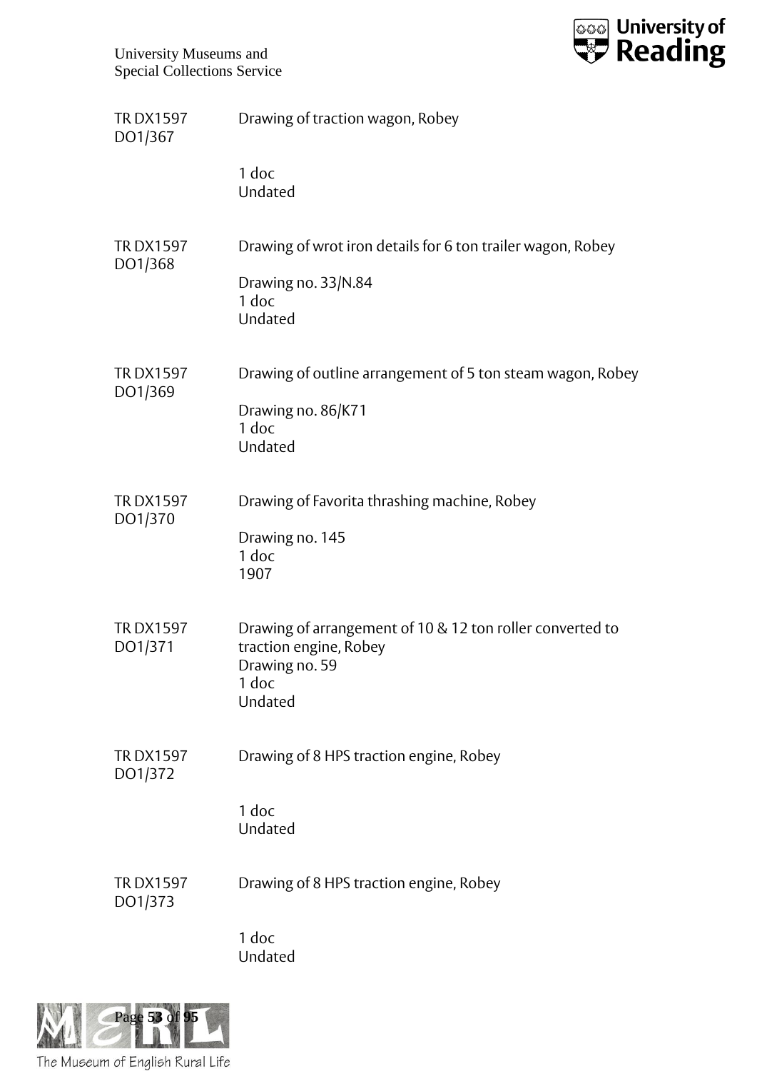TR DX1597 DO1/367 — Drawing of traction wagon, Robey

1 doc
Undated

TR DX1597 DO1/368 — Drawing of wrot iron details for 6 ton trailer wagon, Robey

Drawing no. 33/N.84
1 doc
Undated

TR DX1597 DO1/369 — Drawing of outline arrangement of 5 ton steam wagon, Robey

Drawing no. 86/K71
1 doc
Undated

TR DX1597 DO1/370 — Drawing of Favorita thrashing machine, Robey

Drawing no. 145
1 doc
1907

TR DX1597 DO1/371 — Drawing of arrangement of 10 & 12 ton roller converted to traction engine, Robey

Drawing no. 59
1 doc
Undated

TR DX1597 DO1/372 — Drawing of 8 HPS traction engine, Robey

1 doc
Undated

TR DX1597 DO1/373 — Drawing of 8 HPS traction engine, Robey

1 doc
Undated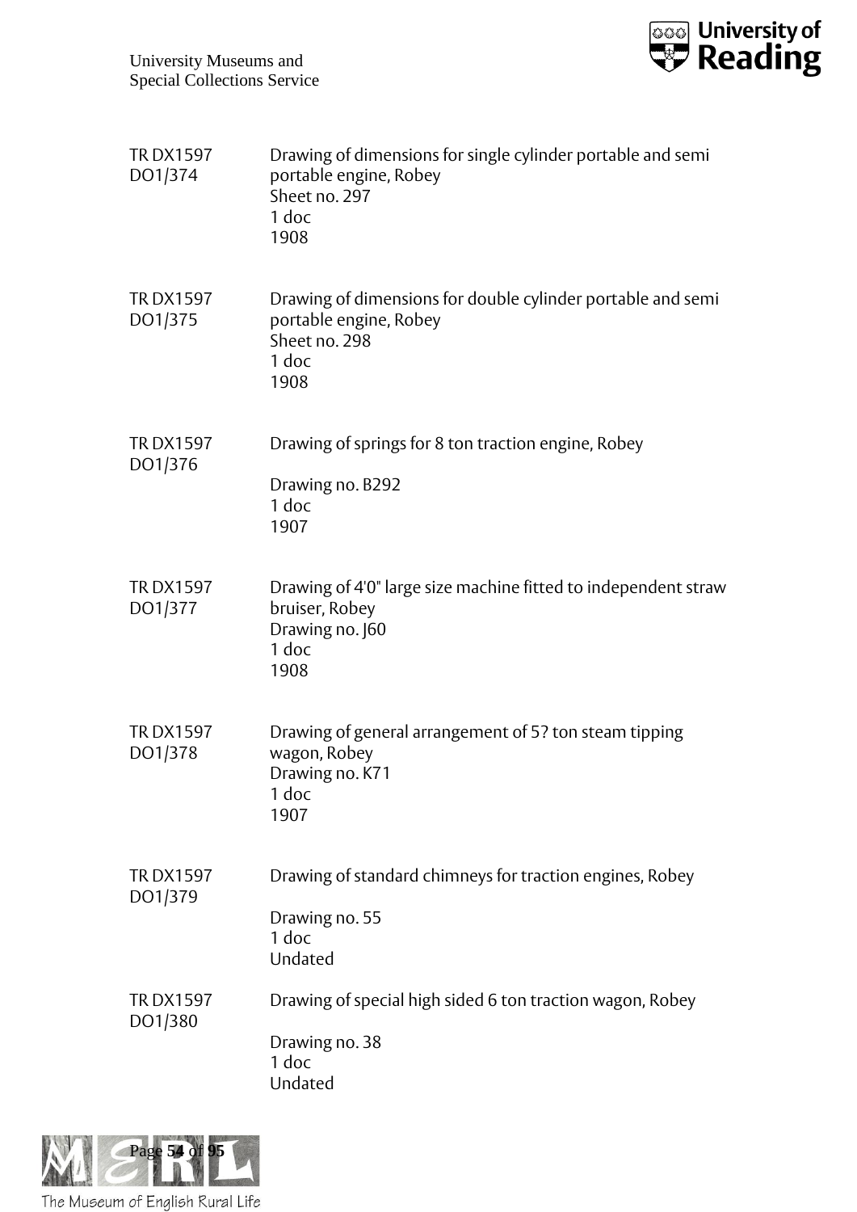| | |
|---|---|
| TR DX1597 DO1/374 | Drawing of dimensions for single cylinder portable and semi portable engine, Robey<br>Sheet no. 297<br>1 doc<br>1908 |
| TR DX1597 DO1/375 | Drawing of dimensions for double cylinder portable and semi portable engine, Robey<br>Sheet no. 298<br>1 doc<br>1908 |
| TR DX1597 DO1/376 | Drawing of springs for 8 ton traction engine, Robey<br><br>Drawing no. B292<br>1 doc<br>1907 |
| TR DX1597 DO1/377 | Drawing of 4'0" large size machine fitted to independent straw bruiser, Robey<br>Drawing no. J60<br>1 doc<br>1908 |
| TR DX1597 DO1/378 | Drawing of general arrangement of 5? ton steam tipping wagon, Robey<br>Drawing no. K71<br>1 doc<br>1907 |
| TR DX1597 DO1/379 | Drawing of standard chimneys for traction engines, Robey<br><br>Drawing no. 55<br>1 doc<br>Undated |
| TR DX1597 DO1/380 | Drawing of special high sided 6 ton traction wagon, Robey<br><br>Drawing no. 38<br>1 doc<br>Undated |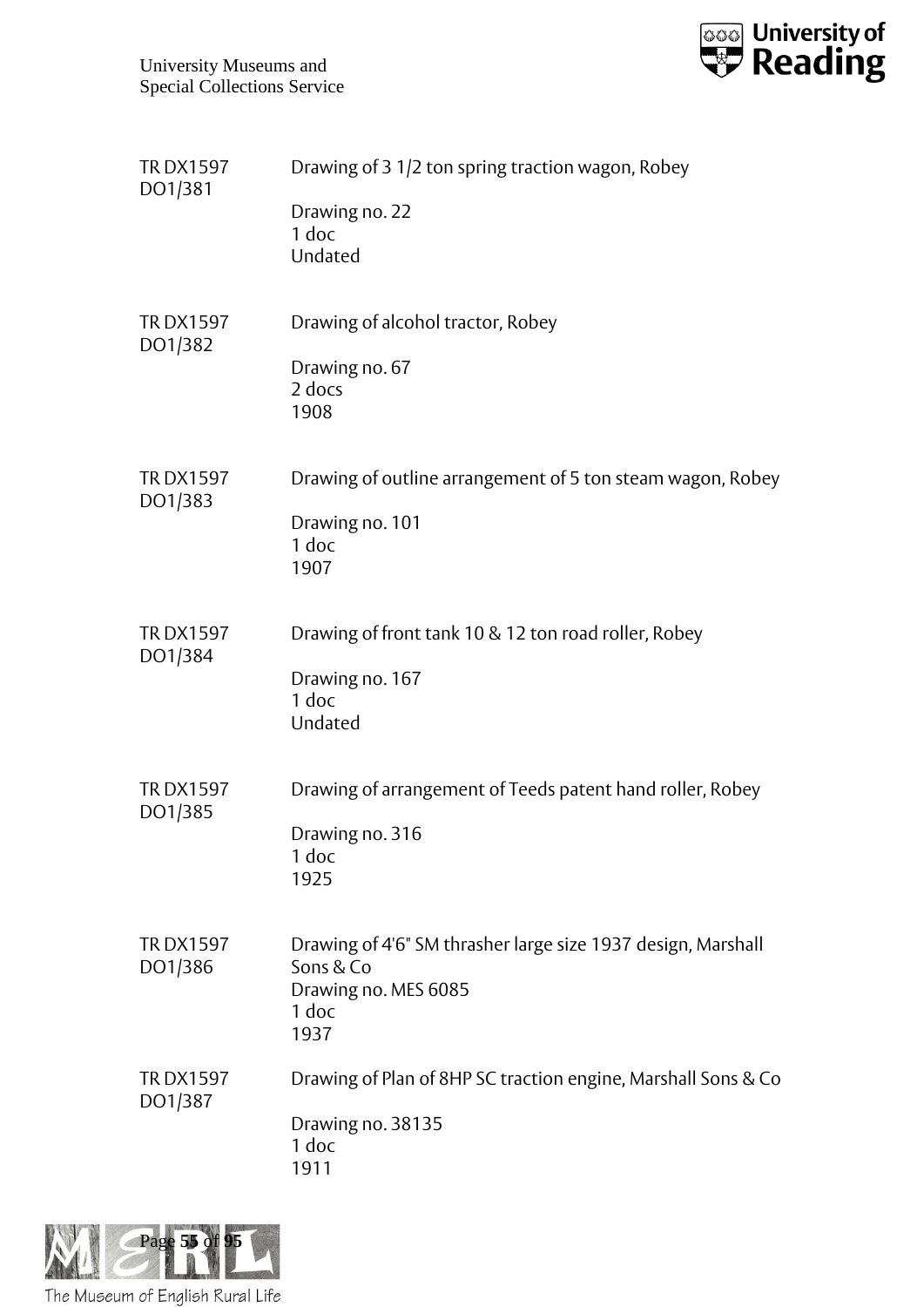TR DX1597 DO1/381

Drawing of 3 1/2 ton spring traction wagon, Robey

Drawing no. 22
1 doc
Undated

TR DX1597 DO1/382

Drawing of alcohol tractor, Robey

Drawing no. 67
2 docs
1908

TR DX1597 DO1/383

Drawing of outline arrangement of 5 ton steam wagon, Robey

Drawing no. 101
1 doc
1907

TR DX1597 DO1/384

Drawing of front tank 10 & 12 ton road roller, Robey

Drawing no. 167
1 doc
Undated

TR DX1597 DO1/385

Drawing of arrangement of Teeds patent hand roller, Robey

Drawing no. 316
1 doc
1925

TR DX1597 DO1/386

Drawing of 4'6" SM thrasher large size 1937 design, Marshall Sons & Co
Drawing no. MES 6085
1 doc
1937

TR DX1597 DO1/387

Drawing of Plan of 8HP SC traction engine, Marshall Sons & Co

Drawing no. 38135
1 doc
1911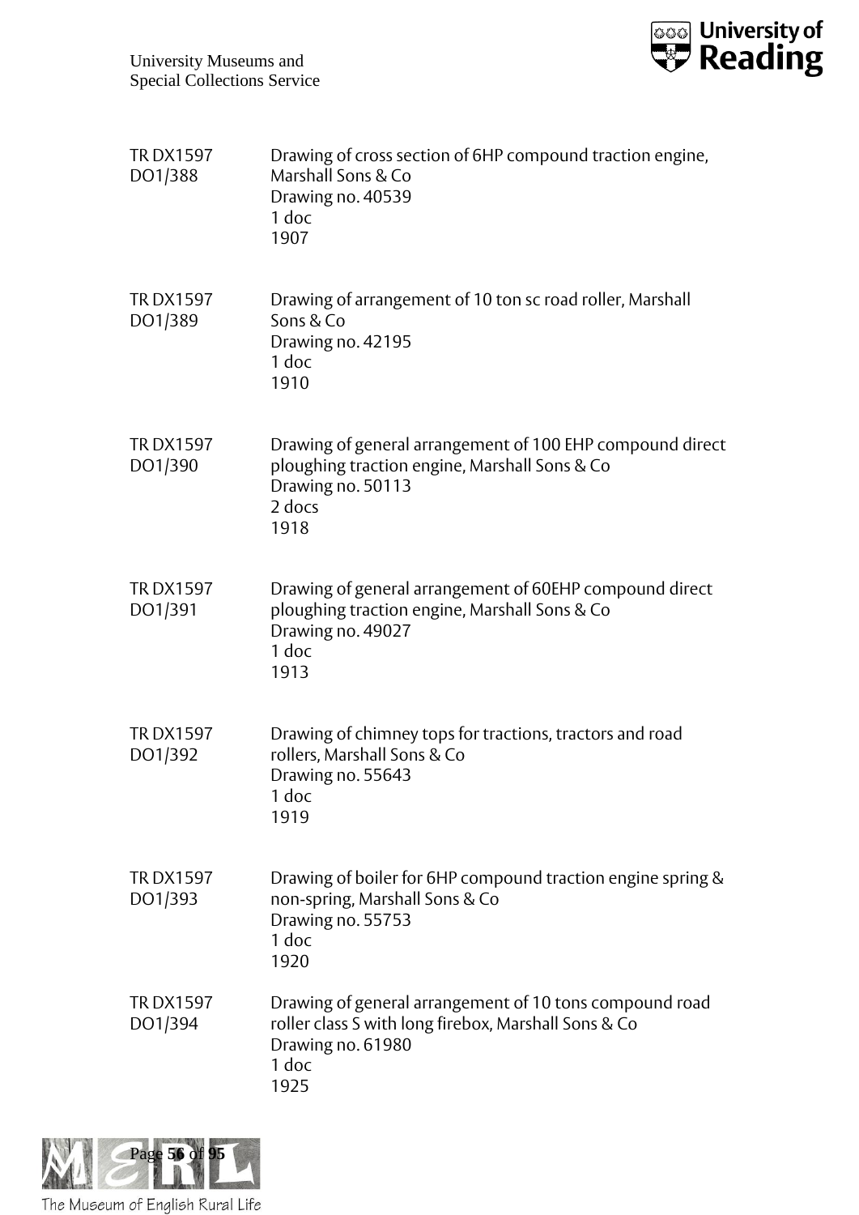TR DX1597 DO1/388
Drawing of cross section of 6HP compound traction engine, Marshall Sons & Co
Drawing no. 40539
1 doc
1907

TR DX1597 DO1/389
Drawing of arrangement of 10 ton sc road roller, Marshall Sons & Co
Drawing no. 42195
1 doc
1910

TR DX1597 DO1/390
Drawing of general arrangement of 100 EHP compound direct ploughing traction engine, Marshall Sons & Co
Drawing no. 50113
2 docs
1918

TR DX1597 DO1/391
Drawing of general arrangement of 60EHP compound direct ploughing traction engine, Marshall Sons & Co
Drawing no. 49027
1 doc
1913

TR DX1597 DO1/392
Drawing of chimney tops for tractions, tractors and road rollers, Marshall Sons & Co
Drawing no. 55643
1 doc
1919

TR DX1597 DO1/393
Drawing of boiler for 6HP compound traction engine spring & non-spring, Marshall Sons & Co
Drawing no. 55753
1 doc
1920

TR DX1597 DO1/394
Drawing of general arrangement of 10 tons compound road roller class S with long firebox, Marshall Sons & Co
Drawing no. 61980
1 doc
1925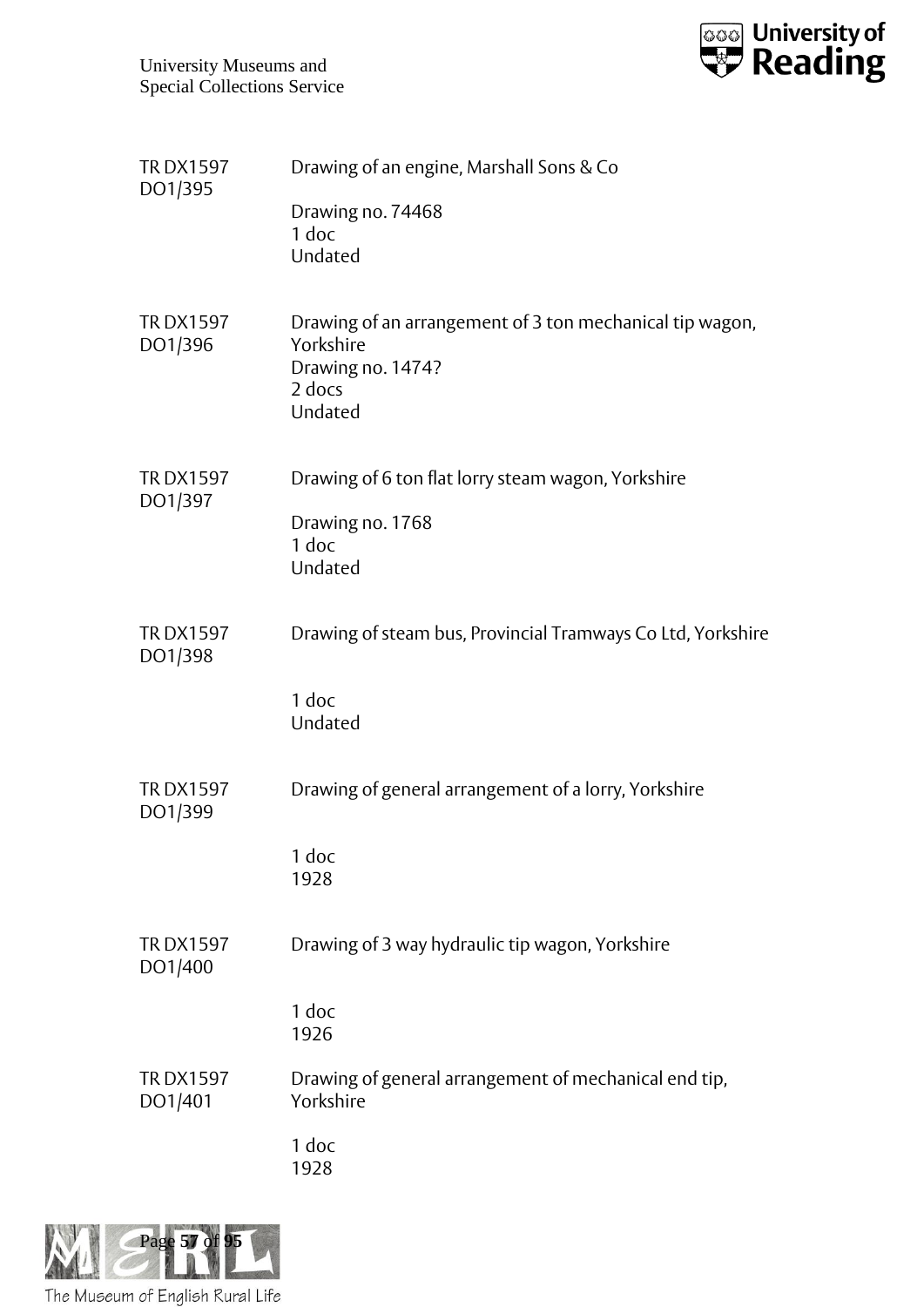| | |
|---|---|
| TR DX1597 DO1/395 | Drawing of an engine, Marshall Sons & Co<br><br>Drawing no. 74468<br>1 doc<br>Undated |
| TR DX1597 DO1/396 | Drawing of an arrangement of 3 ton mechanical tip wagon, Yorkshire<br>Drawing no. 1474?<br>2 docs<br>Undated |
| TR DX1597 DO1/397 | Drawing of 6 ton flat lorry steam wagon, Yorkshire<br><br>Drawing no. 1768<br>1 doc<br>Undated |
| TR DX1597 DO1/398 | Drawing of steam bus, Provincial Tramways Co Ltd, Yorkshire<br><br>1 doc<br>Undated |
| TR DX1597 DO1/399 | Drawing of general arrangement of a lorry, Yorkshire<br><br>1 doc<br>1928 |
| TR DX1597 DO1/400 | Drawing of 3 way hydraulic tip wagon, Yorkshire<br><br>1 doc<br>1926 |
| TR DX1597 DO1/401 | Drawing of general arrangement of mechanical end tip, Yorkshire<br><br>1 doc<br>1928 |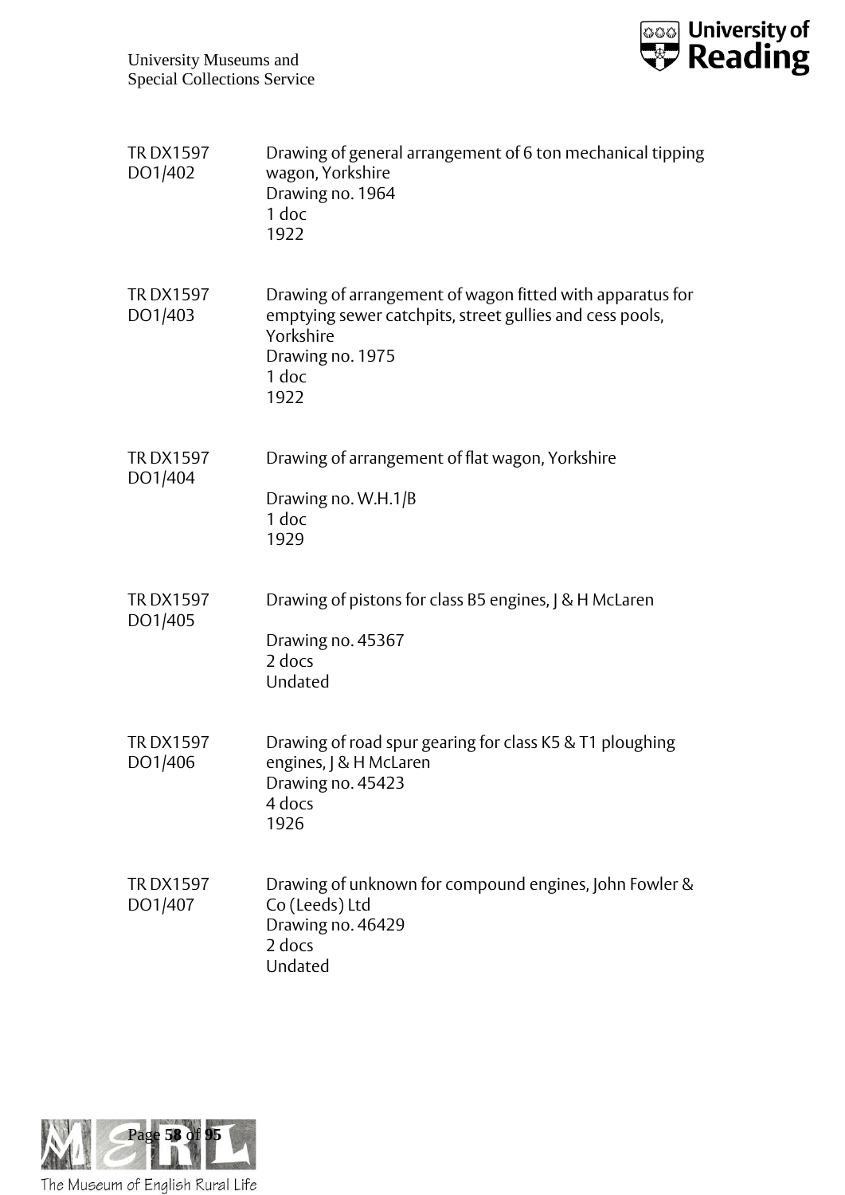TR DX1597 DO1/402 — Drawing of general arrangement of 6 ton mechanical tipping wagon, Yorkshire
Drawing no. 1964
1 doc
1922

TR DX1597 DO1/403 — Drawing of arrangement of wagon fitted with apparatus for emptying sewer catchpits, street gullies and cess pools, Yorkshire
Drawing no. 1975
1 doc
1922

TR DX1597 DO1/404 — Drawing of arrangement of flat wagon, Yorkshire
Drawing no. W.H.1/B
1 doc
1929

TR DX1597 DO1/405 — Drawing of pistons for class B5 engines, J & H McLaren
Drawing no. 45367
2 docs
Undated

TR DX1597 DO1/406 — Drawing of road spur gearing for class K5 & T1 ploughing engines, J & H McLaren
Drawing no. 45423
4 docs
1926

TR DX1597 DO1/407 — Drawing of unknown for compound engines, John Fowler & Co (Leeds) Ltd
Drawing no. 46429
2 docs
Undated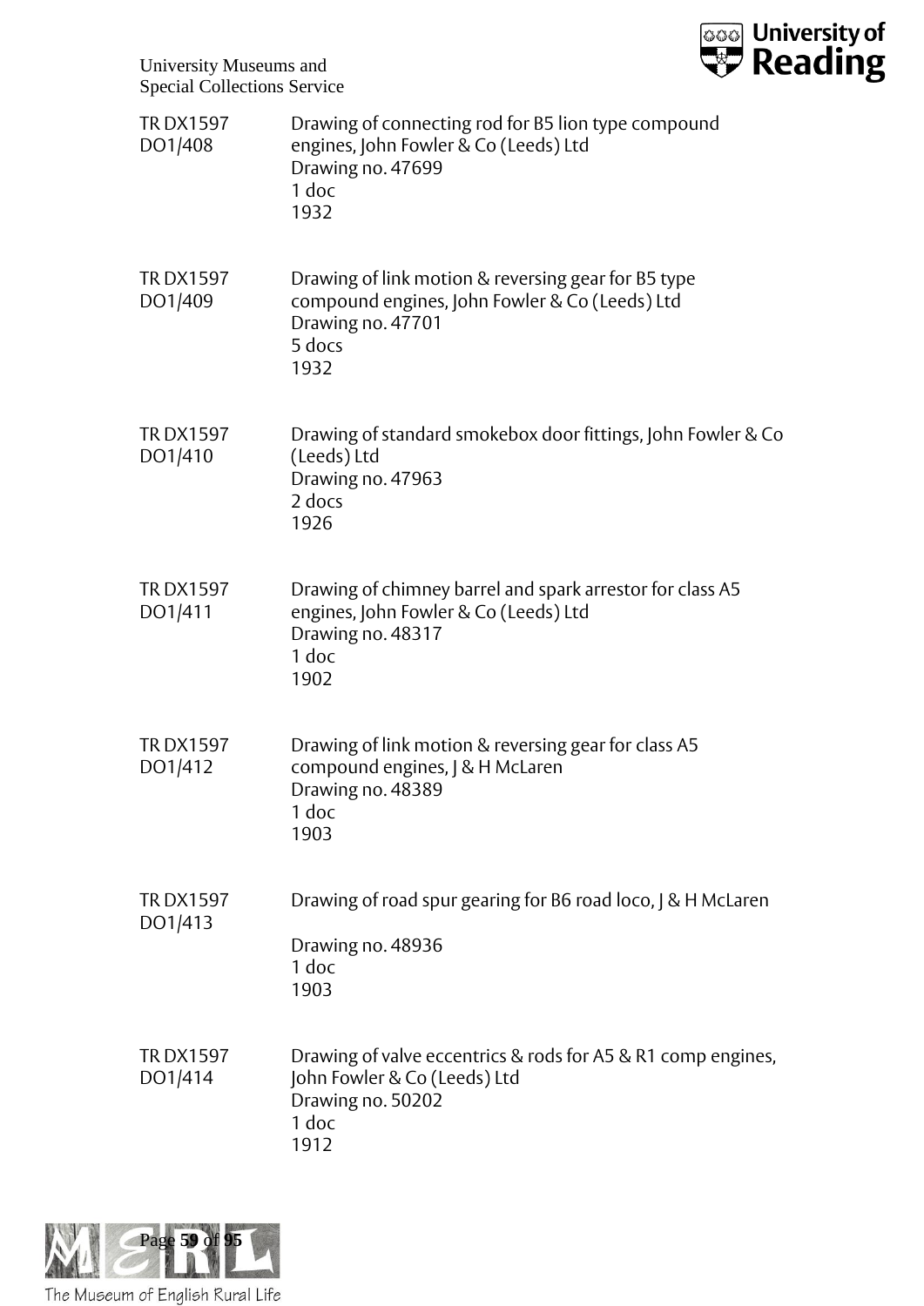TR DX1597 DO1/408

Drawing of connecting rod for B5 lion type compound engines, John Fowler & Co (Leeds) Ltd
Drawing no. 47699
1 doc
1932

TR DX1597 DO1/409

Drawing of link motion & reversing gear for B5 type compound engines, John Fowler & Co (Leeds) Ltd
Drawing no. 47701
5 docs
1932

TR DX1597 DO1/410

Drawing of standard smokebox door fittings, John Fowler & Co (Leeds) Ltd
Drawing no. 47963
2 docs
1926

TR DX1597 DO1/411

Drawing of chimney barrel and spark arrestor for class A5 engines, John Fowler & Co (Leeds) Ltd
Drawing no. 48317
1 doc
1902

TR DX1597 DO1/412

Drawing of link motion & reversing gear for class A5 compound engines, J & H McLaren
Drawing no. 48389
1 doc
1903

TR DX1597 DO1/413

Drawing of road spur gearing for B6 road loco, J & H McLaren
Drawing no. 48936
1 doc
1903

TR DX1597 DO1/414

Drawing of valve eccentrics & rods for A5 & R1 comp engines, John Fowler & Co (Leeds) Ltd
Drawing no. 50202
1 doc
1912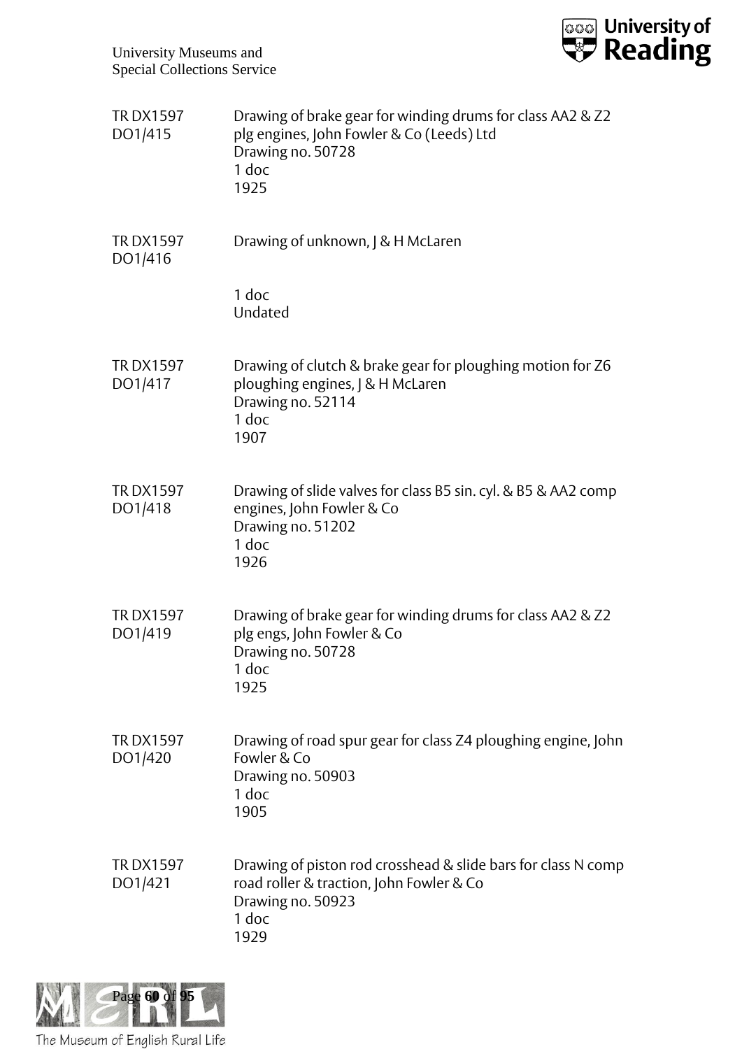| | |
|---|---|
| TR DX1597 DO1/415 | Drawing of brake gear for winding drums for class AA2 & Z2 plg engines, John Fowler & Co (Leeds) Ltd<br>Drawing no. 50728<br>1 doc<br>1925 |
| TR DX1597 DO1/416 | Drawing of unknown, J & H McLaren<br><br>1 doc<br>Undated |
| TR DX1597 DO1/417 | Drawing of clutch & brake gear for ploughing motion for Z6 ploughing engines, J & H McLaren<br>Drawing no. 52114<br>1 doc<br>1907 |
| TR DX1597 DO1/418 | Drawing of slide valves for class B5 sin. cyl. & B5 & AA2 comp engines, John Fowler & Co<br>Drawing no. 51202<br>1 doc<br>1926 |
| TR DX1597 DO1/419 | Drawing of brake gear for winding drums for class AA2 & Z2 plg engs, John Fowler & Co<br>Drawing no. 50728<br>1 doc<br>1925 |
| TR DX1597 DO1/420 | Drawing of road spur gear for class Z4 ploughing engine, John Fowler & Co<br>Drawing no. 50903<br>1 doc<br>1905 |
| TR DX1597 DO1/421 | Drawing of piston rod crosshead & slide bars for class N comp road roller & traction, John Fowler & Co<br>Drawing no. 50923<br>1 doc<br>1929 |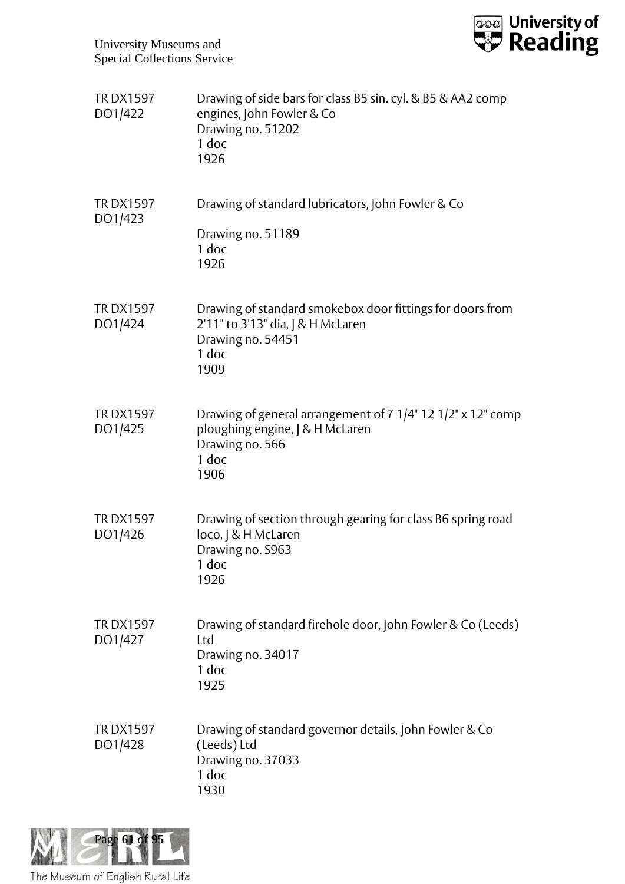TR DX1597 DO1/422 — Drawing of side bars for class B5 sin. cyl. & B5 & AA2 comp engines, John Fowler & Co
Drawing no. 51202
1 doc
1926

TR DX1597 DO1/423 — Drawing of standard lubricators, John Fowler & Co
Drawing no. 51189
1 doc
1926

TR DX1597 DO1/424 — Drawing of standard smokebox door fittings for doors from 2'11" to 3'13" dia, J & H McLaren
Drawing no. 54451
1 doc
1909

TR DX1597 DO1/425 — Drawing of general arrangement of 7 1/4" 12 1/2" x 12" comp ploughing engine, J & H McLaren
Drawing no. 566
1 doc
1906

TR DX1597 DO1/426 — Drawing of section through gearing for class B6 spring road loco, J & H McLaren
Drawing no. S963
1 doc
1926

TR DX1597 DO1/427 — Drawing of standard firehole door, John Fowler & Co (Leeds) Ltd
Drawing no. 34017
1 doc
1925

TR DX1597 DO1/428 — Drawing of standard governor details, John Fowler & Co (Leeds) Ltd
Drawing no. 37033
1 doc
1930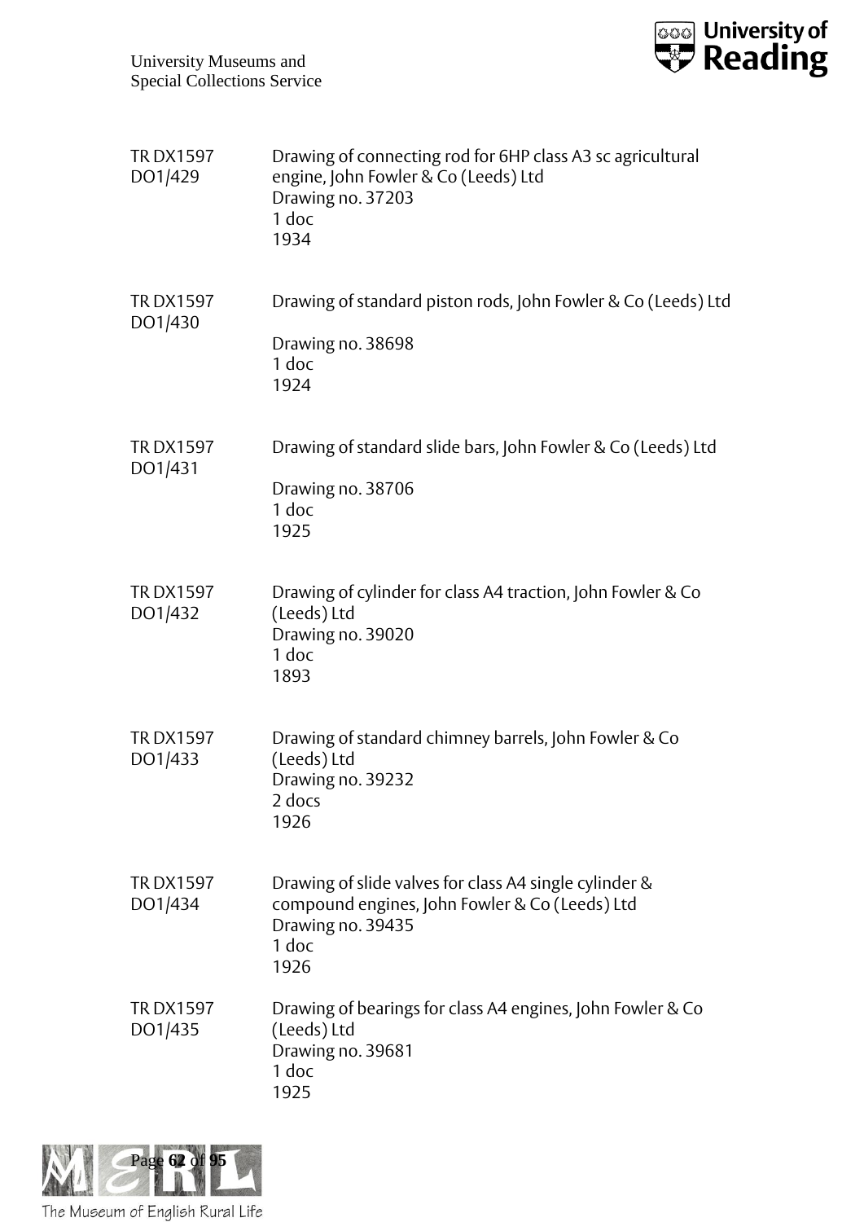| | |
|---|---|
| TR DX1597 DO1/429 | Drawing of connecting rod for 6HP class A3 sc agricultural engine, John Fowler & Co (Leeds) Ltd<br>Drawing no. 37203<br>1 doc<br>1934 |
| TR DX1597 DO1/430 | Drawing of standard piston rods, John Fowler & Co (Leeds) Ltd<br>Drawing no. 38698<br>1 doc<br>1924 |
| TR DX1597 DO1/431 | Drawing of standard slide bars, John Fowler & Co (Leeds) Ltd<br>Drawing no. 38706<br>1 doc<br>1925 |
| TR DX1597 DO1/432 | Drawing of cylinder for class A4 traction, John Fowler & Co (Leeds) Ltd<br>Drawing no. 39020<br>1 doc<br>1893 |
| TR DX1597 DO1/433 | Drawing of standard chimney barrels, John Fowler & Co (Leeds) Ltd<br>Drawing no. 39232<br>2 docs<br>1926 |
| TR DX1597 DO1/434 | Drawing of slide valves for class A4 single cylinder & compound engines, John Fowler & Co (Leeds) Ltd<br>Drawing no. 39435<br>1 doc<br>1926 |
| TR DX1597 DO1/435 | Drawing of bearings for class A4 engines, John Fowler & Co (Leeds) Ltd<br>Drawing no. 39681<br>1 doc<br>1925 |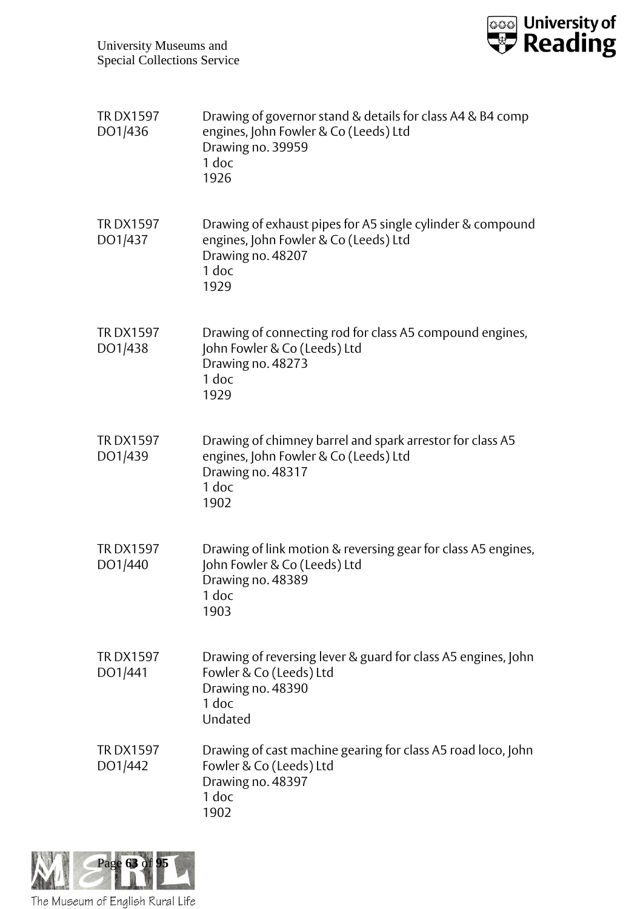TR DX1597 DO1/436 | Drawing of governor stand & details for class A4 & B4 comp engines, John Fowler & Co (Leeds) Ltd
Drawing no. 39959
1 doc
1926

TR DX1597 DO1/437 | Drawing of exhaust pipes for A5 single cylinder & compound engines, John Fowler & Co (Leeds) Ltd
Drawing no. 48207
1 doc
1929

TR DX1597 DO1/438 | Drawing of connecting rod for class A5 compound engines, John Fowler & Co (Leeds) Ltd
Drawing no. 48273
1 doc
1929

TR DX1597 DO1/439 | Drawing of chimney barrel and spark arrestor for class A5 engines, John Fowler & Co (Leeds) Ltd
Drawing no. 48317
1 doc
1902

TR DX1597 DO1/440 | Drawing of link motion & reversing gear for class A5 engines, John Fowler & Co (Leeds) Ltd
Drawing no. 48389
1 doc
1903

TR DX1597 DO1/441 | Drawing of reversing lever & guard for class A5 engines, John Fowler & Co (Leeds) Ltd
Drawing no. 48390
1 doc
Undated

TR DX1597 DO1/442 | Drawing of cast machine gearing for class A5 road loco, John Fowler & Co (Leeds) Ltd
Drawing no. 48397
1 doc
1902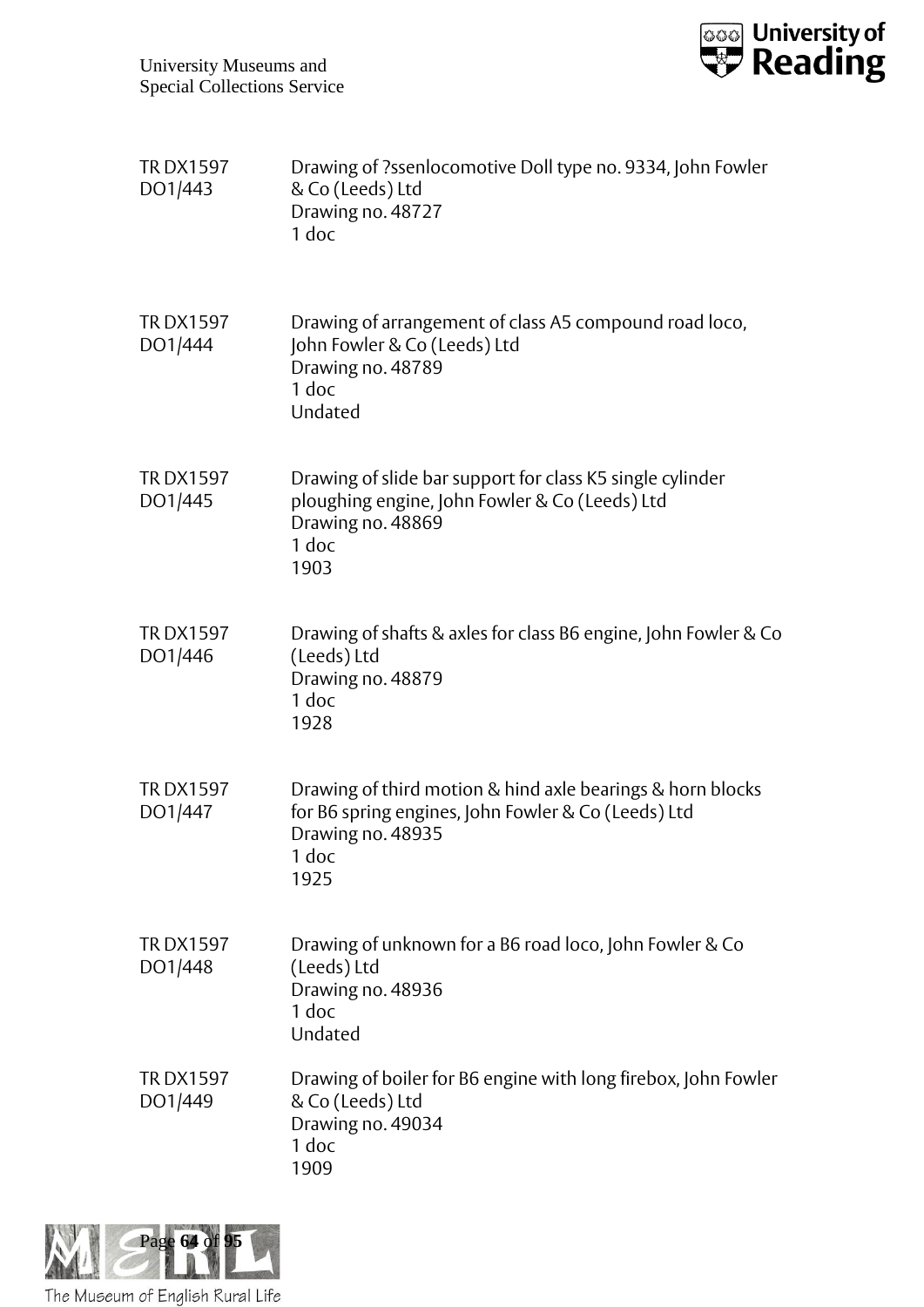TR DX1597 DO1/443 — Drawing of ?ssenlocomotive Doll type no. 9334, John Fowler & Co (Leeds) Ltd
Drawing no. 48727
1 doc

TR DX1597 DO1/444 — Drawing of arrangement of class A5 compound road loco, John Fowler & Co (Leeds) Ltd
Drawing no. 48789
1 doc
Undated

TR DX1597 DO1/445 — Drawing of slide bar support for class K5 single cylinder ploughing engine, John Fowler & Co (Leeds) Ltd
Drawing no. 48869
1 doc
1903

TR DX1597 DO1/446 — Drawing of shafts & axles for class B6 engine, John Fowler & Co (Leeds) Ltd
Drawing no. 48879
1 doc
1928

TR DX1597 DO1/447 — Drawing of third motion & hind axle bearings & horn blocks for B6 spring engines, John Fowler & Co (Leeds) Ltd
Drawing no. 48935
1 doc
1925

TR DX1597 DO1/448 — Drawing of unknown for a B6 road loco, John Fowler & Co (Leeds) Ltd
Drawing no. 48936
1 doc
Undated

TR DX1597 DO1/449 — Drawing of boiler for B6 engine with long firebox, John Fowler & Co (Leeds) Ltd
Drawing no. 49034
1 doc
1909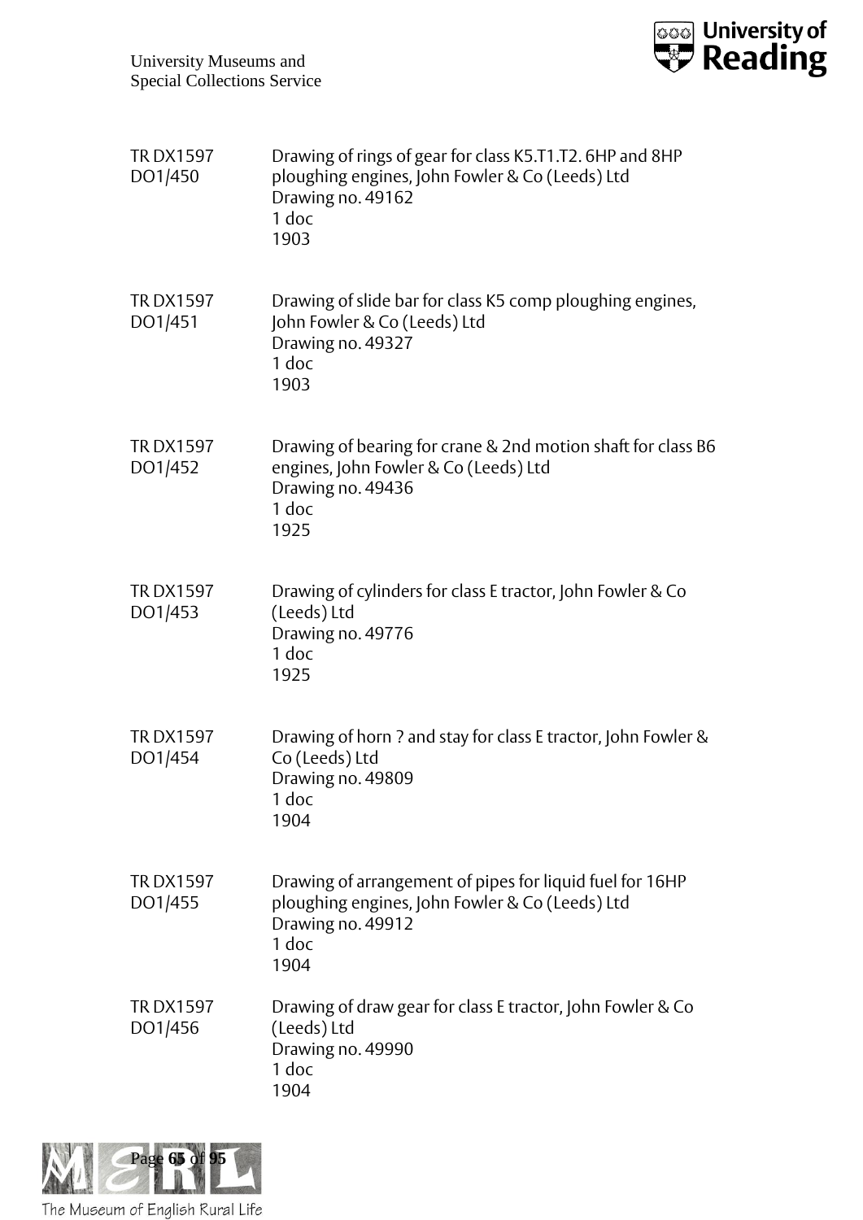| | |
|---|---|
| TR DX1597 DO1/450 | Drawing of rings of gear for class K5.T1.T2. 6HP and 8HP ploughing engines, John Fowler & Co (Leeds) Ltd<br>Drawing no. 49162<br>1 doc<br>1903 |
| TR DX1597 DO1/451 | Drawing of slide bar for class K5 comp ploughing engines, John Fowler & Co (Leeds) Ltd<br>Drawing no. 49327<br>1 doc<br>1903 |
| TR DX1597 DO1/452 | Drawing of bearing for crane & 2nd motion shaft for class B6 engines, John Fowler & Co (Leeds) Ltd<br>Drawing no. 49436<br>1 doc<br>1925 |
| TR DX1597 DO1/453 | Drawing of cylinders for class E tractor, John Fowler & Co (Leeds) Ltd<br>Drawing no. 49776<br>1 doc<br>1925 |
| TR DX1597 DO1/454 | Drawing of horn ? and stay for class E tractor, John Fowler & Co (Leeds) Ltd<br>Drawing no. 49809<br>1 doc<br>1904 |
| TR DX1597 DO1/455 | Drawing of arrangement of pipes for liquid fuel for 16HP ploughing engines, John Fowler & Co (Leeds) Ltd<br>Drawing no. 49912<br>1 doc<br>1904 |
| TR DX1597 DO1/456 | Drawing of draw gear for class E tractor, John Fowler & Co (Leeds) Ltd<br>Drawing no. 49990<br>1 doc<br>1904 |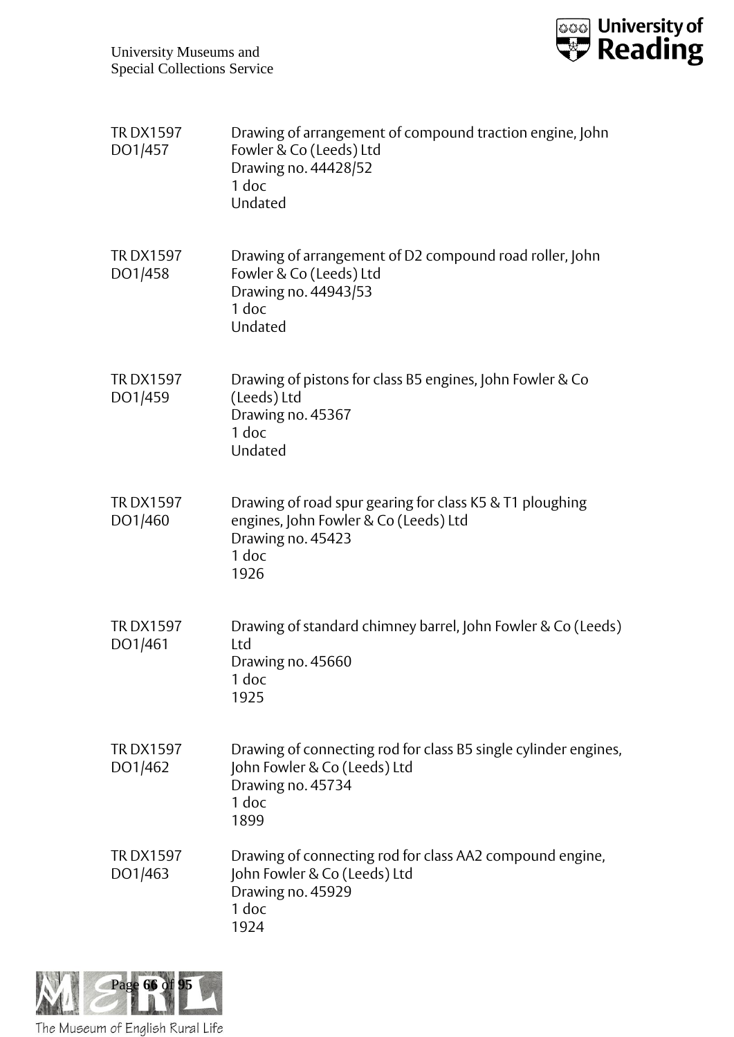TR DX1597 DO1/457

Drawing of arrangement of compound traction engine, John Fowler & Co (Leeds) Ltd
Drawing no. 44428/52
1 doc
Undated

TR DX1597 DO1/458

Drawing of arrangement of D2 compound road roller, John Fowler & Co (Leeds) Ltd
Drawing no. 44943/53
1 doc
Undated

TR DX1597 DO1/459

Drawing of pistons for class B5 engines, John Fowler & Co (Leeds) Ltd
Drawing no. 45367
1 doc
Undated

TR DX1597 DO1/460

Drawing of road spur gearing for class K5 & T1 ploughing engines, John Fowler & Co (Leeds) Ltd
Drawing no. 45423
1 doc
1926

TR DX1597 DO1/461

Drawing of standard chimney barrel, John Fowler & Co (Leeds) Ltd
Drawing no. 45660
1 doc
1925

TR DX1597 DO1/462

Drawing of connecting rod for class B5 single cylinder engines, John Fowler & Co (Leeds) Ltd
Drawing no. 45734
1 doc
1899

TR DX1597 DO1/463

Drawing of connecting rod for class AA2 compound engine, John Fowler & Co (Leeds) Ltd
Drawing no. 45929
1 doc
1924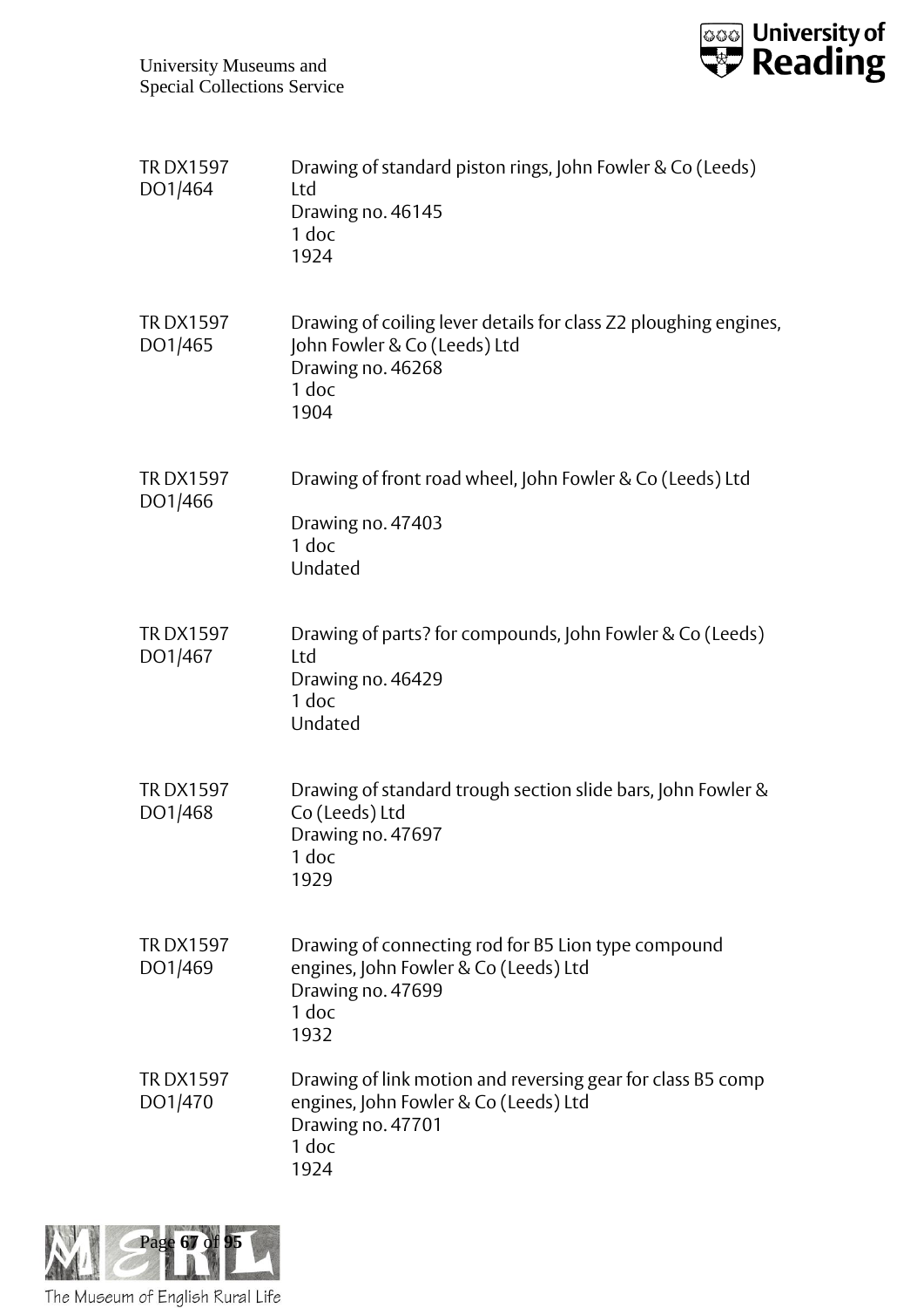TR DX1597 DO1/464

Drawing of standard piston rings, John Fowler & Co (Leeds) Ltd
Drawing no. 46145
1 doc
1924

TR DX1597 DO1/465

Drawing of coiling lever details for class Z2 ploughing engines, John Fowler & Co (Leeds) Ltd
Drawing no. 46268
1 doc
1904

TR DX1597 DO1/466

Drawing of front road wheel, John Fowler & Co (Leeds) Ltd
Drawing no. 47403
1 doc
Undated

TR DX1597 DO1/467

Drawing of parts? for compounds, John Fowler & Co (Leeds) Ltd
Drawing no. 46429
1 doc
Undated

TR DX1597 DO1/468

Drawing of standard trough section slide bars, John Fowler & Co (Leeds) Ltd
Drawing no. 47697
1 doc
1929

TR DX1597 DO1/469

Drawing of connecting rod for B5 Lion type compound engines, John Fowler & Co (Leeds) Ltd
Drawing no. 47699
1 doc
1932

TR DX1597 DO1/470

Drawing of link motion and reversing gear for class B5 comp engines, John Fowler & Co (Leeds) Ltd
Drawing no. 47701
1 doc
1924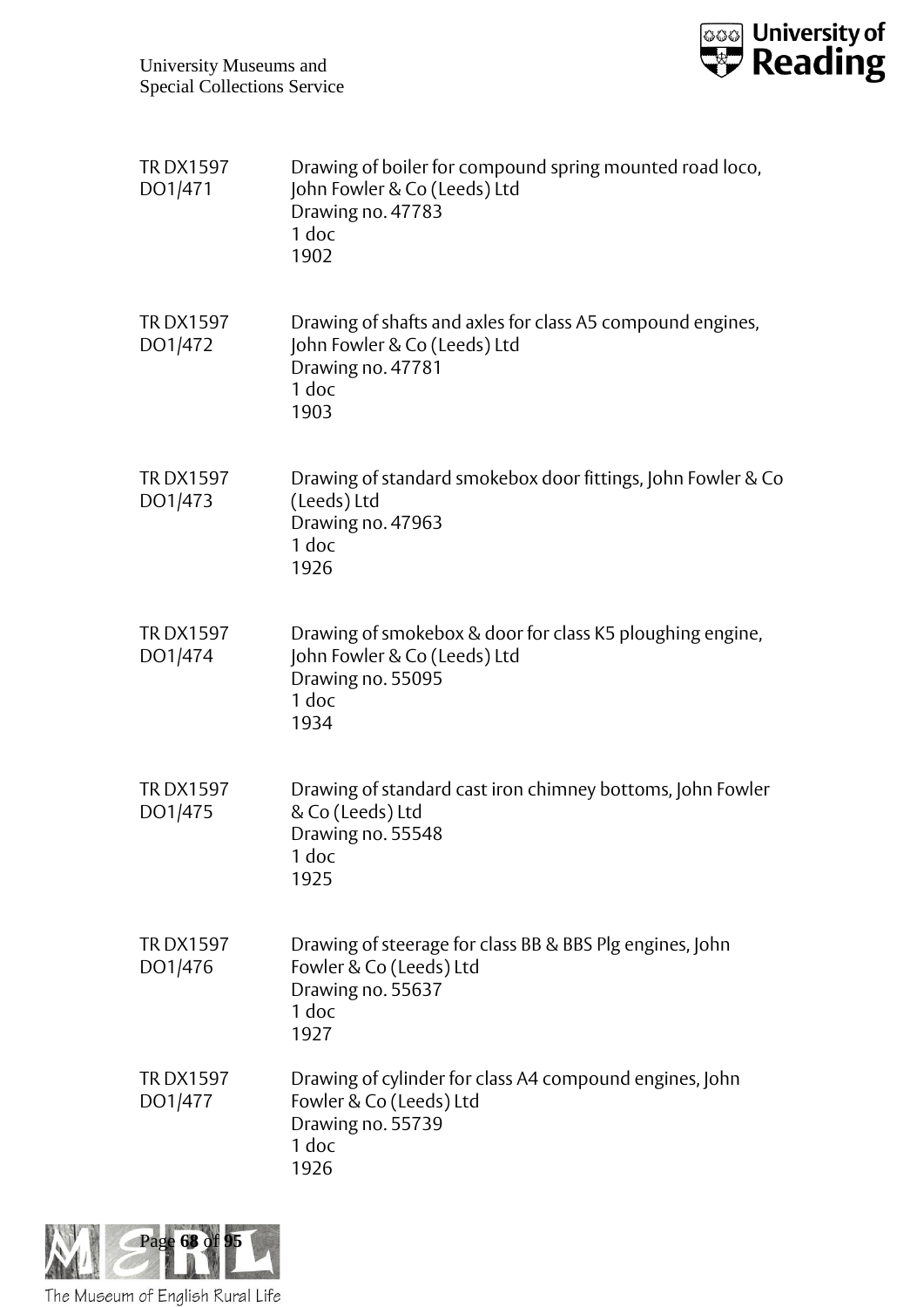TR DX1597 DO1/471

Drawing of boiler for compound spring mounted road loco, John Fowler & Co (Leeds) Ltd
Drawing no. 47783
1 doc
1902

TR DX1597 DO1/472

Drawing of shafts and axles for class A5 compound engines, John Fowler & Co (Leeds) Ltd
Drawing no. 47781
1 doc
1903

TR DX1597 DO1/473

Drawing of standard smokebox door fittings, John Fowler & Co (Leeds) Ltd
Drawing no. 47963
1 doc
1926

TR DX1597 DO1/474

Drawing of smokebox & door for class K5 ploughing engine, John Fowler & Co (Leeds) Ltd
Drawing no. 55095
1 doc
1934

TR DX1597 DO1/475

Drawing of standard cast iron chimney bottoms, John Fowler & Co (Leeds) Ltd
Drawing no. 55548
1 doc
1925

TR DX1597 DO1/476

Drawing of steerage for class BB & BBS Plg engines, John Fowler & Co (Leeds) Ltd
Drawing no. 55637
1 doc
1927

TR DX1597 DO1/477

Drawing of cylinder for class A4 compound engines, John Fowler & Co (Leeds) Ltd
Drawing no. 55739
1 doc
1926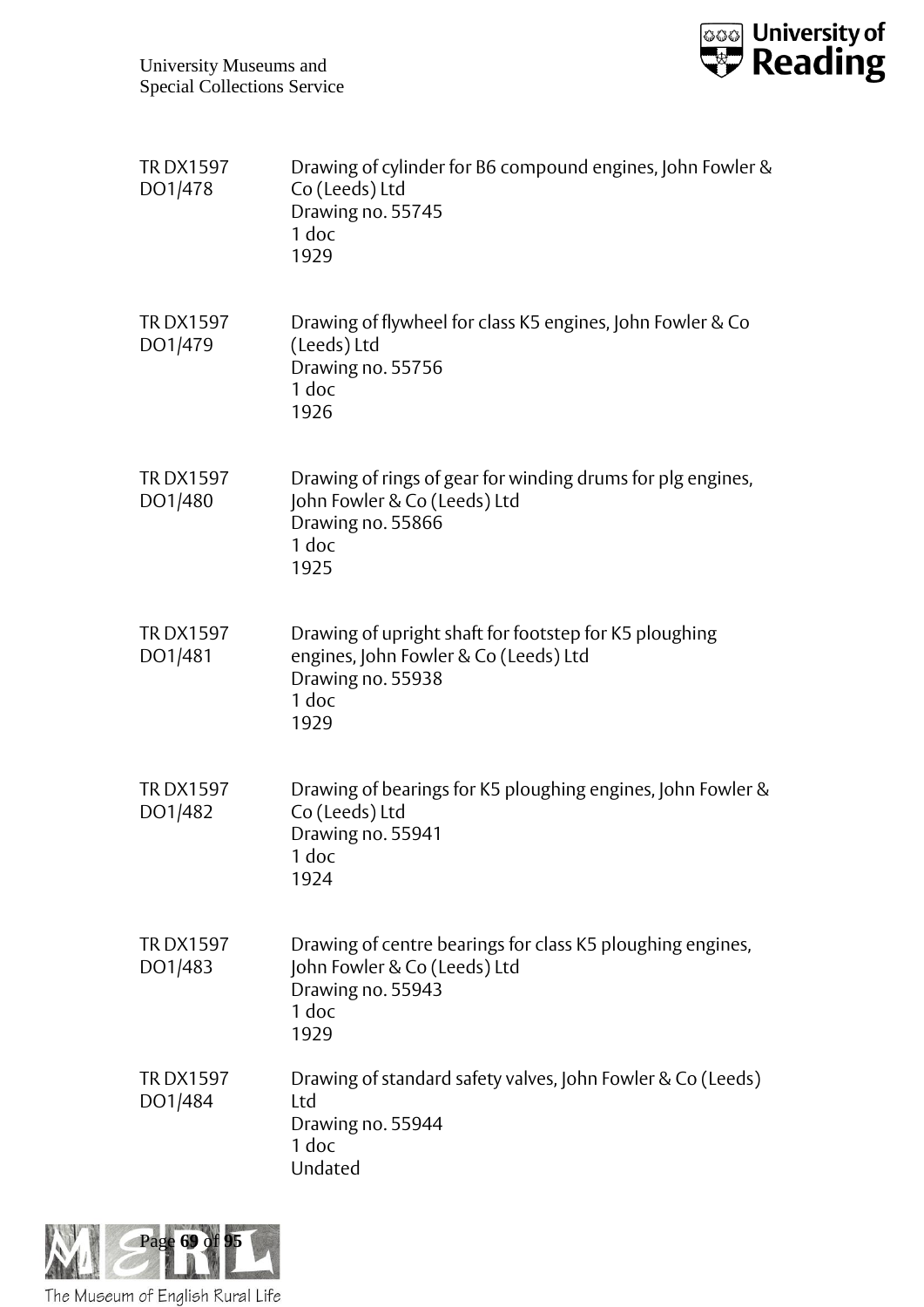TR DX1597 DO1/478

Drawing of cylinder for B6 compound engines, John Fowler & Co (Leeds) Ltd
Drawing no. 55745
1 doc
1929

TR DX1597 DO1/479

Drawing of flywheel for class K5 engines, John Fowler & Co (Leeds) Ltd
Drawing no. 55756
1 doc
1926

TR DX1597 DO1/480

Drawing of rings of gear for winding drums for plg engines, John Fowler & Co (Leeds) Ltd
Drawing no. 55866
1 doc
1925

TR DX1597 DO1/481

Drawing of upright shaft for footstep for K5 ploughing engines, John Fowler & Co (Leeds) Ltd
Drawing no. 55938
1 doc
1929

TR DX1597 DO1/482

Drawing of bearings for K5 ploughing engines, John Fowler & Co (Leeds) Ltd
Drawing no. 55941
1 doc
1924

TR DX1597 DO1/483

Drawing of centre bearings for class K5 ploughing engines, John Fowler & Co (Leeds) Ltd
Drawing no. 55943
1 doc
1929

TR DX1597 DO1/484

Drawing of standard safety valves, John Fowler & Co (Leeds) Ltd
Drawing no. 55944
1 doc
Undated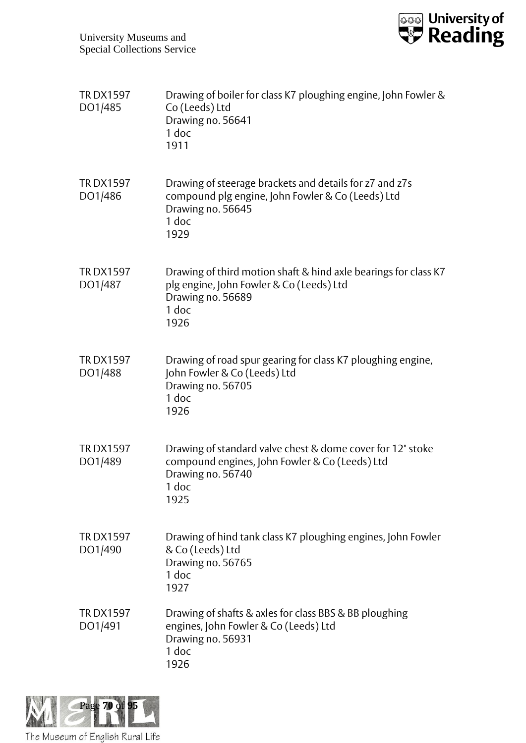| | |
|---|---|
| TR DX1597 DO1/485 | Drawing of boiler for class K7 ploughing engine, John Fowler & Co (Leeds) Ltd<br>Drawing no. 56641<br>1 doc<br>1911 |
| TR DX1597 DO1/486 | Drawing of steerage brackets and details for z7 and z7s compound plg engine, John Fowler & Co (Leeds) Ltd<br>Drawing no. 56645<br>1 doc<br>1929 |
| TR DX1597 DO1/487 | Drawing of third motion shaft & hind axle bearings for class K7 plg engine, John Fowler & Co (Leeds) Ltd<br>Drawing no. 56689<br>1 doc<br>1926 |
| TR DX1597 DO1/488 | Drawing of road spur gearing for class K7 ploughing engine, John Fowler & Co (Leeds) Ltd<br>Drawing no. 56705<br>1 doc<br>1926 |
| TR DX1597 DO1/489 | Drawing of standard valve chest & dome cover for 12" stoke compound engines, John Fowler & Co (Leeds) Ltd<br>Drawing no. 56740<br>1 doc<br>1925 |
| TR DX1597 DO1/490 | Drawing of hind tank class K7 ploughing engines, John Fowler & Co (Leeds) Ltd<br>Drawing no. 56765<br>1 doc<br>1927 |
| TR DX1597 DO1/491 | Drawing of shafts & axles for class BBS & BB ploughing engines, John Fowler & Co (Leeds) Ltd<br>Drawing no. 56931<br>1 doc<br>1926 |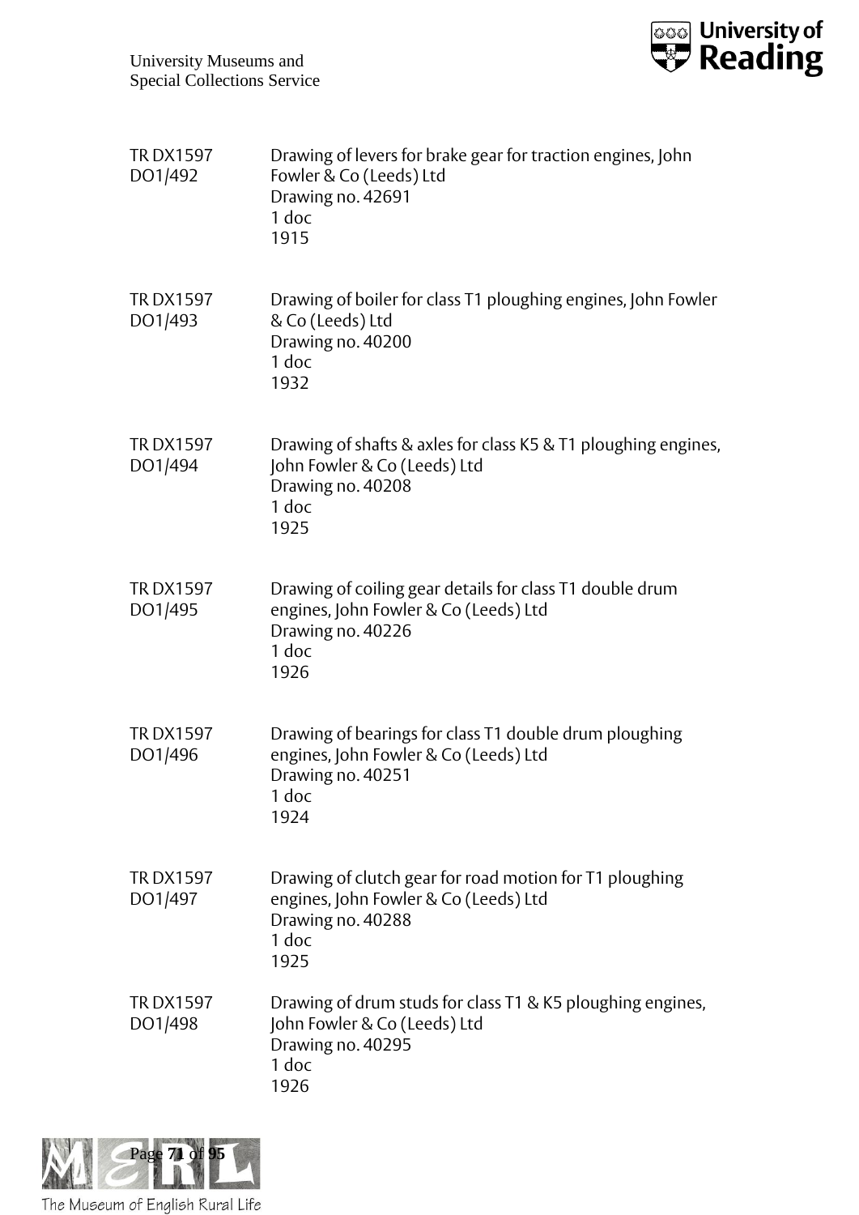TR DX1597 DO1/492

Drawing of levers for brake gear for traction engines, John Fowler & Co (Leeds) Ltd
Drawing no. 42691
1 doc
1915

TR DX1597 DO1/493

Drawing of boiler for class T1 ploughing engines, John Fowler & Co (Leeds) Ltd
Drawing no. 40200
1 doc
1932

TR DX1597 DO1/494

Drawing of shafts & axles for class K5 & T1 ploughing engines, John Fowler & Co (Leeds) Ltd
Drawing no. 40208
1 doc
1925

TR DX1597 DO1/495

Drawing of coiling gear details for class T1 double drum engines, John Fowler & Co (Leeds) Ltd
Drawing no. 40226
1 doc
1926

TR DX1597 DO1/496

Drawing of bearings for class T1 double drum ploughing engines, John Fowler & Co (Leeds) Ltd
Drawing no. 40251
1 doc
1924

TR DX1597 DO1/497

Drawing of clutch gear for road motion for T1 ploughing engines, John Fowler & Co (Leeds) Ltd
Drawing no. 40288
1 doc
1925

TR DX1597 DO1/498

Drawing of drum studs for class T1 & K5 ploughing engines, John Fowler & Co (Leeds) Ltd
Drawing no. 40295
1 doc
1926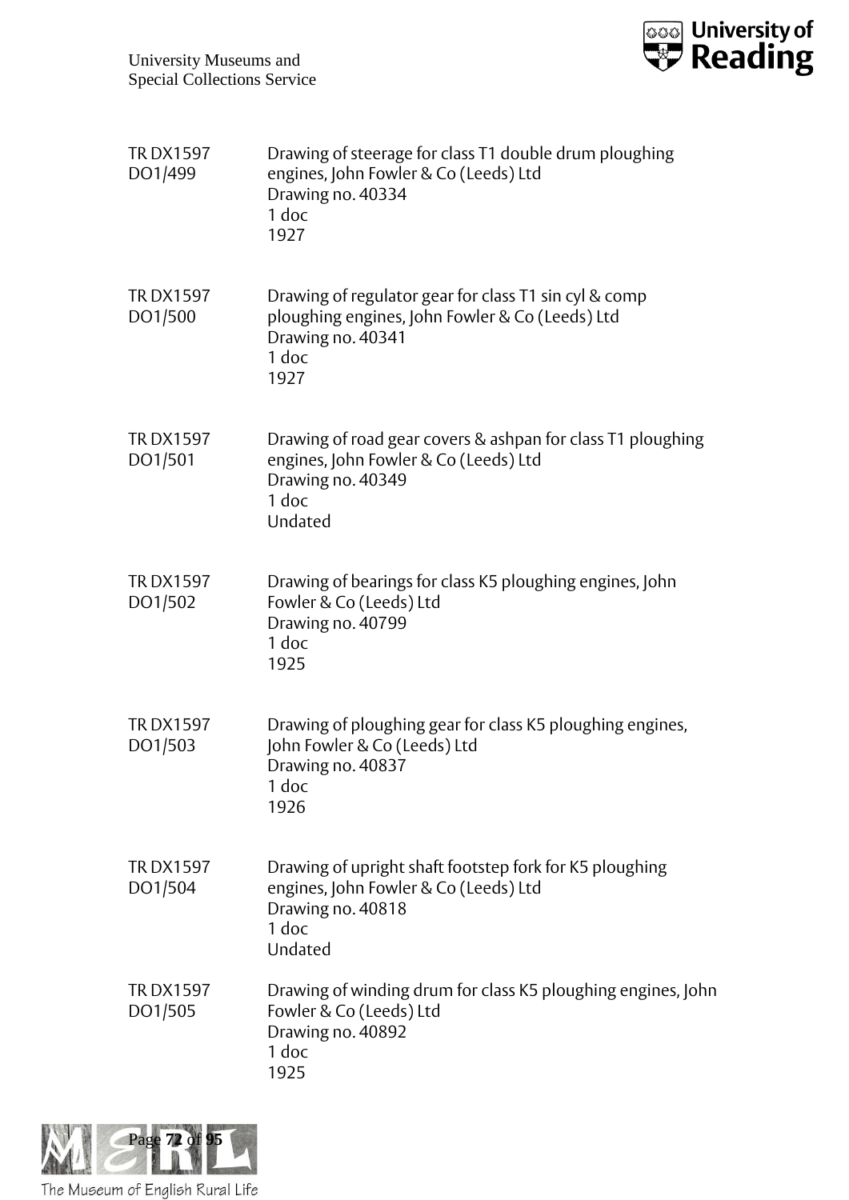TR DX1597 DO1/499
Drawing of steerage for class T1 double drum ploughing engines, John Fowler & Co (Leeds) Ltd
Drawing no. 40334
1 doc
1927

TR DX1597 DO1/500
Drawing of regulator gear for class T1 sin cyl & comp ploughing engines, John Fowler & Co (Leeds) Ltd
Drawing no. 40341
1 doc
1927

TR DX1597 DO1/501
Drawing of road gear covers & ashpan for class T1 ploughing engines, John Fowler & Co (Leeds) Ltd
Drawing no. 40349
1 doc
Undated

TR DX1597 DO1/502
Drawing of bearings for class K5 ploughing engines, John Fowler & Co (Leeds) Ltd
Drawing no. 40799
1 doc
1925

TR DX1597 DO1/503
Drawing of ploughing gear for class K5 ploughing engines, John Fowler & Co (Leeds) Ltd
Drawing no. 40837
1 doc
1926

TR DX1597 DO1/504
Drawing of upright shaft footstep fork for K5 ploughing engines, John Fowler & Co (Leeds) Ltd
Drawing no. 40818
1 doc
Undated

TR DX1597 DO1/505
Drawing of winding drum for class K5 ploughing engines, John Fowler & Co (Leeds) Ltd
Drawing no. 40892
1 doc
1925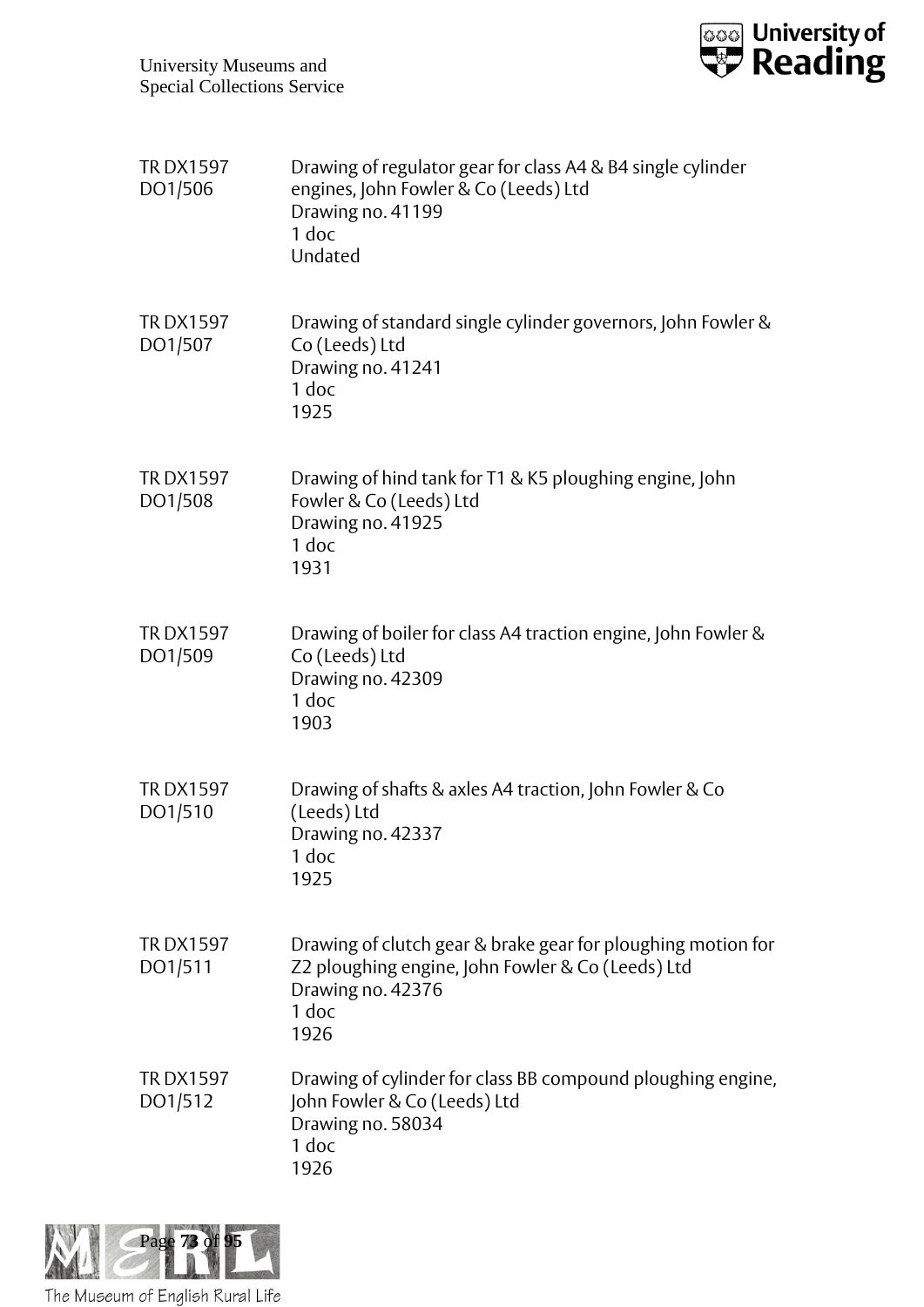TR DX1597 DO1/506

Drawing of regulator gear for class A4 & B4 single cylinder engines, John Fowler & Co (Leeds) Ltd
Drawing no. 41199
1 doc
Undated

TR DX1597 DO1/507

Drawing of standard single cylinder governors, John Fowler & Co (Leeds) Ltd
Drawing no. 41241
1 doc
1925

TR DX1597 DO1/508

Drawing of hind tank for T1 & K5 ploughing engine, John Fowler & Co (Leeds) Ltd
Drawing no. 41925
1 doc
1931

TR DX1597 DO1/509

Drawing of boiler for class A4 traction engine, John Fowler & Co (Leeds) Ltd
Drawing no. 42309
1 doc
1903

TR DX1597 DO1/510

Drawing of shafts & axles A4 traction, John Fowler & Co (Leeds) Ltd
Drawing no. 42337
1 doc
1925

TR DX1597 DO1/511

Drawing of clutch gear & brake gear for ploughing motion for Z2 ploughing engine, John Fowler & Co (Leeds) Ltd
Drawing no. 42376
1 doc
1926

TR DX1597 DO1/512

Drawing of cylinder for class BB compound ploughing engine, John Fowler & Co (Leeds) Ltd
Drawing no. 58034
1 doc
1926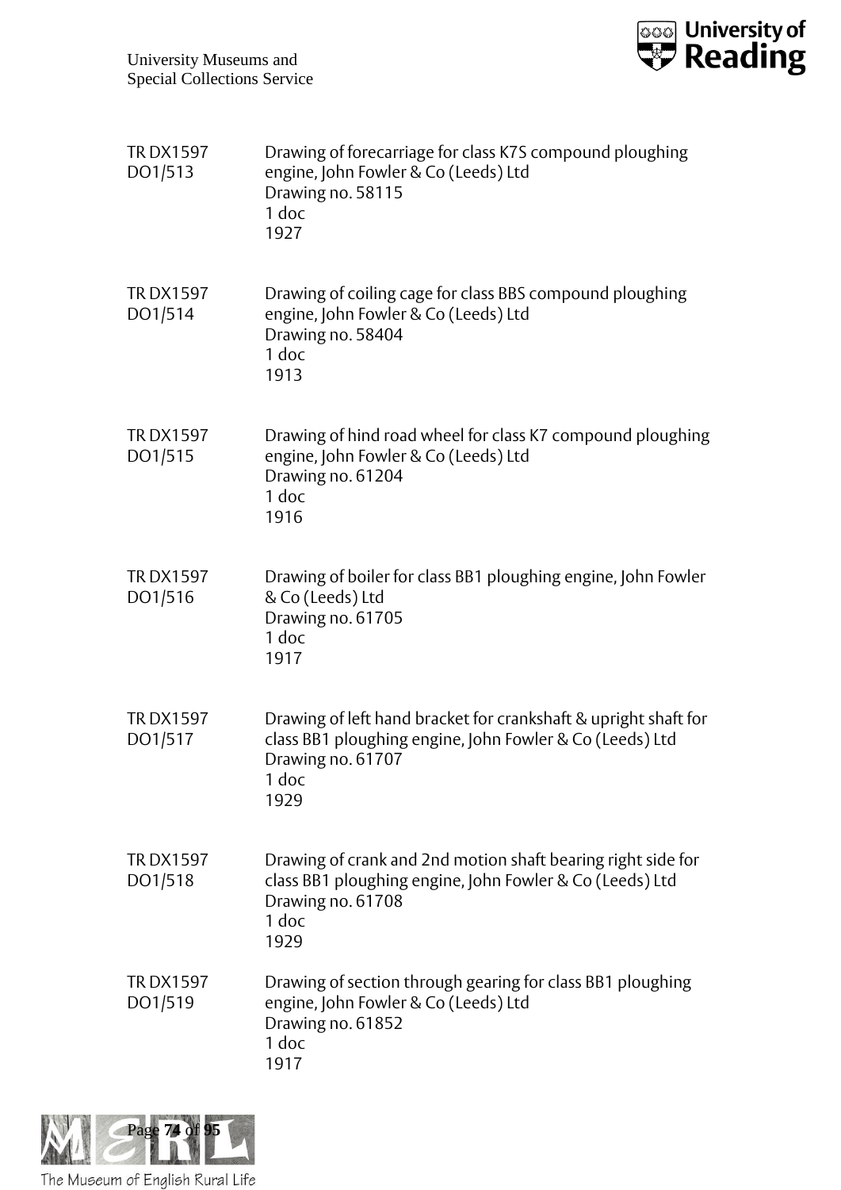TR DX1597 DO1/513
Drawing of forecarriage for class K7S compound ploughing engine, John Fowler & Co (Leeds) Ltd
Drawing no. 58115
1 doc
1927

TR DX1597 DO1/514
Drawing of coiling cage for class BBS compound ploughing engine, John Fowler & Co (Leeds) Ltd
Drawing no. 58404
1 doc
1913

TR DX1597 DO1/515
Drawing of hind road wheel for class K7 compound ploughing engine, John Fowler & Co (Leeds) Ltd
Drawing no. 61204
1 doc
1916

TR DX1597 DO1/516
Drawing of boiler for class BB1 ploughing engine, John Fowler & Co (Leeds) Ltd
Drawing no. 61705
1 doc
1917

TR DX1597 DO1/517
Drawing of left hand bracket for crankshaft & upright shaft for class BB1 ploughing engine, John Fowler & Co (Leeds) Ltd
Drawing no. 61707
1 doc
1929

TR DX1597 DO1/518
Drawing of crank and 2nd motion shaft bearing right side for class BB1 ploughing engine, John Fowler & Co (Leeds) Ltd
Drawing no. 61708
1 doc
1929

TR DX1597 DO1/519
Drawing of section through gearing for class BB1 ploughing engine, John Fowler & Co (Leeds) Ltd
Drawing no. 61852
1 doc
1917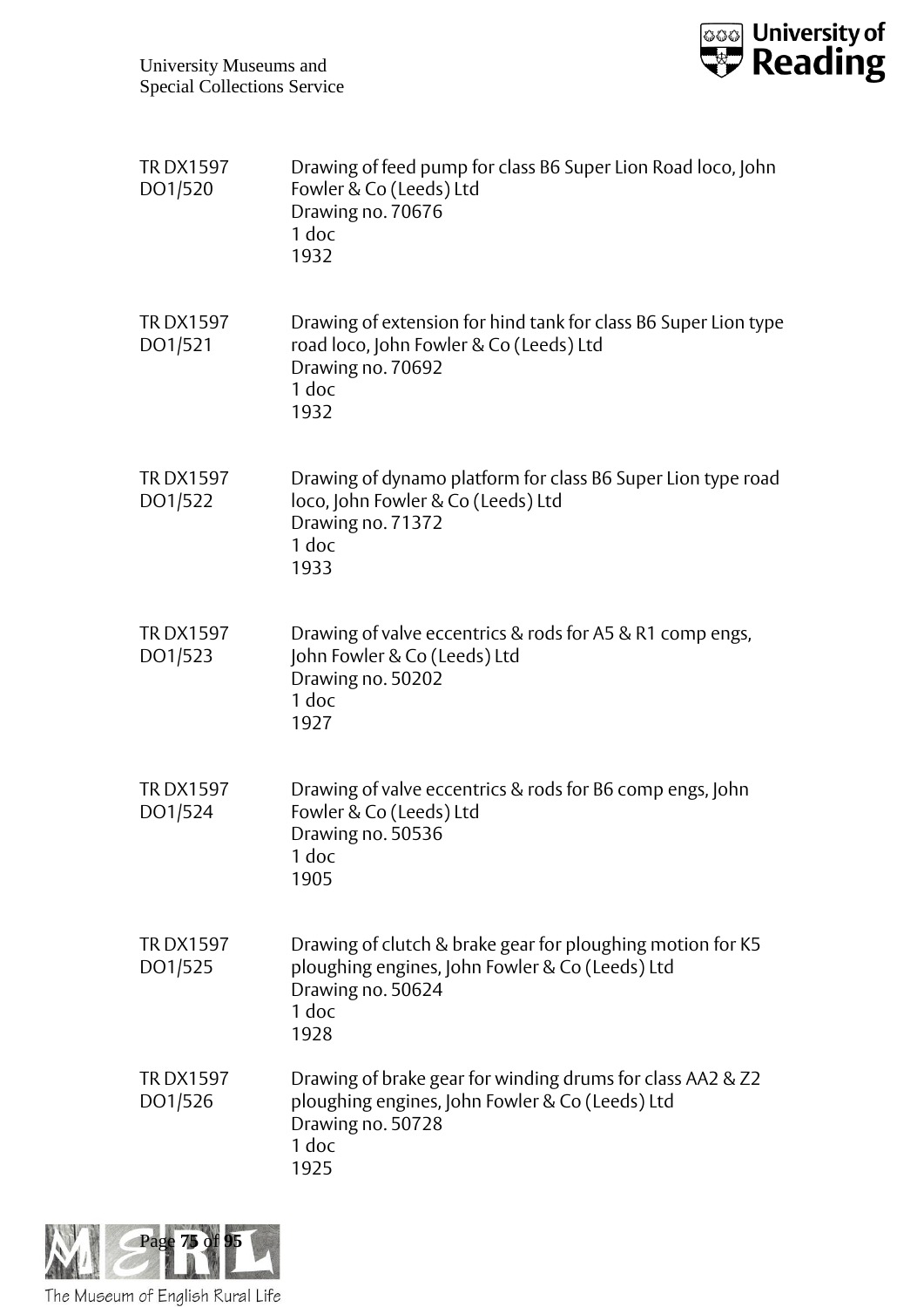| | |
|---|---|
| TR DX1597 DO1/520 | Drawing of feed pump for class B6 Super Lion Road loco, John Fowler & Co (Leeds) Ltd<br>Drawing no. 70676<br>1 doc<br>1932 |
| TR DX1597 DO1/521 | Drawing of extension for hind tank for class B6 Super Lion type road loco, John Fowler & Co (Leeds) Ltd<br>Drawing no. 70692<br>1 doc<br>1932 |
| TR DX1597 DO1/522 | Drawing of dynamo platform for class B6 Super Lion type road loco, John Fowler & Co (Leeds) Ltd<br>Drawing no. 71372<br>1 doc<br>1933 |
| TR DX1597 DO1/523 | Drawing of valve eccentrics & rods for A5 & R1 comp engs, John Fowler & Co (Leeds) Ltd<br>Drawing no. 50202<br>1 doc<br>1927 |
| TR DX1597 DO1/524 | Drawing of valve eccentrics & rods for B6 comp engs, John Fowler & Co (Leeds) Ltd<br>Drawing no. 50536<br>1 doc<br>1905 |
| TR DX1597 DO1/525 | Drawing of clutch & brake gear for ploughing motion for K5 ploughing engines, John Fowler & Co (Leeds) Ltd<br>Drawing no. 50624<br>1 doc<br>1928 |
| TR DX1597 DO1/526 | Drawing of brake gear for winding drums for class AA2 & Z2 ploughing engines, John Fowler & Co (Leeds) Ltd<br>Drawing no. 50728<br>1 doc<br>1925 |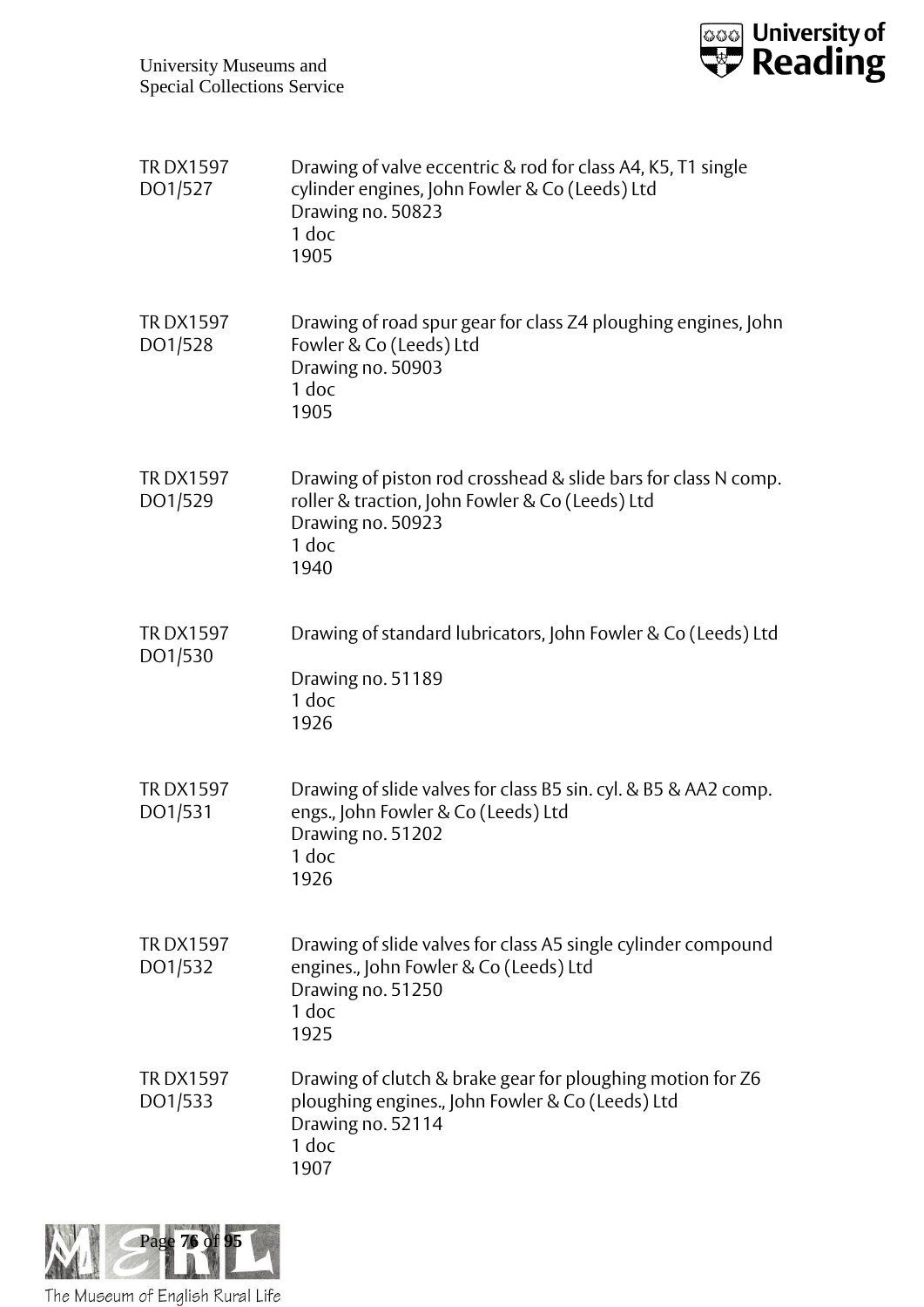TR DX1597 DO1/527

Drawing of valve eccentric & rod for class A4, K5, T1 single cylinder engines, John Fowler & Co (Leeds) Ltd
Drawing no. 50823
1 doc
1905

TR DX1597 DO1/528

Drawing of road spur gear for class Z4 ploughing engines, John Fowler & Co (Leeds) Ltd
Drawing no. 50903
1 doc
1905

TR DX1597 DO1/529

Drawing of piston rod crosshead & slide bars for class N comp. roller & traction, John Fowler & Co (Leeds) Ltd
Drawing no. 50923
1 doc
1940

TR DX1597 DO1/530

Drawing of standard lubricators, John Fowler & Co (Leeds) Ltd
Drawing no. 51189
1 doc
1926

TR DX1597 DO1/531

Drawing of slide valves for class B5 sin. cyl. & B5 & AA2 comp. engs., John Fowler & Co (Leeds) Ltd
Drawing no. 51202
1 doc
1926

TR DX1597 DO1/532

Drawing of slide valves for class A5 single cylinder compound engines., John Fowler & Co (Leeds) Ltd
Drawing no. 51250
1 doc
1925

TR DX1597 DO1/533

Drawing of clutch & brake gear for ploughing motion for Z6 ploughing engines., John Fowler & Co (Leeds) Ltd
Drawing no. 52114
1 doc
1907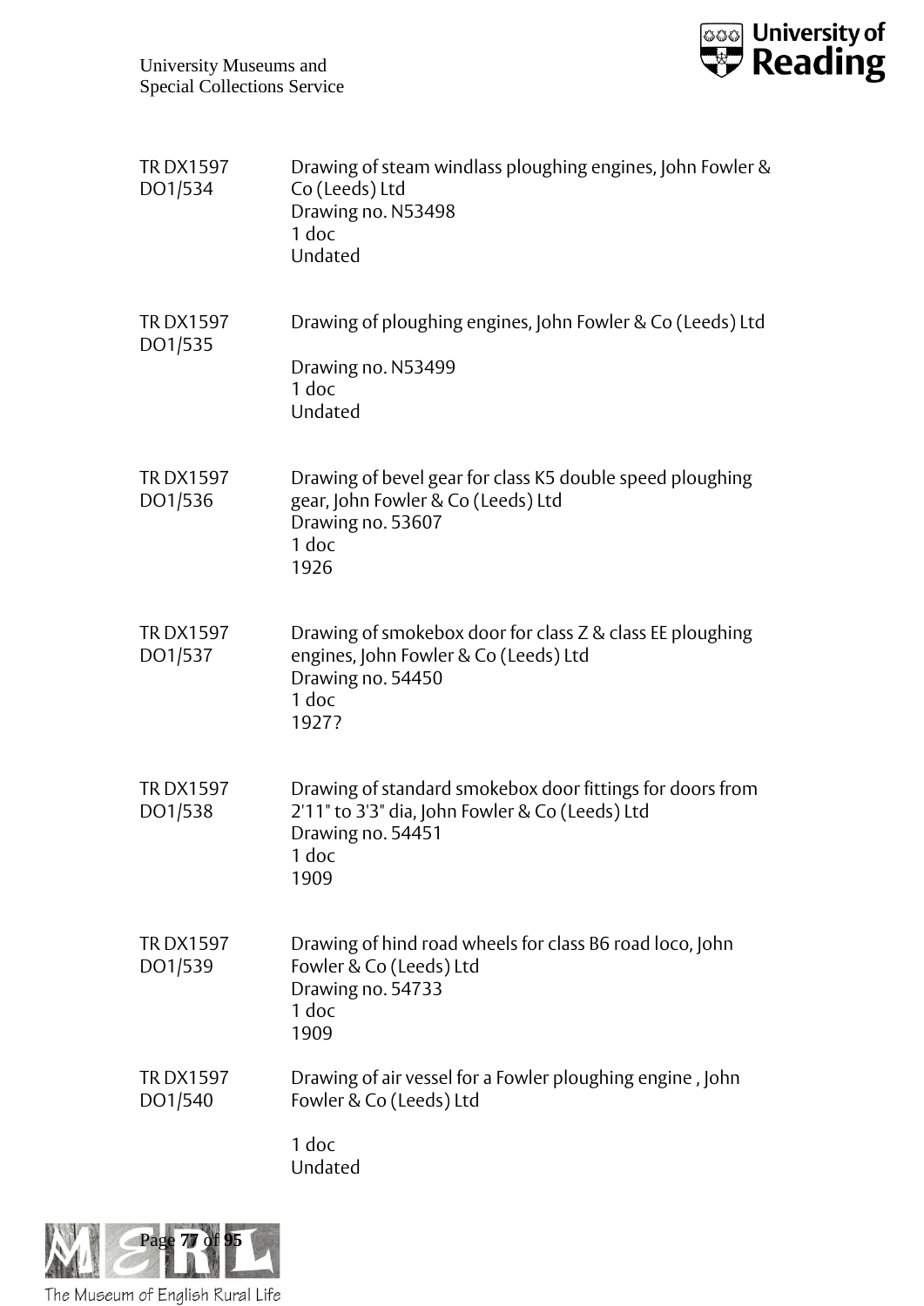| | |
|---|---|
| TR DX1597 DO1/534 | Drawing of steam windlass ploughing engines, John Fowler & Co (Leeds) Ltd<br>Drawing no. N53498<br>1 doc<br>Undated |
| TR DX1597 DO1/535 | Drawing of ploughing engines, John Fowler & Co (Leeds) Ltd<br><br>Drawing no. N53499<br>1 doc<br>Undated |
| TR DX1597 DO1/536 | Drawing of bevel gear for class K5 double speed ploughing gear, John Fowler & Co (Leeds) Ltd<br>Drawing no. 53607<br>1 doc<br>1926 |
| TR DX1597 DO1/537 | Drawing of smokebox door for class Z & class EE ploughing engines, John Fowler & Co (Leeds) Ltd<br>Drawing no. 54450<br>1 doc<br>1927? |
| TR DX1597 DO1/538 | Drawing of standard smokebox door fittings for doors from 2'11" to 3'3" dia, John Fowler & Co (Leeds) Ltd<br>Drawing no. 54451<br>1 doc<br>1909 |
| TR DX1597 DO1/539 | Drawing of hind road wheels for class B6 road loco, John Fowler & Co (Leeds) Ltd<br>Drawing no. 54733<br>1 doc<br>1909 |
| TR DX1597 DO1/540 | Drawing of air vessel for a Fowler ploughing engine , John Fowler & Co (Leeds) Ltd<br><br>1 doc<br>Undated |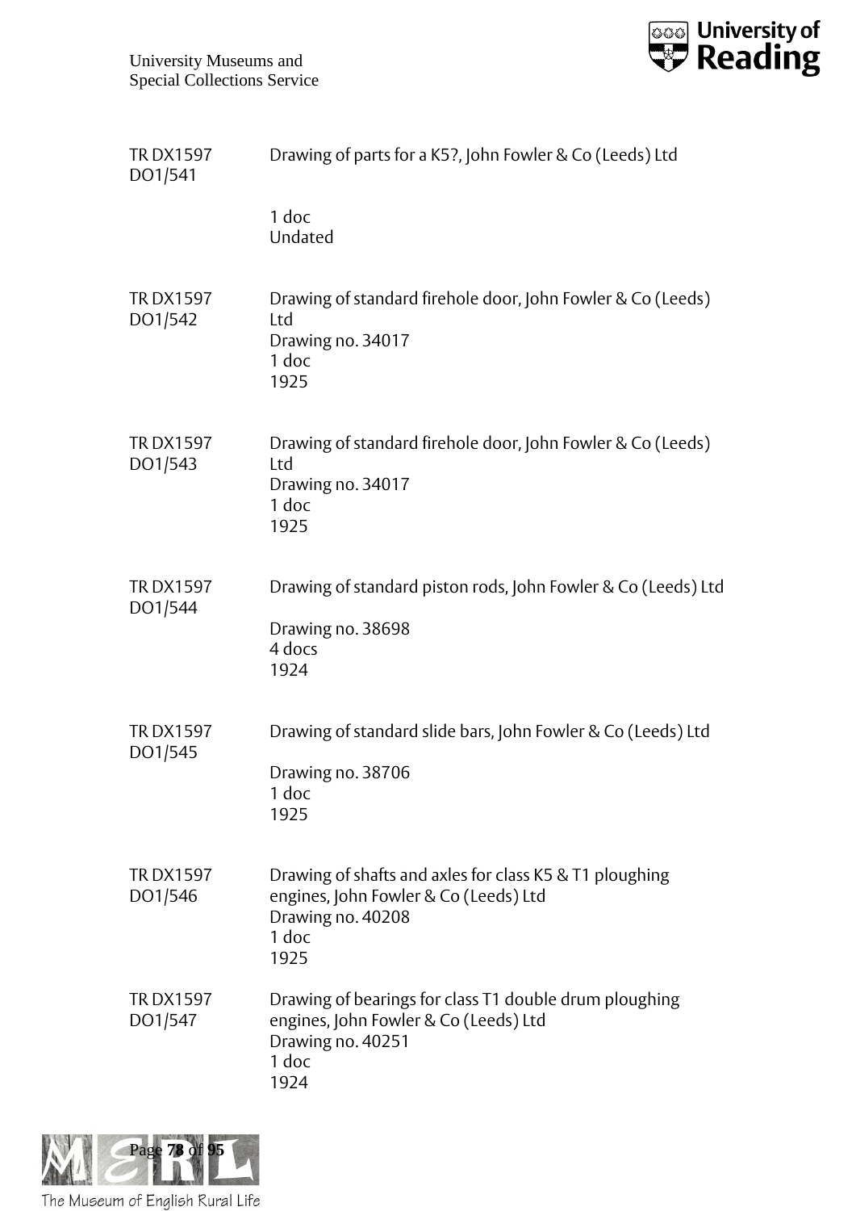TR DX1597 DO1/541 — Drawing of parts for a K5?, John Fowler & Co (Leeds) Ltd

1 doc
Undated

TR DX1597 DO1/542 — Drawing of standard firehole door, John Fowler & Co (Leeds) Ltd
Drawing no. 34017
1 doc
1925

TR DX1597 DO1/543 — Drawing of standard firehole door, John Fowler & Co (Leeds) Ltd
Drawing no. 34017
1 doc
1925

TR DX1597 DO1/544 — Drawing of standard piston rods, John Fowler & Co (Leeds) Ltd

Drawing no. 38698
4 docs
1924

TR DX1597 DO1/545 — Drawing of standard slide bars, John Fowler & Co (Leeds) Ltd

Drawing no. 38706
1 doc
1925

TR DX1597 DO1/546 — Drawing of shafts and axles for class K5 & T1 ploughing engines, John Fowler & Co (Leeds) Ltd
Drawing no. 40208
1 doc
1925

TR DX1597 DO1/547 — Drawing of bearings for class T1 double drum ploughing engines, John Fowler & Co (Leeds) Ltd
Drawing no. 40251
1 doc
1924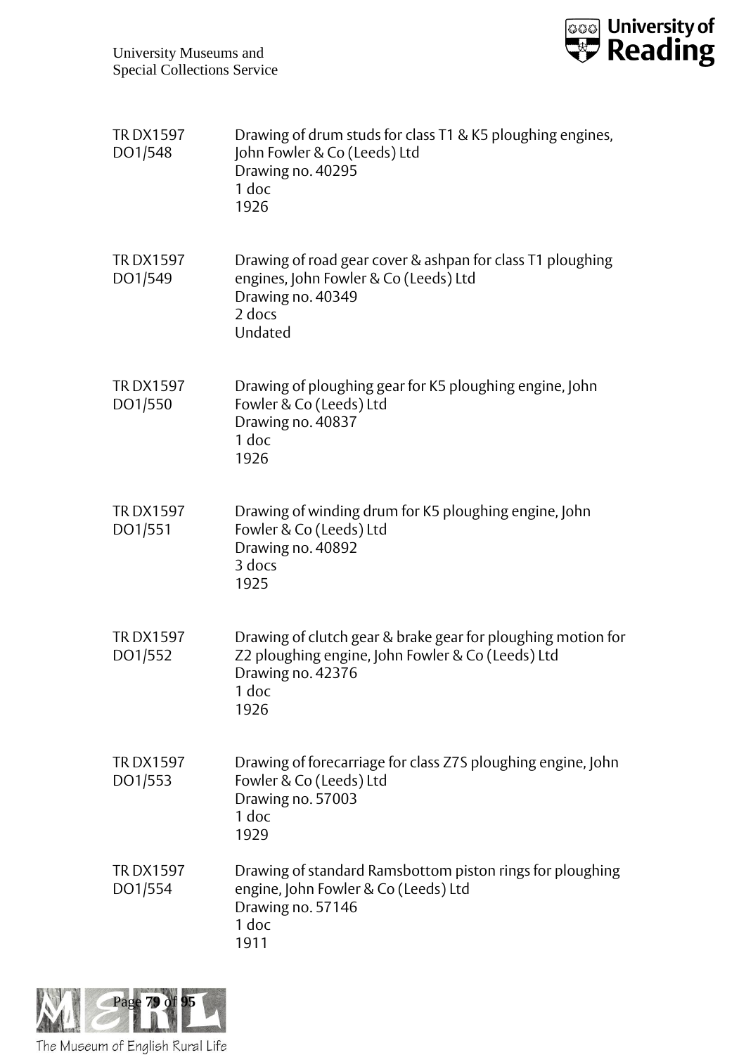TR DX1597 DO1/548

Drawing of drum studs for class T1 & K5 ploughing engines, John Fowler & Co (Leeds) Ltd
Drawing no. 40295
1 doc
1926

TR DX1597 DO1/549

Drawing of road gear cover & ashpan for class T1 ploughing engines, John Fowler & Co (Leeds) Ltd
Drawing no. 40349
2 docs
Undated

TR DX1597 DO1/550

Drawing of ploughing gear for K5 ploughing engine, John Fowler & Co (Leeds) Ltd
Drawing no. 40837
1 doc
1926

TR DX1597 DO1/551

Drawing of winding drum for K5 ploughing engine, John Fowler & Co (Leeds) Ltd
Drawing no. 40892
3 docs
1925

TR DX1597 DO1/552

Drawing of clutch gear & brake gear for ploughing motion for Z2 ploughing engine, John Fowler & Co (Leeds) Ltd
Drawing no. 42376
1 doc
1926

TR DX1597 DO1/553

Drawing of forecarriage for class Z7S ploughing engine, John Fowler & Co (Leeds) Ltd
Drawing no. 57003
1 doc
1929

TR DX1597 DO1/554

Drawing of standard Ramsbottom piston rings for ploughing engine, John Fowler & Co (Leeds) Ltd
Drawing no. 57146
1 doc
1911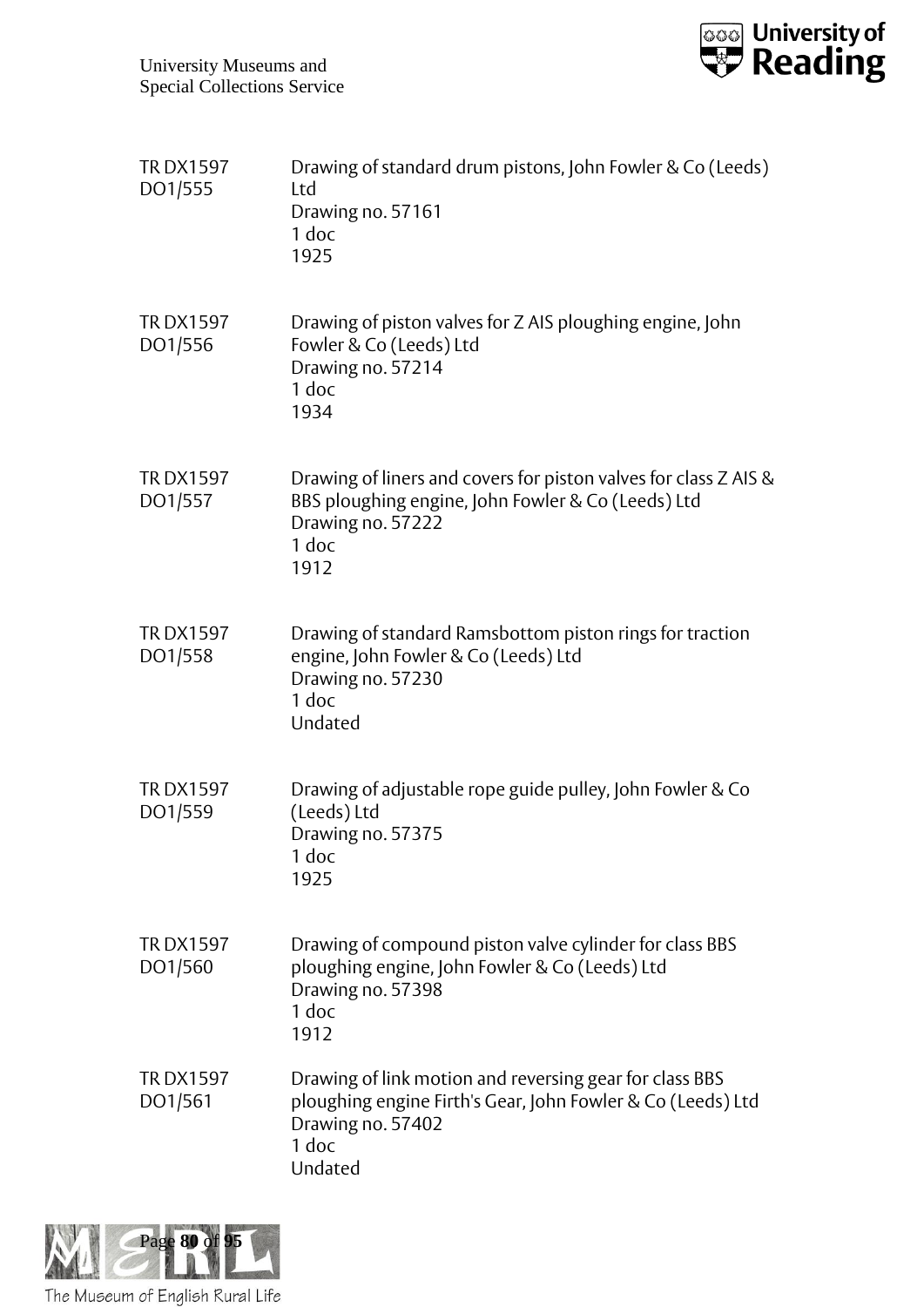TR DX1597 DO1/555 — Drawing of standard drum pistons, John Fowler & Co (Leeds) Ltd
Drawing no. 57161
1 doc
1925

TR DX1597 DO1/556 — Drawing of piston valves for Z AIS ploughing engine, John Fowler & Co (Leeds) Ltd
Drawing no. 57214
1 doc
1934

TR DX1597 DO1/557 — Drawing of liners and covers for piston valves for class Z AIS & BBS ploughing engine, John Fowler & Co (Leeds) Ltd
Drawing no. 57222
1 doc
1912

TR DX1597 DO1/558 — Drawing of standard Ramsbottom piston rings for traction engine, John Fowler & Co (Leeds) Ltd
Drawing no. 57230
1 doc
Undated

TR DX1597 DO1/559 — Drawing of adjustable rope guide pulley, John Fowler & Co (Leeds) Ltd
Drawing no. 57375
1 doc
1925

TR DX1597 DO1/560 — Drawing of compound piston valve cylinder for class BBS ploughing engine, John Fowler & Co (Leeds) Ltd
Drawing no. 57398
1 doc
1912

TR DX1597 DO1/561 — Drawing of link motion and reversing gear for class BBS ploughing engine Firth's Gear, John Fowler & Co (Leeds) Ltd
Drawing no. 57402
1 doc
Undated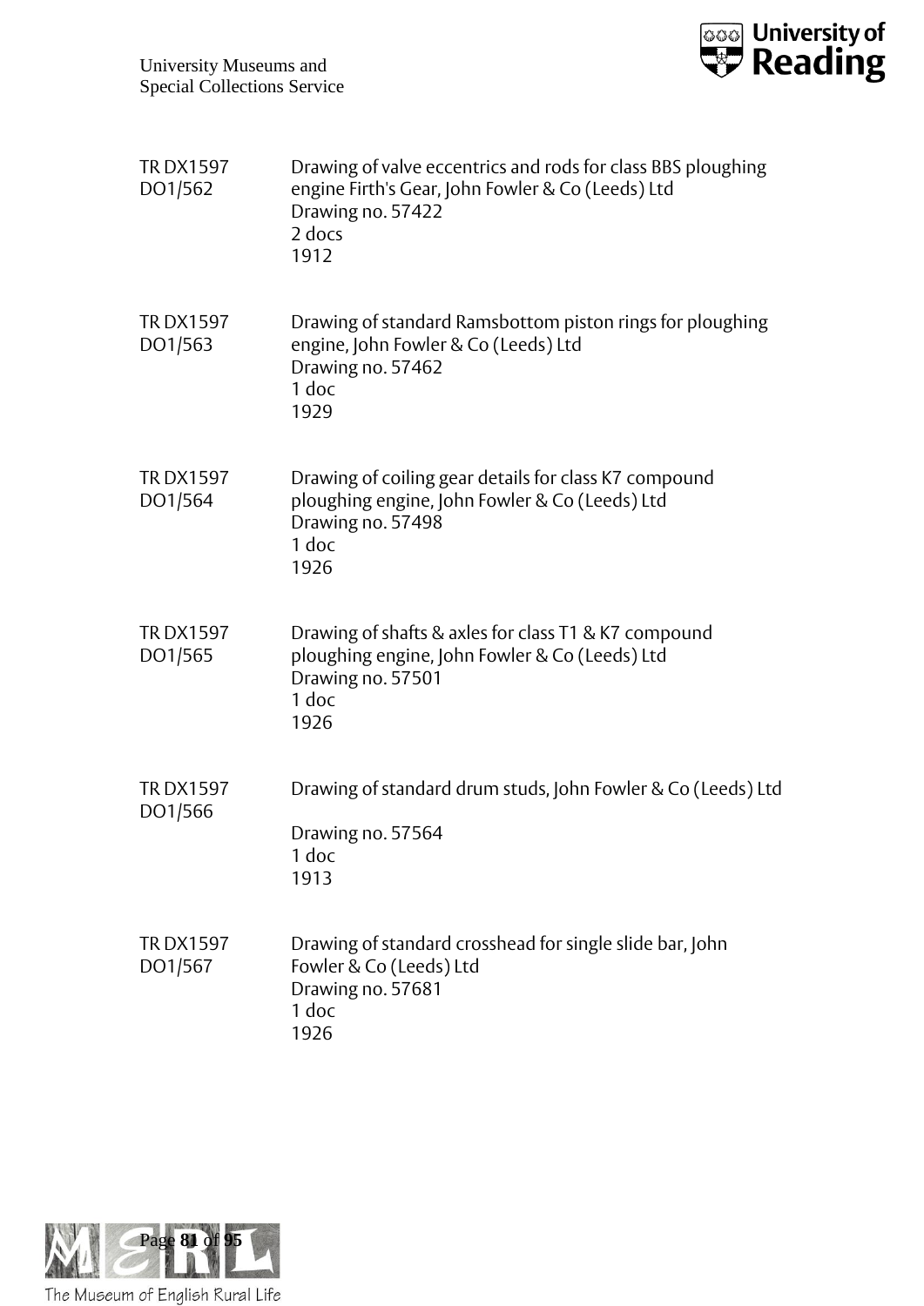TR DX1597 DO1/562

Drawing of valve eccentrics and rods for class BBS ploughing engine Firth's Gear, John Fowler & Co (Leeds) Ltd
Drawing no. 57422
2 docs
1912

TR DX1597 DO1/563

Drawing of standard Ramsbottom piston rings for ploughing engine, John Fowler & Co (Leeds) Ltd
Drawing no. 57462
1 doc
1929

TR DX1597 DO1/564

Drawing of coiling gear details for class K7 compound ploughing engine, John Fowler & Co (Leeds) Ltd
Drawing no. 57498
1 doc
1926

TR DX1597 DO1/565

Drawing of shafts & axles for class T1 & K7 compound ploughing engine, John Fowler & Co (Leeds) Ltd
Drawing no. 57501
1 doc
1926

TR DX1597 DO1/566

Drawing of standard drum studs, John Fowler & Co (Leeds) Ltd
Drawing no. 57564
1 doc
1913

TR DX1597 DO1/567

Drawing of standard crosshead for single slide bar, John Fowler & Co (Leeds) Ltd
Drawing no. 57681
1 doc
1926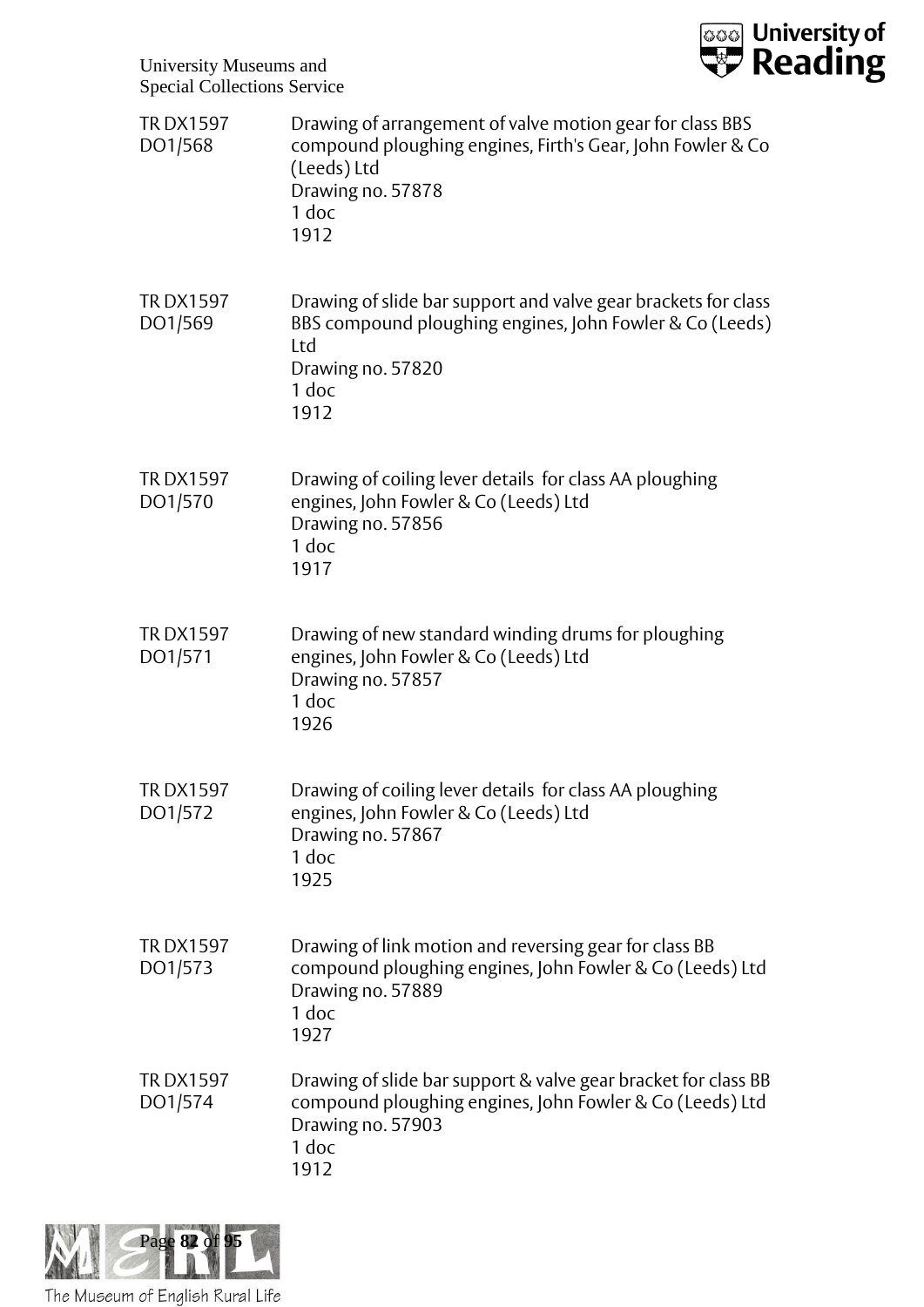TR DX1597 DO1/568 | Drawing of arrangement of valve motion gear for class BBS compound ploughing engines, Firth's Gear, John Fowler & Co (Leeds) Ltd
Drawing no. 57878
1 doc
1912

TR DX1597 DO1/569 | Drawing of slide bar support and valve gear brackets for class BBS compound ploughing engines, John Fowler & Co (Leeds) Ltd
Drawing no. 57820
1 doc
1912

TR DX1597 DO1/570 | Drawing of coiling lever details for class AA ploughing engines, John Fowler & Co (Leeds) Ltd
Drawing no. 57856
1 doc
1917

TR DX1597 DO1/571 | Drawing of new standard winding drums for ploughing engines, John Fowler & Co (Leeds) Ltd
Drawing no. 57857
1 doc
1926

TR DX1597 DO1/572 | Drawing of coiling lever details for class AA ploughing engines, John Fowler & Co (Leeds) Ltd
Drawing no. 57867
1 doc
1925

TR DX1597 DO1/573 | Drawing of link motion and reversing gear for class BB compound ploughing engines, John Fowler & Co (Leeds) Ltd
Drawing no. 57889
1 doc
1927

TR DX1597 DO1/574 | Drawing of slide bar support & valve gear bracket for class BB compound ploughing engines, John Fowler & Co (Leeds) Ltd
Drawing no. 57903
1 doc
1912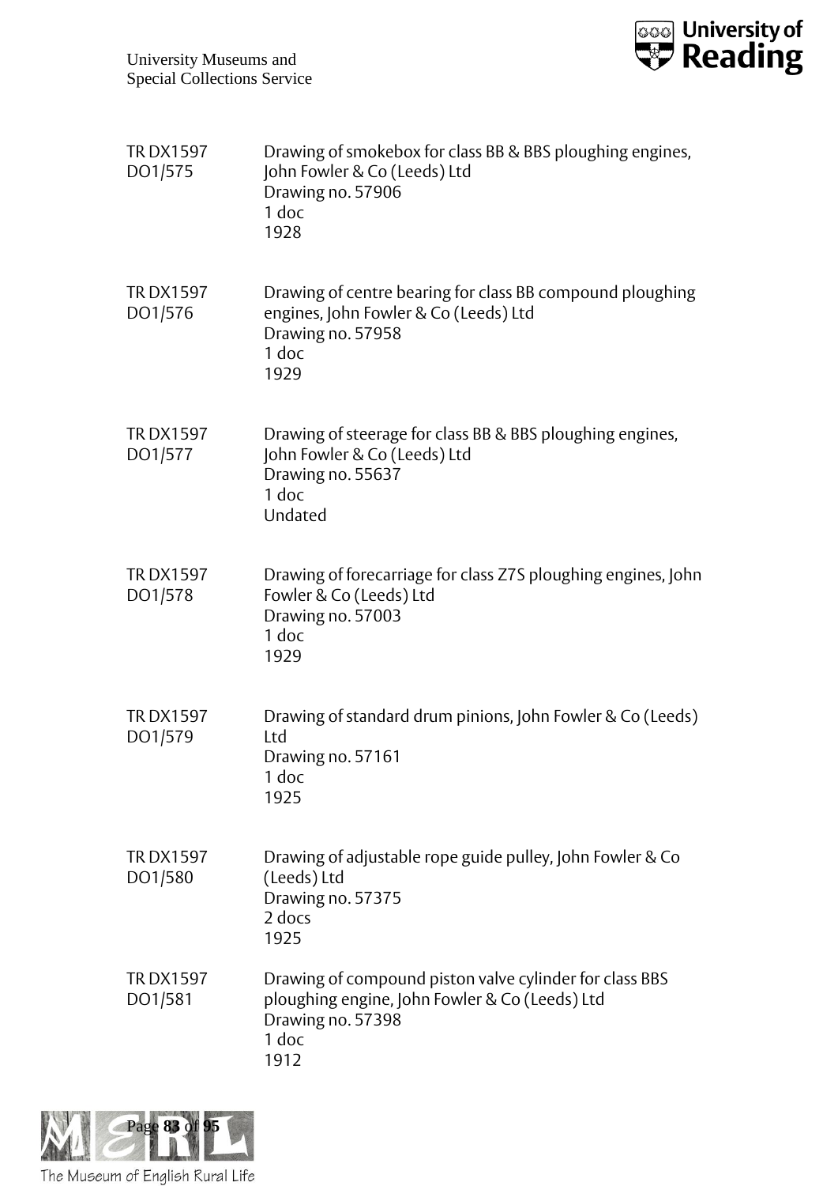TR DX1597 DO1/575

Drawing of smokebox for class BB & BBS ploughing engines, John Fowler & Co (Leeds) Ltd
Drawing no. 57906
1 doc
1928

TR DX1597 DO1/576

Drawing of centre bearing for class BB compound ploughing engines, John Fowler & Co (Leeds) Ltd
Drawing no. 57958
1 doc
1929

TR DX1597 DO1/577

Drawing of steerage for class BB & BBS ploughing engines, John Fowler & Co (Leeds) Ltd
Drawing no. 55637
1 doc
Undated

TR DX1597 DO1/578

Drawing of forecarriage for class Z7S ploughing engines, John Fowler & Co (Leeds) Ltd
Drawing no. 57003
1 doc
1929

TR DX1597 DO1/579

Drawing of standard drum pinions, John Fowler & Co (Leeds) Ltd
Drawing no. 57161
1 doc
1925

TR DX1597 DO1/580

Drawing of adjustable rope guide pulley, John Fowler & Co (Leeds) Ltd
Drawing no. 57375
2 docs
1925

TR DX1597 DO1/581

Drawing of compound piston valve cylinder for class BBS ploughing engine, John Fowler & Co (Leeds) Ltd
Drawing no. 57398
1 doc
1912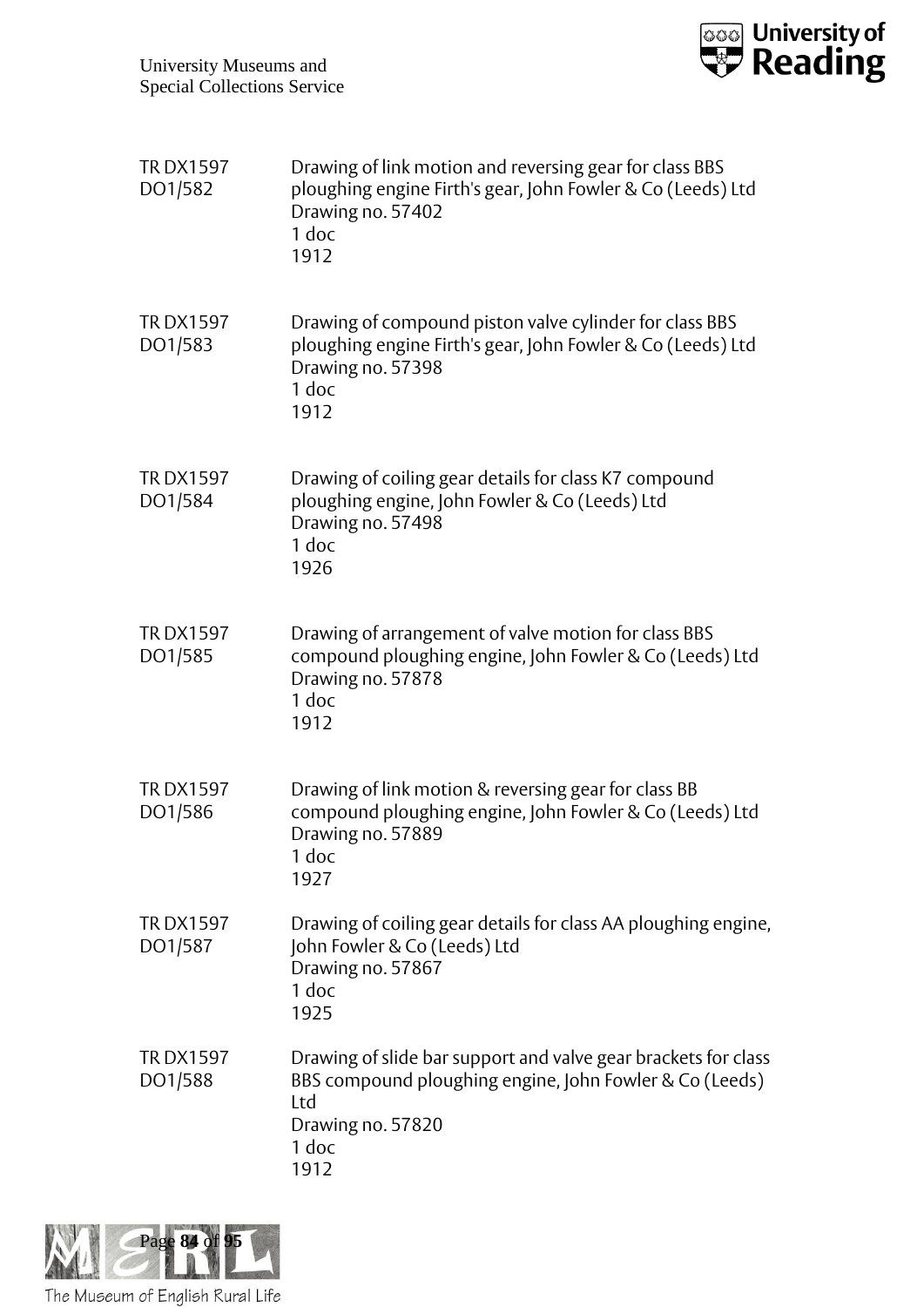TR DX1597 DO1/582 — Drawing of link motion and reversing gear for class BBS ploughing engine Firth's gear, John Fowler & Co (Leeds) Ltd
Drawing no. 57402
1 doc
1912

TR DX1597 DO1/583 — Drawing of compound piston valve cylinder for class BBS ploughing engine Firth's gear, John Fowler & Co (Leeds) Ltd
Drawing no. 57398
1 doc
1912

TR DX1597 DO1/584 — Drawing of coiling gear details for class K7 compound ploughing engine, John Fowler & Co (Leeds) Ltd
Drawing no. 57498
1 doc
1926

TR DX1597 DO1/585 — Drawing of arrangement of valve motion for class BBS compound ploughing engine, John Fowler & Co (Leeds) Ltd
Drawing no. 57878
1 doc
1912

TR DX1597 DO1/586 — Drawing of link motion & reversing gear for class BB compound ploughing engine, John Fowler & Co (Leeds) Ltd
Drawing no. 57889
1 doc
1927

TR DX1597 DO1/587 — Drawing of coiling gear details for class AA ploughing engine, John Fowler & Co (Leeds) Ltd
Drawing no. 57867
1 doc
1925

TR DX1597 DO1/588 — Drawing of slide bar support and valve gear brackets for class BBS compound ploughing engine, John Fowler & Co (Leeds) Ltd
Drawing no. 57820
1 doc
1912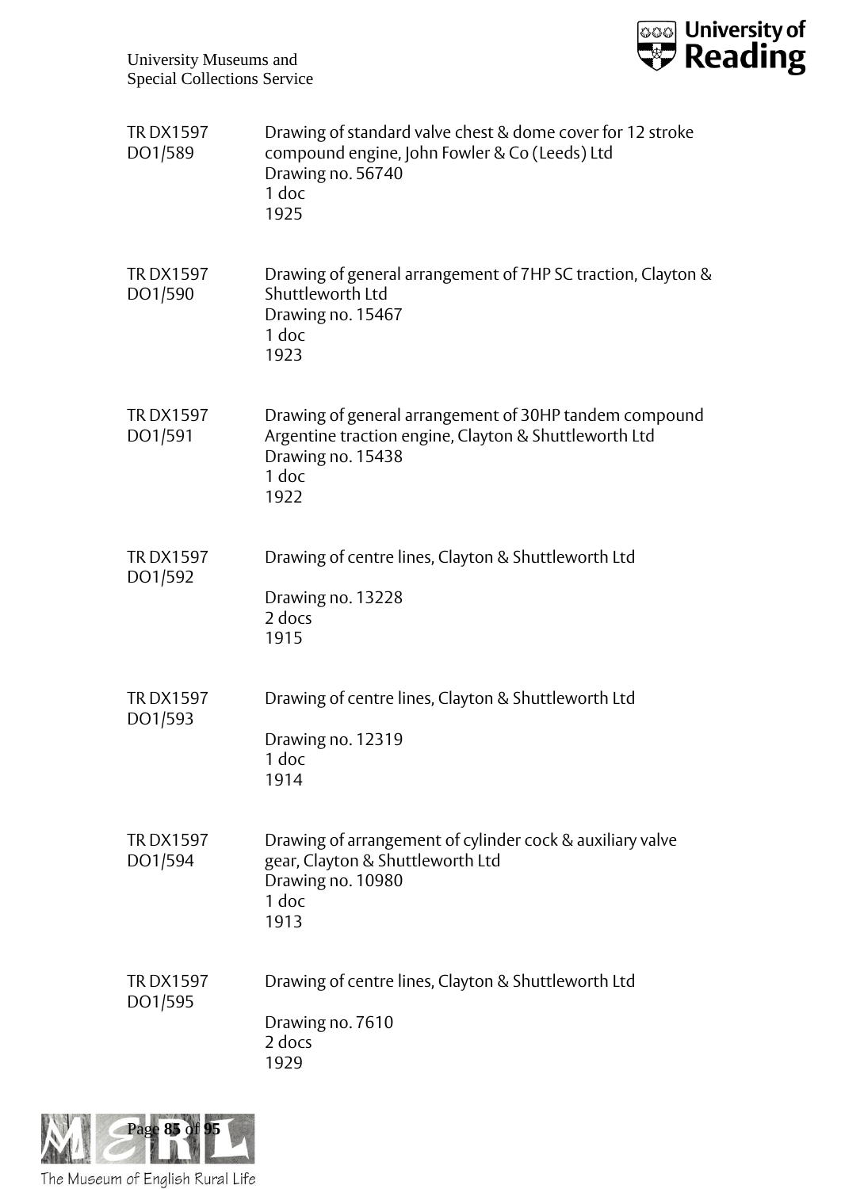TR DX1597 DO1/589

Drawing of standard valve chest & dome cover for 12 stroke compound engine, John Fowler & Co (Leeds) Ltd
Drawing no. 56740
1 doc
1925

TR DX1597 DO1/590

Drawing of general arrangement of 7HP SC traction, Clayton & Shuttleworth Ltd
Drawing no. 15467
1 doc
1923

TR DX1597 DO1/591

Drawing of general arrangement of 30HP tandem compound Argentine traction engine, Clayton & Shuttleworth Ltd
Drawing no. 15438
1 doc
1922

TR DX1597 DO1/592

Drawing of centre lines, Clayton & Shuttleworth Ltd

Drawing no. 13228
2 docs
1915

TR DX1597 DO1/593

Drawing of centre lines, Clayton & Shuttleworth Ltd

Drawing no. 12319
1 doc
1914

TR DX1597 DO1/594

Drawing of arrangement of cylinder cock & auxiliary valve gear, Clayton & Shuttleworth Ltd
Drawing no. 10980
1 doc
1913

TR DX1597 DO1/595

Drawing of centre lines, Clayton & Shuttleworth Ltd

Drawing no. 7610
2 docs
1929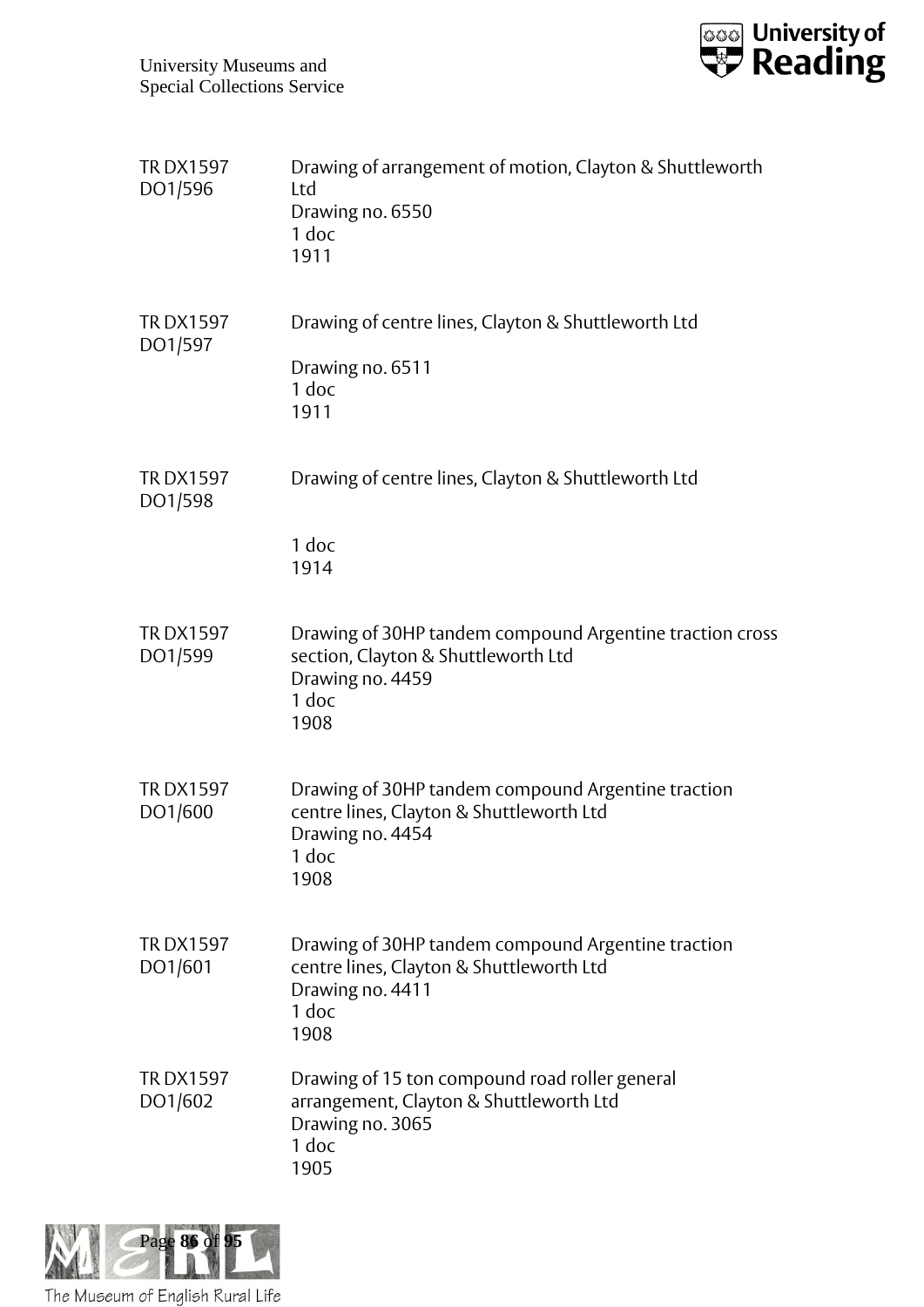TR DX1597 DO1/596 — Drawing of arrangement of motion, Clayton & Shuttleworth Ltd
Drawing no. 6550
1 doc
1911

TR DX1597 DO1/597 — Drawing of centre lines, Clayton & Shuttleworth Ltd
Drawing no. 6511
1 doc
1911

TR DX1597 DO1/598 — Drawing of centre lines, Clayton & Shuttleworth Ltd
1 doc
1914

TR DX1597 DO1/599 — Drawing of 30HP tandem compound Argentine traction cross section, Clayton & Shuttleworth Ltd
Drawing no. 4459
1 doc
1908

TR DX1597 DO1/600 — Drawing of 30HP tandem compound Argentine traction centre lines, Clayton & Shuttleworth Ltd
Drawing no. 4454
1 doc
1908

TR DX1597 DO1/601 — Drawing of 30HP tandem compound Argentine traction centre lines, Clayton & Shuttleworth Ltd
Drawing no. 4411
1 doc
1908

TR DX1597 DO1/602 — Drawing of 15 ton compound road roller general arrangement, Clayton & Shuttleworth Ltd
Drawing no. 3065
1 doc
1905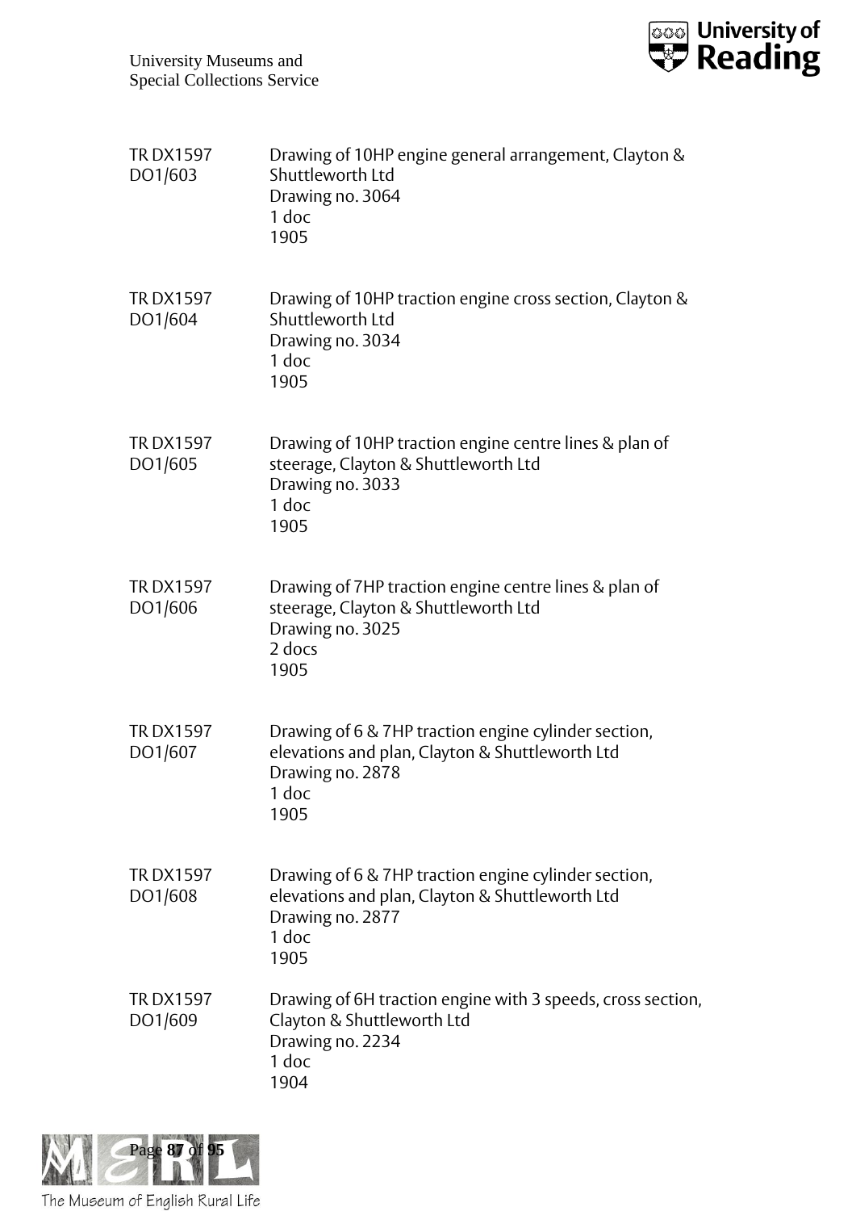TR DX1597 DO1/603 | Drawing of 10HP engine general arrangement, Clayton & Shuttleworth Ltd
Drawing no. 3064
1 doc
1905

TR DX1597 DO1/604 | Drawing of 10HP traction engine cross section, Clayton & Shuttleworth Ltd
Drawing no. 3034
1 doc
1905

TR DX1597 DO1/605 | Drawing of 10HP traction engine centre lines & plan of steerage, Clayton & Shuttleworth Ltd
Drawing no. 3033
1 doc
1905

TR DX1597 DO1/606 | Drawing of 7HP traction engine centre lines & plan of steerage, Clayton & Shuttleworth Ltd
Drawing no. 3025
2 docs
1905

TR DX1597 DO1/607 | Drawing of 6 & 7HP traction engine cylinder section, elevations and plan, Clayton & Shuttleworth Ltd
Drawing no. 2878
1 doc
1905

TR DX1597 DO1/608 | Drawing of 6 & 7HP traction engine cylinder section, elevations and plan, Clayton & Shuttleworth Ltd
Drawing no. 2877
1 doc
1905

TR DX1597 DO1/609 | Drawing of 6H traction engine with 3 speeds, cross section, Clayton & Shuttleworth Ltd
Drawing no. 2234
1 doc
1904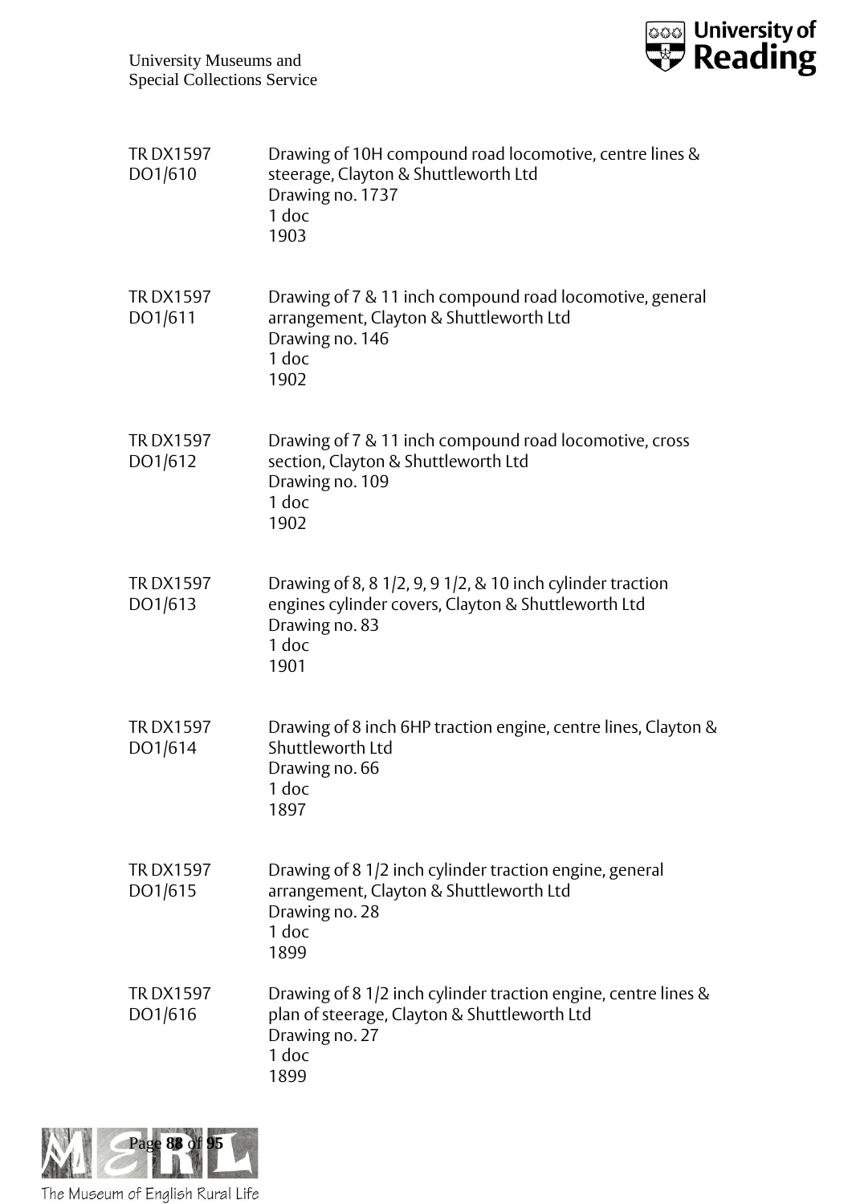| | |
|---|---|
| TR DX1597 DO1/610 | Drawing of 10H compound road locomotive, centre lines & steerage, Clayton & Shuttleworth Ltd<br>Drawing no. 1737<br>1 doc<br>1903 |
| TR DX1597 DO1/611 | Drawing of 7 & 11 inch compound road locomotive, general arrangement, Clayton & Shuttleworth Ltd<br>Drawing no. 146<br>1 doc<br>1902 |
| TR DX1597 DO1/612 | Drawing of 7 & 11 inch compound road locomotive, cross section, Clayton & Shuttleworth Ltd<br>Drawing no. 109<br>1 doc<br>1902 |
| TR DX1597 DO1/613 | Drawing of 8, 8 1/2, 9, 9 1/2, & 10 inch cylinder traction engines cylinder covers, Clayton & Shuttleworth Ltd<br>Drawing no. 83<br>1 doc<br>1901 |
| TR DX1597 DO1/614 | Drawing of 8 inch 6HP traction engine, centre lines, Clayton & Shuttleworth Ltd<br>Drawing no. 66<br>1 doc<br>1897 |
| TR DX1597 DO1/615 | Drawing of 8 1/2 inch cylinder traction engine, general arrangement, Clayton & Shuttleworth Ltd<br>Drawing no. 28<br>1 doc<br>1899 |
| TR DX1597 DO1/616 | Drawing of 8 1/2 inch cylinder traction engine, centre lines & plan of steerage, Clayton & Shuttleworth Ltd<br>Drawing no. 27<br>1 doc<br>1899 |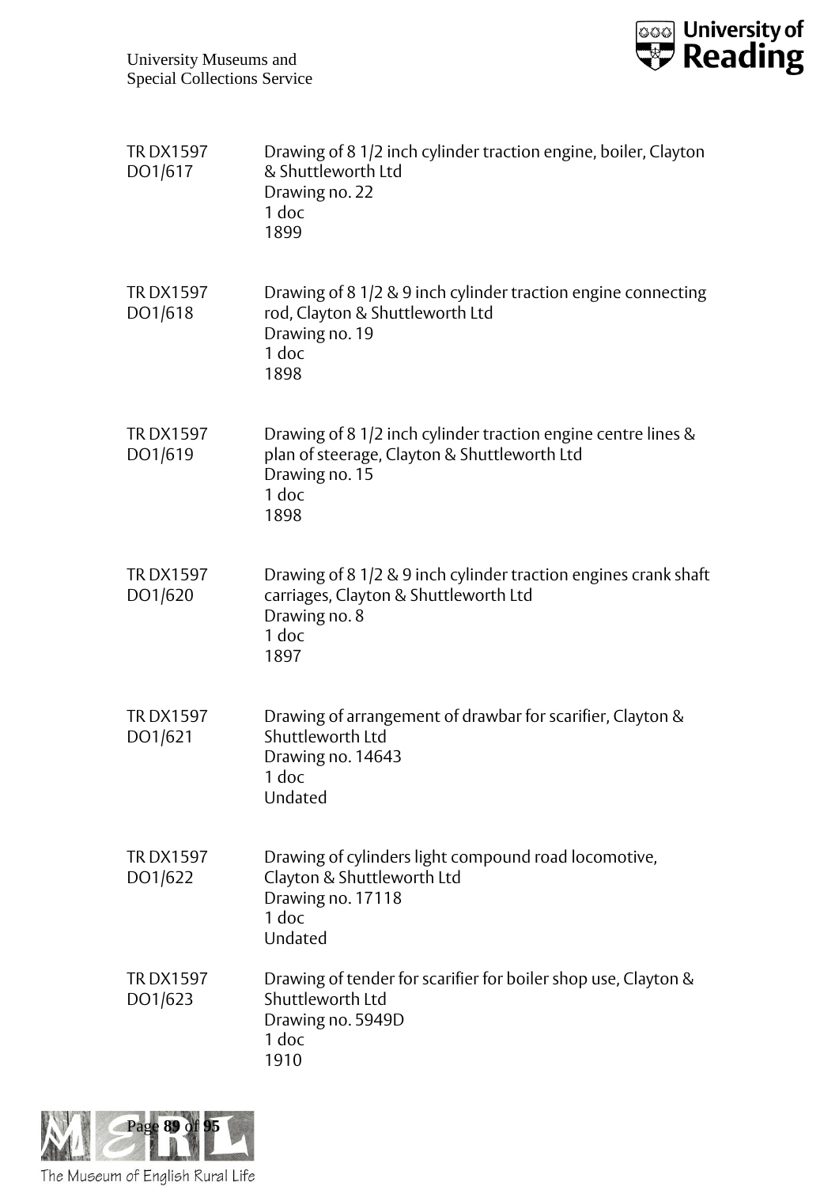TR DX1597 DO1/617 | Drawing of 8 1/2 inch cylinder traction engine, boiler, Clayton & Shuttleworth Ltd
Drawing no. 22
1 doc
1899

TR DX1597 DO1/618 | Drawing of 8 1/2 & 9 inch cylinder traction engine connecting rod, Clayton & Shuttleworth Ltd
Drawing no. 19
1 doc
1898

TR DX1597 DO1/619 | Drawing of 8 1/2 inch cylinder traction engine centre lines & plan of steerage, Clayton & Shuttleworth Ltd
Drawing no. 15
1 doc
1898

TR DX1597 DO1/620 | Drawing of 8 1/2 & 9 inch cylinder traction engines crank shaft carriages, Clayton & Shuttleworth Ltd
Drawing no. 8
1 doc
1897

TR DX1597 DO1/621 | Drawing of arrangement of drawbar for scarifier, Clayton & Shuttleworth Ltd
Drawing no. 14643
1 doc
Undated

TR DX1597 DO1/622 | Drawing of cylinders light compound road locomotive, Clayton & Shuttleworth Ltd
Drawing no. 17118
1 doc
Undated

TR DX1597 DO1/623 | Drawing of tender for scarifier for boiler shop use, Clayton & Shuttleworth Ltd
Drawing no. 5949D
1 doc
1910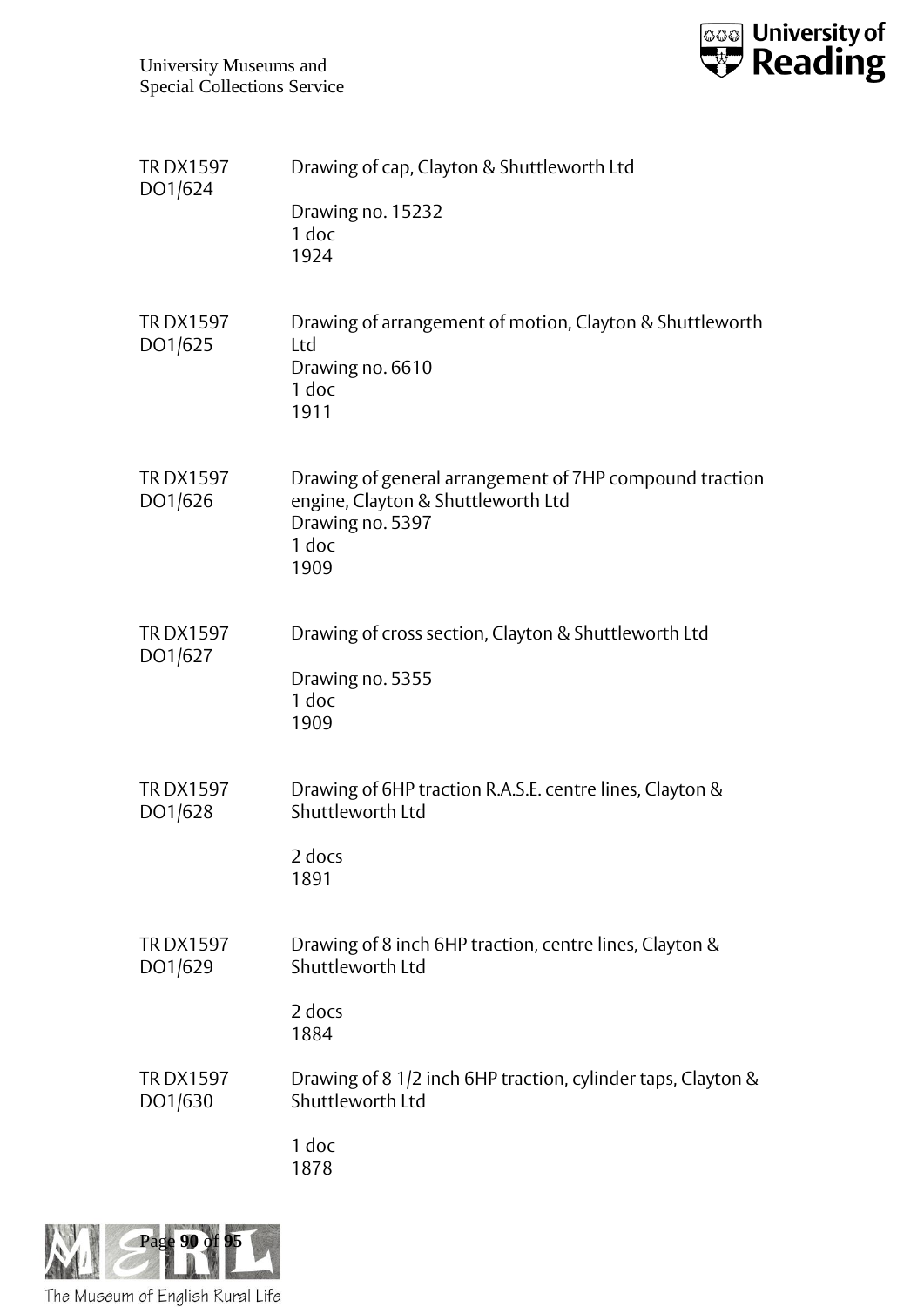TR DX1597 DO1/624 | Drawing of cap, Clayton & Shuttleworth Ltd

Drawing no. 15232
1 doc
1924

TR DX1597 DO1/625 | Drawing of arrangement of motion, Clayton & Shuttleworth Ltd
Drawing no. 6610
1 doc
1911

TR DX1597 DO1/626 | Drawing of general arrangement of 7HP compound traction engine, Clayton & Shuttleworth Ltd
Drawing no. 5397
1 doc
1909

TR DX1597 DO1/627 | Drawing of cross section, Clayton & Shuttleworth Ltd

Drawing no. 5355
1 doc
1909

TR DX1597 DO1/628 | Drawing of 6HP traction R.A.S.E. centre lines, Clayton & Shuttleworth Ltd

2 docs
1891

TR DX1597 DO1/629 | Drawing of 8 inch 6HP traction, centre lines, Clayton & Shuttleworth Ltd

2 docs
1884

TR DX1597 DO1/630 | Drawing of 8 1/2 inch 6HP traction, cylinder taps, Clayton & Shuttleworth Ltd

1 doc
1878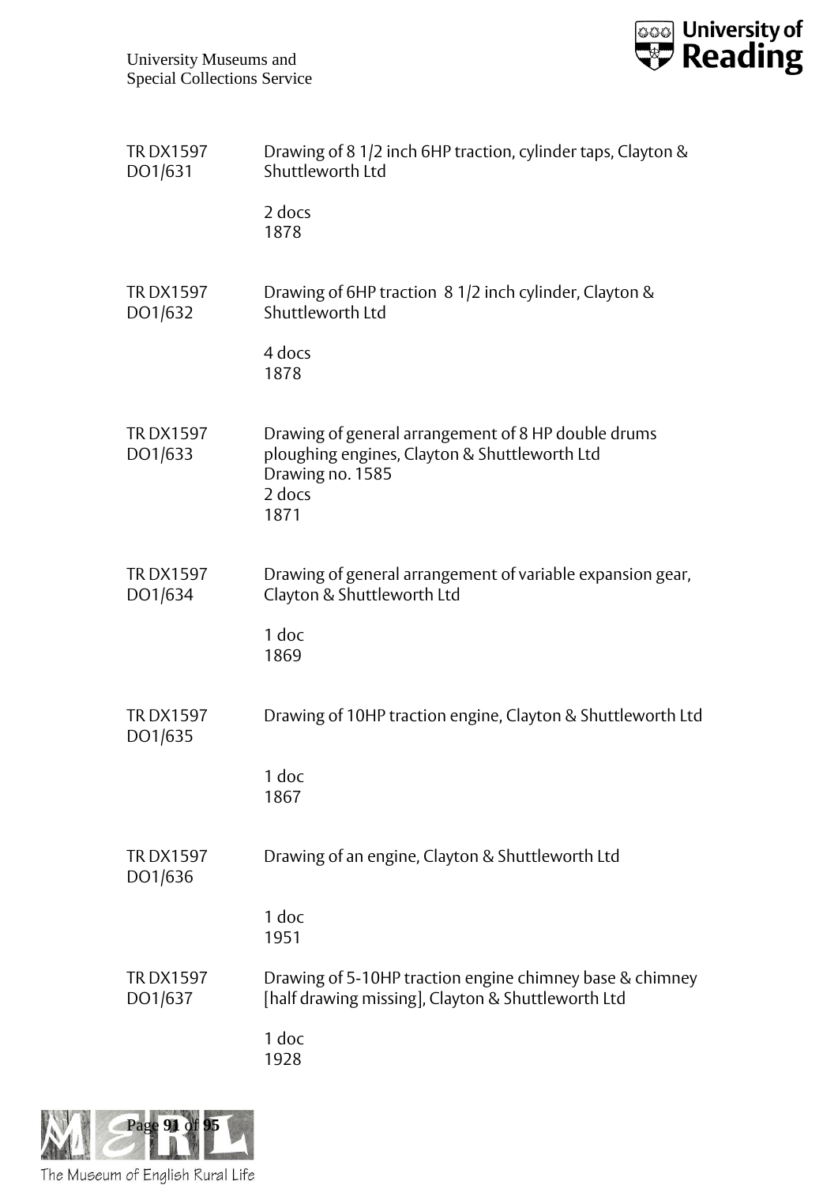TR DX1597 DO1/631

Drawing of 8 1/2 inch 6HP traction, cylinder taps, Clayton & Shuttleworth Ltd

2 docs
1878

TR DX1597 DO1/632

Drawing of 6HP traction 8 1/2 inch cylinder, Clayton & Shuttleworth Ltd

4 docs
1878

TR DX1597 DO1/633

Drawing of general arrangement of 8 HP double drums ploughing engines, Clayton & Shuttleworth Ltd
Drawing no. 1585
2 docs
1871

TR DX1597 DO1/634

Drawing of general arrangement of variable expansion gear, Clayton & Shuttleworth Ltd

1 doc
1869

TR DX1597 DO1/635

Drawing of 10HP traction engine, Clayton & Shuttleworth Ltd

1 doc
1867

TR DX1597 DO1/636

Drawing of an engine, Clayton & Shuttleworth Ltd

1 doc
1951

TR DX1597 DO1/637

Drawing of 5-10HP traction engine chimney base & chimney [half drawing missing], Clayton & Shuttleworth Ltd

1 doc
1928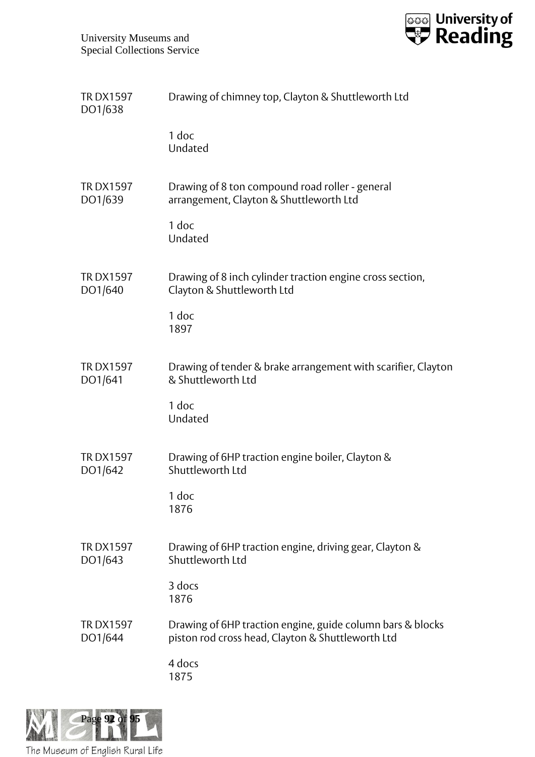TR DX1597 DO1/638

Drawing of chimney top, Clayton & Shuttleworth Ltd

1 doc
Undated

TR DX1597 DO1/639

Drawing of 8 ton compound road roller - general arrangement, Clayton & Shuttleworth Ltd

1 doc
Undated

TR DX1597 DO1/640

Drawing of 8 inch cylinder traction engine cross section, Clayton & Shuttleworth Ltd

1 doc
1897

TR DX1597 DO1/641

Drawing of tender & brake arrangement with scarifier, Clayton & Shuttleworth Ltd

1 doc
Undated

TR DX1597 DO1/642

Drawing of 6HP traction engine boiler, Clayton & Shuttleworth Ltd

1 doc
1876

TR DX1597 DO1/643

Drawing of 6HP traction engine, driving gear, Clayton & Shuttleworth Ltd

3 docs
1876

TR DX1597 DO1/644

Drawing of 6HP traction engine, guide column bars & blocks piston rod cross head, Clayton & Shuttleworth Ltd

4 docs
1875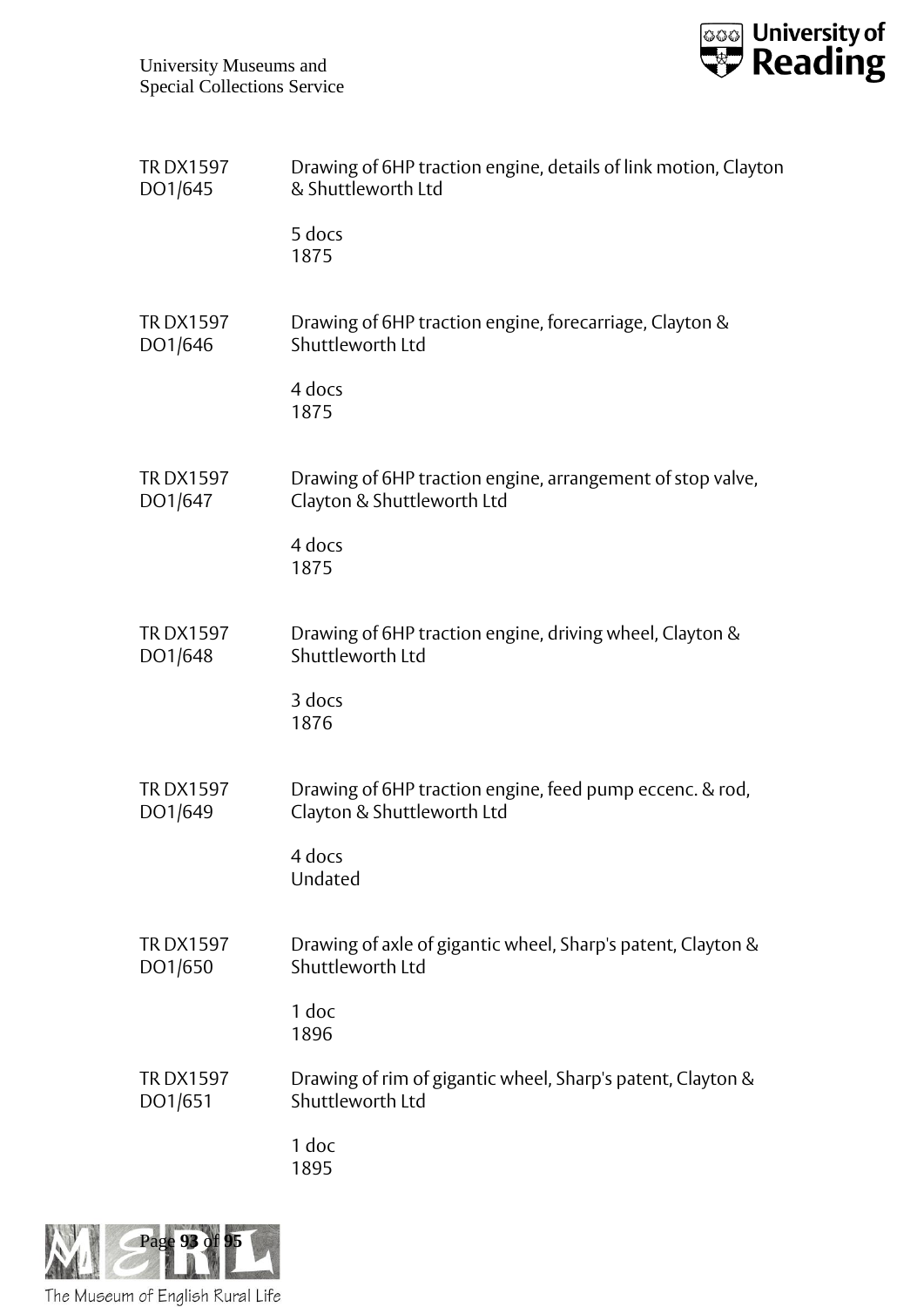TR DX1597 DO1/645 Drawing of 6HP traction engine, details of link motion, Clayton & Shuttleworth Ltd

5 docs
1875

TR DX1597 DO1/646 Drawing of 6HP traction engine, forecarriage, Clayton & Shuttleworth Ltd

4 docs
1875

TR DX1597 DO1/647 Drawing of 6HP traction engine, arrangement of stop valve, Clayton & Shuttleworth Ltd

4 docs
1875

TR DX1597 DO1/648 Drawing of 6HP traction engine, driving wheel, Clayton & Shuttleworth Ltd

3 docs
1876

TR DX1597 DO1/649 Drawing of 6HP traction engine, feed pump eccenc. & rod, Clayton & Shuttleworth Ltd

4 docs
Undated

TR DX1597 DO1/650 Drawing of axle of gigantic wheel, Sharp's patent, Clayton & Shuttleworth Ltd

1 doc
1896

TR DX1597 DO1/651 Drawing of rim of gigantic wheel, Sharp's patent, Clayton & Shuttleworth Ltd

1 doc
1895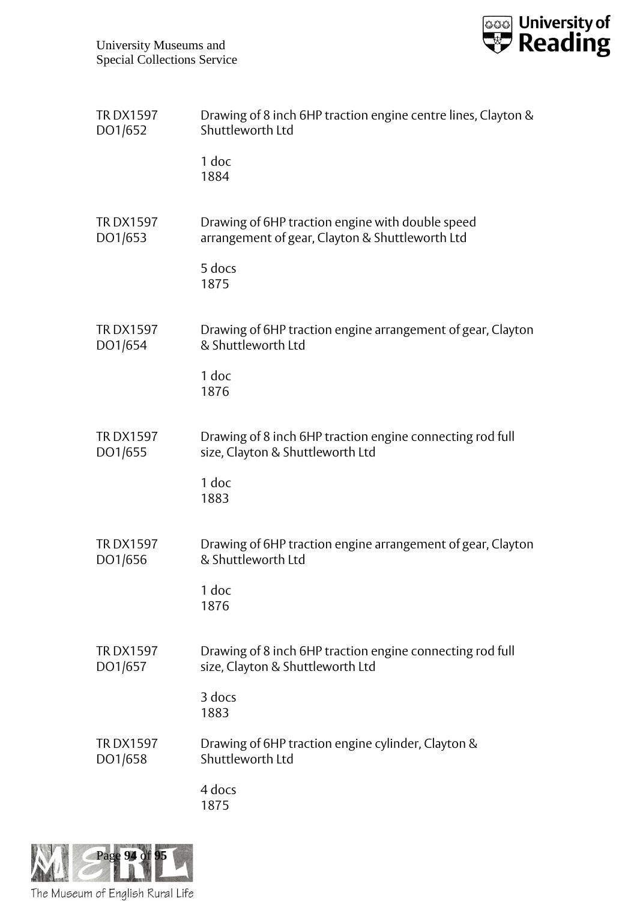| | |
|---|---|
| TR DX1597 DO1/652 | Drawing of 8 inch 6HP traction engine centre lines, Clayton & Shuttleworth Ltd<br><br>1 doc<br>1884 |
| TR DX1597 DO1/653 | Drawing of 6HP traction engine with double speed arrangement of gear, Clayton & Shuttleworth Ltd<br><br>5 docs<br>1875 |
| TR DX1597 DO1/654 | Drawing of 6HP traction engine arrangement of gear, Clayton & Shuttleworth Ltd<br><br>1 doc<br>1876 |
| TR DX1597 DO1/655 | Drawing of 8 inch 6HP traction engine connecting rod full size, Clayton & Shuttleworth Ltd<br><br>1 doc<br>1883 |
| TR DX1597 DO1/656 | Drawing of 6HP traction engine arrangement of gear, Clayton & Shuttleworth Ltd<br><br>1 doc<br>1876 |
| TR DX1597 DO1/657 | Drawing of 8 inch 6HP traction engine connecting rod full size, Clayton & Shuttleworth Ltd<br><br>3 docs<br>1883 |
| TR DX1597 DO1/658 | Drawing of 6HP traction engine cylinder, Clayton & Shuttleworth Ltd<br><br>4 docs<br>1875 |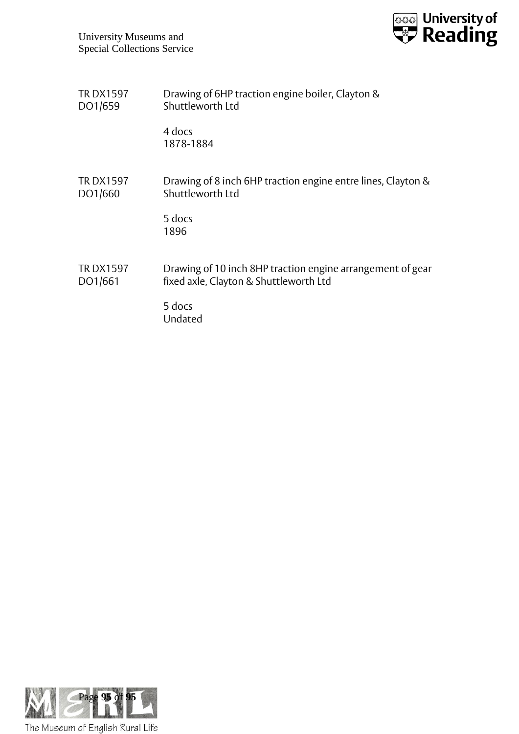| | |
|---|---|
| TR DX1597 DO1/659 | Drawing of 6HP traction engine boiler, Clayton & Shuttleworth Ltd<br><br>4 docs<br>1878-1884 |
| TR DX1597 DO1/660 | Drawing of 8 inch 6HP traction engine entre lines, Clayton & Shuttleworth Ltd<br><br>5 docs<br>1896 |
| TR DX1597 DO1/661 | Drawing of 10 inch 8HP traction engine arrangement of gear fixed axle, Clayton & Shuttleworth Ltd<br><br>5 docs<br>Undated |